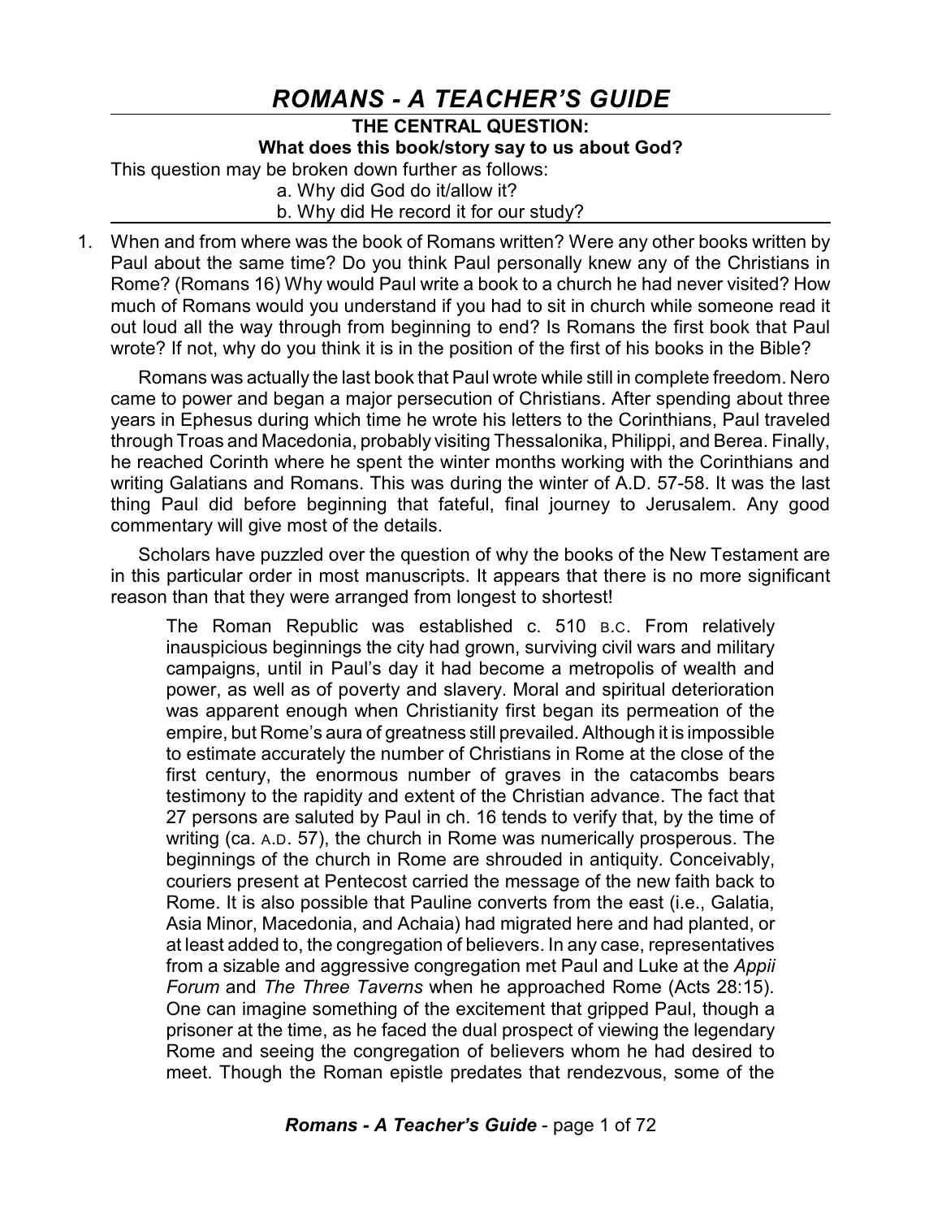# *ROMANS - A TEACHER'S GUIDE*

**THE CENTRAL QUESTION:**
**What does this book/story say to us about God?**

This question may be broken down further as follows:

a. Why did God do it/allow it?
b. Why did He record it for our study?

1. When and from where was the book of Romans written? Were any other books written by Paul about the same time? Do you think Paul personally knew any of the Christians in Rome? (Romans 16) Why would Paul write a book to a church he had never visited? How much of Romans would you understand if you had to sit in church while someone read it out loud all the way through from beginning to end? Is Romans the first book that Paul wrote? If not, why do you think it is in the position of the first of his books in the Bible?

   Romans was actually the last book that Paul wrote while still in complete freedom. Nero came to power and began a major persecution of Christians. After spending about three years in Ephesus during which time he wrote his letters to the Corinthians, Paul traveled through Troas and Macedonia, probably visiting Thessalonika, Philippi, and Berea. Finally, he reached Corinth where he spent the winter months working with the Corinthians and writing Galatians and Romans. This was during the winter of A.D. 57-58. It was the last thing Paul did before beginning that fateful, final journey to Jerusalem. Any good commentary will give most of the details.

   Scholars have puzzled over the question of why the books of the New Testament are in this particular order in most manuscripts. It appears that there is no more significant reason than that they were arranged from longest to shortest!

   > The Roman Republic was established c. 510 B.C. From relatively inauspicious beginnings the city had grown, surviving civil wars and military campaigns, until in Paul's day it had become a metropolis of wealth and power, as well as of poverty and slavery. Moral and spiritual deterioration was apparent enough when Christianity first began its permeation of the empire, but Rome's aura of greatness still prevailed. Although it is impossible to estimate accurately the number of Christians in Rome at the close of the first century, the enormous number of graves in the catacombs bears testimony to the rapidity and extent of the Christian advance. The fact that 27 persons are saluted by Paul in ch. 16 tends to verify that, by the time of writing (ca. A.D. 57), the church in Rome was numerically prosperous. The beginnings of the church in Rome are shrouded in antiquity. Conceivably, couriers present at Pentecost carried the message of the new faith back to Rome. It is also possible that Pauline converts from the east (i.e., Galatia, Asia Minor, Macedonia, and Achaia) had migrated here and had planted, or at least added to, the congregation of believers. In any case, representatives from a sizable and aggressive congregation met Paul and Luke at the *Appii Forum* and *The Three Taverns* when he approached Rome (Acts 28:15). One can imagine something of the excitement that gripped Paul, though a prisoner at the time, as he faced the dual prospect of viewing the legendary Rome and seeing the congregation of believers whom he had desired to meet. Though the Roman epistle predates that rendezvous, some of the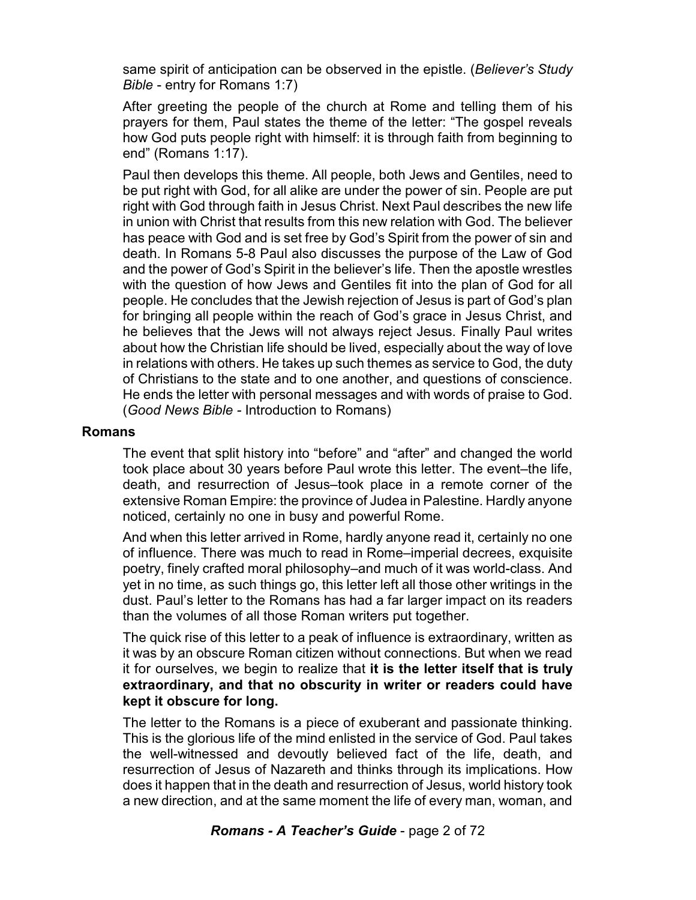same spirit of anticipation can be observed in the epistle. (*Believer's Study Bible* - entry for Romans 1:7)

After greeting the people of the church at Rome and telling them of his prayers for them, Paul states the theme of the letter: "The gospel reveals how God puts people right with himself: it is through faith from beginning to end" (Romans 1:17).

Paul then develops this theme. All people, both Jews and Gentiles, need to be put right with God, for all alike are under the power of sin. People are put right with God through faith in Jesus Christ. Next Paul describes the new life in union with Christ that results from this new relation with God. The believer has peace with God and is set free by God's Spirit from the power of sin and death. In Romans 5-8 Paul also discusses the purpose of the Law of God and the power of God's Spirit in the believer's life. Then the apostle wrestles with the question of how Jews and Gentiles fit into the plan of God for all people. He concludes that the Jewish rejection of Jesus is part of God's plan for bringing all people within the reach of God's grace in Jesus Christ, and he believes that the Jews will not always reject Jesus. Finally Paul writes about how the Christian life should be lived, especially about the way of love in relations with others. He takes up such themes as service to God, the duty of Christians to the state and to one another, and questions of conscience. He ends the letter with personal messages and with words of praise to God. (*Good News Bible* - Introduction to Romans)

**Romans**

The event that split history into "before" and "after" and changed the world took place about 30 years before Paul wrote this letter. The event–the life, death, and resurrection of Jesus–took place in a remote corner of the extensive Roman Empire: the province of Judea in Palestine. Hardly anyone noticed, certainly no one in busy and powerful Rome.

And when this letter arrived in Rome, hardly anyone read it, certainly no one of influence. There was much to read in Rome–imperial decrees, exquisite poetry, finely crafted moral philosophy–and much of it was world-class. And yet in no time, as such things go, this letter left all those other writings in the dust. Paul's letter to the Romans has had a far larger impact on its readers than the volumes of all those Roman writers put together.

The quick rise of this letter to a peak of influence is extraordinary, written as it was by an obscure Roman citizen without connections. But when we read it for ourselves, we begin to realize that **it is the letter itself that is truly extraordinary, and that no obscurity in writer or readers could have kept it obscure for long.**

The letter to the Romans is a piece of exuberant and passionate thinking. This is the glorious life of the mind enlisted in the service of God. Paul takes the well-witnessed and devoutly believed fact of the life, death, and resurrection of Jesus of Nazareth and thinks through its implications. How does it happen that in the death and resurrection of Jesus, world history took a new direction, and at the same moment the life of every man, woman, and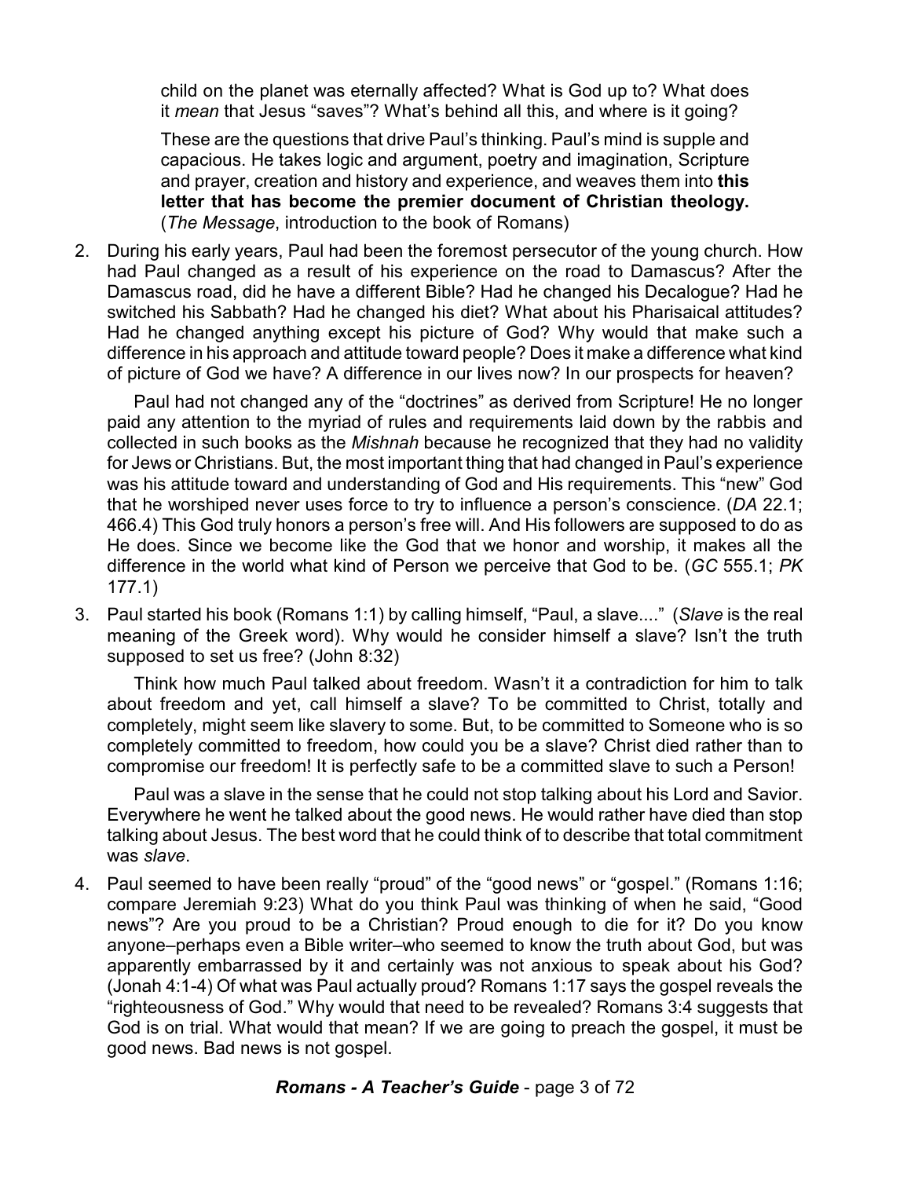child on the planet was eternally affected? What is God up to? What does it *mean* that Jesus "saves"? What's behind all this, and where is it going?

These are the questions that drive Paul's thinking. Paul's mind is supple and capacious. He takes logic and argument, poetry and imagination, Scripture and prayer, creation and history and experience, and weaves them into **this letter that has become the premier document of Christian theology.** (*The Message*, introduction to the book of Romans)

2. During his early years, Paul had been the foremost persecutor of the young church. How had Paul changed as a result of his experience on the road to Damascus? After the Damascus road, did he have a different Bible? Had he changed his Decalogue? Had he switched his Sabbath? Had he changed his diet? What about his Pharisaical attitudes? Had he changed anything except his picture of God? Why would that make such a difference in his approach and attitude toward people? Does it make a difference what kind of picture of God we have? A difference in our lives now? In our prospects for heaven?

   Paul had not changed any of the "doctrines" as derived from Scripture! He no longer paid any attention to the myriad of rules and requirements laid down by the rabbis and collected in such books as the *Mishnah* because he recognized that they had no validity for Jews or Christians. But, the most important thing that had changed in Paul's experience was his attitude toward and understanding of God and His requirements. This "new" God that he worshiped never uses force to try to influence a person's conscience. (*DA* 22.1; 466.4) This God truly honors a person's free will. And His followers are supposed to do as He does. Since we become like the God that we honor and worship, it makes all the difference in the world what kind of Person we perceive that God to be. (*GC* 555.1; *PK* 177.1)

3. Paul started his book (Romans 1:1) by calling himself, "Paul, a slave...." (*Slave* is the real meaning of the Greek word). Why would he consider himself a slave? Isn't the truth supposed to set us free? (John 8:32)

   Think how much Paul talked about freedom. Wasn't it a contradiction for him to talk about freedom and yet, call himself a slave? To be committed to Christ, totally and completely, might seem like slavery to some. But, to be committed to Someone who is so completely committed to freedom, how could you be a slave? Christ died rather than to compromise our freedom! It is perfectly safe to be a committed slave to such a Person!

   Paul was a slave in the sense that he could not stop talking about his Lord and Savior. Everywhere he went he talked about the good news. He would rather have died than stop talking about Jesus. The best word that he could think of to describe that total commitment was *slave*.

4. Paul seemed to have been really "proud" of the "good news" or "gospel." (Romans 1:16; compare Jeremiah 9:23) What do you think Paul was thinking of when he said, "Good news"? Are you proud to be a Christian? Proud enough to die for it? Do you know anyone–perhaps even a Bible writer–who seemed to know the truth about God, but was apparently embarrassed by it and certainly was not anxious to speak about his God? (Jonah 4:1-4) Of what was Paul actually proud? Romans 1:17 says the gospel reveals the "righteousness of God." Why would that need to be revealed? Romans 3:4 suggests that God is on trial. What would that mean? If we are going to preach the gospel, it must be good news. Bad news is not gospel.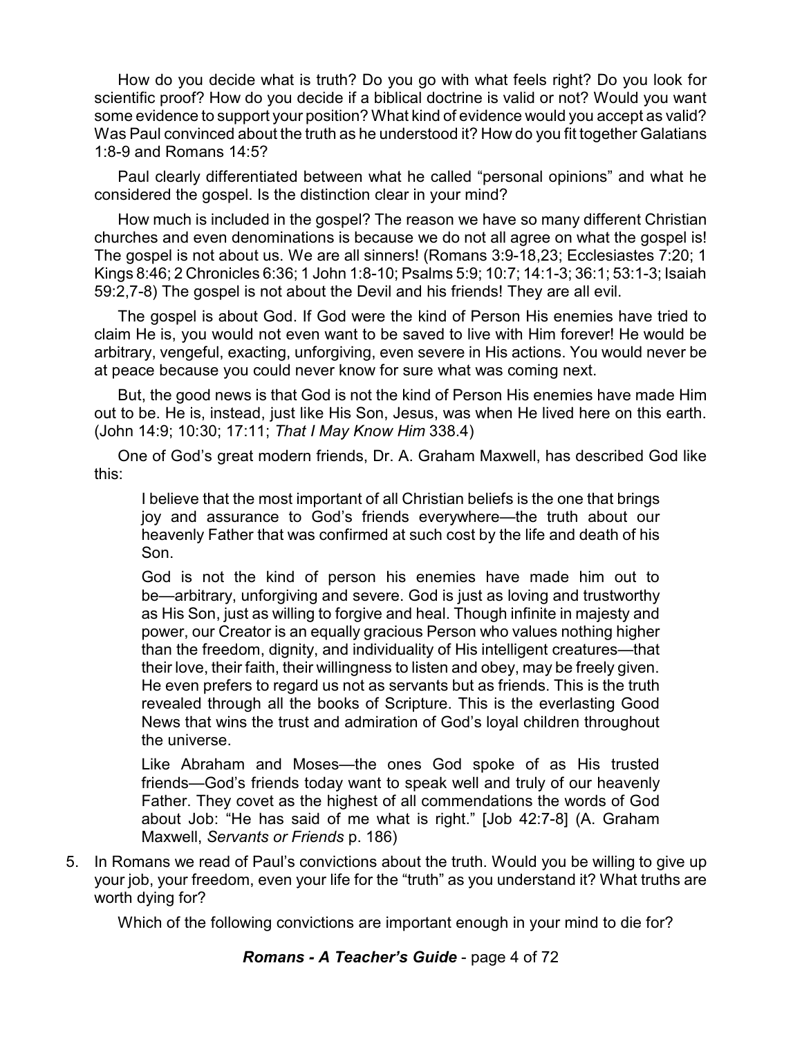How do you decide what is truth? Do you go with what feels right? Do you look for scientific proof? How do you decide if a biblical doctrine is valid or not? Would you want some evidence to support your position? What kind of evidence would you accept as valid? Was Paul convinced about the truth as he understood it? How do you fit together Galatians 1:8-9 and Romans 14:5?

Paul clearly differentiated between what he called "personal opinions" and what he considered the gospel. Is the distinction clear in your mind?

How much is included in the gospel? The reason we have so many different Christian churches and even denominations is because we do not all agree on what the gospel is! The gospel is not about us. We are all sinners! (Romans 3:9-18,23; Ecclesiastes 7:20; 1 Kings 8:46; 2 Chronicles 6:36; 1 John 1:8-10; Psalms 5:9; 10:7; 14:1-3; 36:1; 53:1-3; Isaiah 59:2,7-8) The gospel is not about the Devil and his friends! They are all evil.

The gospel is about God. If God were the kind of Person His enemies have tried to claim He is, you would not even want to be saved to live with Him forever! He would be arbitrary, vengeful, exacting, unforgiving, even severe in His actions. You would never be at peace because you could never know for sure what was coming next.

But, the good news is that God is not the kind of Person His enemies have made Him out to be. He is, instead, just like His Son, Jesus, was when He lived here on this earth. (John 14:9; 10:30; 17:11; *That I May Know Him* 338.4)

One of God's great modern friends, Dr. A. Graham Maxwell, has described God like this:

> I believe that the most important of all Christian beliefs is the one that brings joy and assurance to God's friends everywhere—the truth about our heavenly Father that was confirmed at such cost by the life and death of his Son.
>
> God is not the kind of person his enemies have made him out to be—arbitrary, unforgiving and severe. God is just as loving and trustworthy as His Son, just as willing to forgive and heal. Though infinite in majesty and power, our Creator is an equally gracious Person who values nothing higher than the freedom, dignity, and individuality of His intelligent creatures—that their love, their faith, their willingness to listen and obey, may be freely given. He even prefers to regard us not as servants but as friends. This is the truth revealed through all the books of Scripture. This is the everlasting Good News that wins the trust and admiration of God's loyal children throughout the universe.
>
> Like Abraham and Moses—the ones God spoke of as His trusted friends—God's friends today want to speak well and truly of our heavenly Father. They covet as the highest of all commendations the words of God about Job: "He has said of me what is right." [Job 42:7-8] (A. Graham Maxwell, *Servants or Friends* p. 186)

5. In Romans we read of Paul's convictions about the truth. Would you be willing to give up your job, your freedom, even your life for the "truth" as you understand it? What truths are worth dying for?

   Which of the following convictions are important enough in your mind to die for?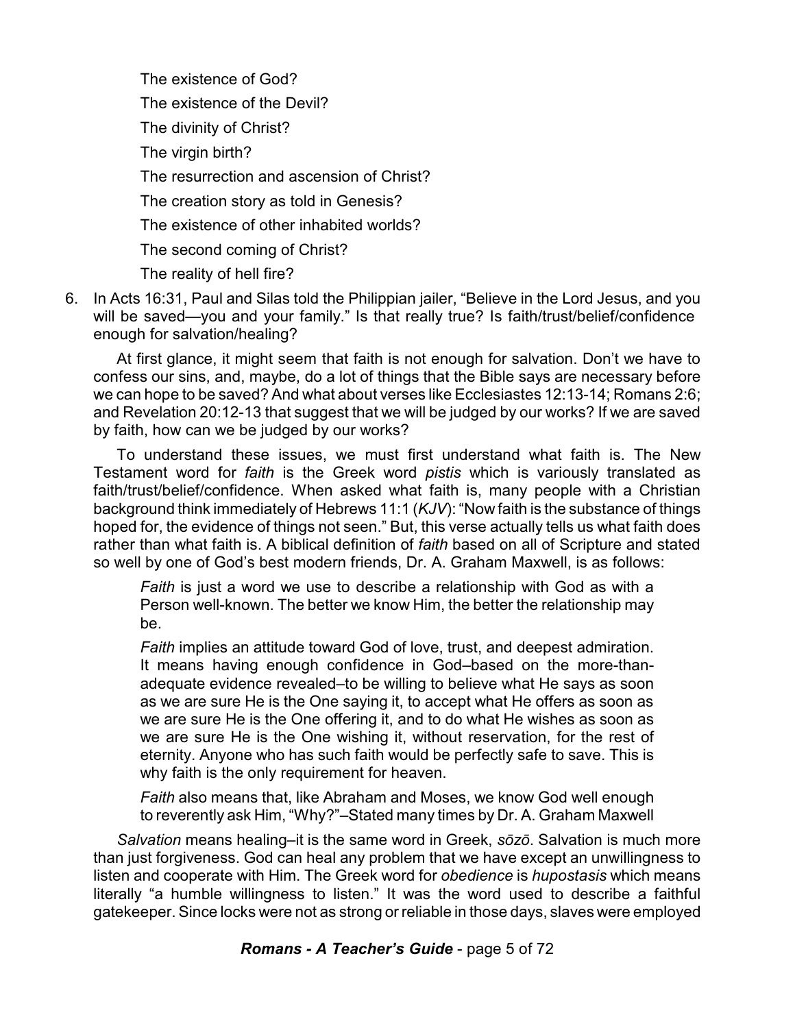The existence of God?

The existence of the Devil?

The divinity of Christ?

The virgin birth?

The resurrection and ascension of Christ?

The creation story as told in Genesis?

The existence of other inhabited worlds?

The second coming of Christ?

The reality of hell fire?

6. In Acts 16:31, Paul and Silas told the Philippian jailer, "Believe in the Lord Jesus, and you will be saved—you and your family." Is that really true? Is faith/trust/belief/confidence enough for salvation/healing?

   At first glance, it might seem that faith is not enough for salvation. Don't we have to confess our sins, and, maybe, do a lot of things that the Bible says are necessary before we can hope to be saved? And what about verses like Ecclesiastes 12:13-14; Romans 2:6; and Revelation 20:12-13 that suggest that we will be judged by our works? If we are saved by faith, how can we be judged by our works?

   To understand these issues, we must first understand what faith is. The New Testament word for *faith* is the Greek word *pistis* which is variously translated as faith/trust/belief/confidence. When asked what faith is, many people with a Christian background think immediately of Hebrews 11:1 (*KJV*): "Now faith is the substance of things hoped for, the evidence of things not seen." But, this verse actually tells us what faith does rather than what faith is. A biblical definition of *faith* based on all of Scripture and stated so well by one of God's best modern friends, Dr. A. Graham Maxwell, is as follows:

   > *Faith* is just a word we use to describe a relationship with God as with a Person well-known. The better we know Him, the better the relationship may be.
   >
   > *Faith* implies an attitude toward God of love, trust, and deepest admiration. It means having enough confidence in God–based on the more-than-adequate evidence revealed–to be willing to believe what He says as soon as we are sure He is the One saying it, to accept what He offers as soon as we are sure He is the One offering it, and to do what He wishes as soon as we are sure He is the One wishing it, without reservation, for the rest of eternity. Anyone who has such faith would be perfectly safe to save. This is why faith is the only requirement for heaven.
   >
   > *Faith* also means that, like Abraham and Moses, we know God well enough to reverently ask Him, "Why?"–Stated many times by Dr. A. Graham Maxwell

   *Salvation* means healing–it is the same word in Greek, *sōzō*. Salvation is much more than just forgiveness. God can heal any problem that we have except an unwillingness to listen and cooperate with Him. The Greek word for *obedience* is *hupostasis* which means literally "a humble willingness to listen." It was the word used to describe a faithful gatekeeper. Since locks were not as strong or reliable in those days, slaves were employed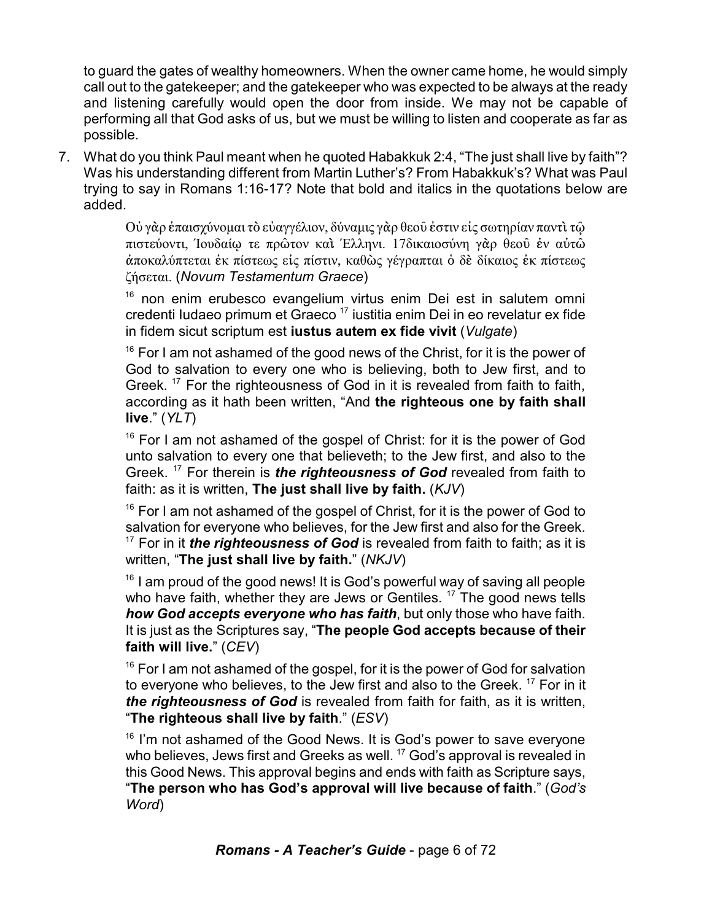to guard the gates of wealthy homeowners. When the owner came home, he would simply call out to the gatekeeper; and the gatekeeper who was expected to be always at the ready and listening carefully would open the door from inside. We may not be capable of performing all that God asks of us, but we must be willing to listen and cooperate as far as possible.

7. What do you think Paul meant when he quoted Habakkuk 2:4, "The just shall live by faith"? Was his understanding different from Martin Luther's? From Habakkuk's? What was Paul trying to say in Romans 1:16-17? Note that bold and italics in the quotations below are added.

   > Οὐ γὰρ ἐπαισχύνομαι τὸ εὐαγγέλιον, δύναμις γὰρ θεοῦ ἐστιν εἰς σωτηρίαν παντὶ τῷ πιστεύοντι, Ἰουδαίῳ τε πρῶτον καὶ Ἕλληνι. 17δικαιοσύνη γὰρ θεοῦ ἐν αὐτῷ ἀποκαλύπτεται ἐκ πίστεως εἰς πίστιν, καθὼς γέγραπται ὁ δὲ δίκαιος ἐκ πίστεως ζήσεται. (*Novum Testamentum Graece*)

   > [16] non enim erubesco evangelium virtus enim Dei est in salutem omni credenti Iudaeo primum et Graeco [17] iustitia enim Dei in eo revelatur ex fide in fidem sicut scriptum est **iustus autem ex fide vivit** (*Vulgate*)

   > [16] For I am not ashamed of the good news of the Christ, for it is the power of God to salvation to every one who is believing, both to Jew first, and to Greek. [17] For the righteousness of God in it is revealed from faith to faith, according as it hath been written, "And **the righteous one by faith shall live**." (*YLT*)

   > [16] For I am not ashamed of the gospel of Christ: for it is the power of God unto salvation to every one that believeth; to the Jew first, and also to the Greek. [17] For therein is ***the righteousness of God*** revealed from faith to faith: as it is written, **The just shall live by faith.** (*KJV*)

   > [16] For I am not ashamed of the gospel of Christ, for it is the power of God to salvation for everyone who believes, for the Jew first and also for the Greek. [17] For in it ***the righteousness of God*** is revealed from faith to faith; as it is written, "**The just shall live by faith.**" (*NKJV*)

   > [16] I am proud of the good news! It is God's powerful way of saving all people who have faith, whether they are Jews or Gentiles. [17] The good news tells ***how God accepts everyone who has faith***, but only those who have faith. It is just as the Scriptures say, "**The people God accepts because of their faith will live.**" (*CEV*)

   > [16] For I am not ashamed of the gospel, for it is the power of God for salvation to everyone who believes, to the Jew first and also to the Greek. [17] For in it ***the righteousness of God*** is revealed from faith for faith, as it is written, "**The righteous shall live by faith**." (*ESV*)

   > [16] I'm not ashamed of the Good News. It is God's power to save everyone who believes, Jews first and Greeks as well. [17] God's approval is revealed in this Good News. This approval begins and ends with faith as Scripture says, "**The person who has God's approval will live because of faith**." (*God's Word*)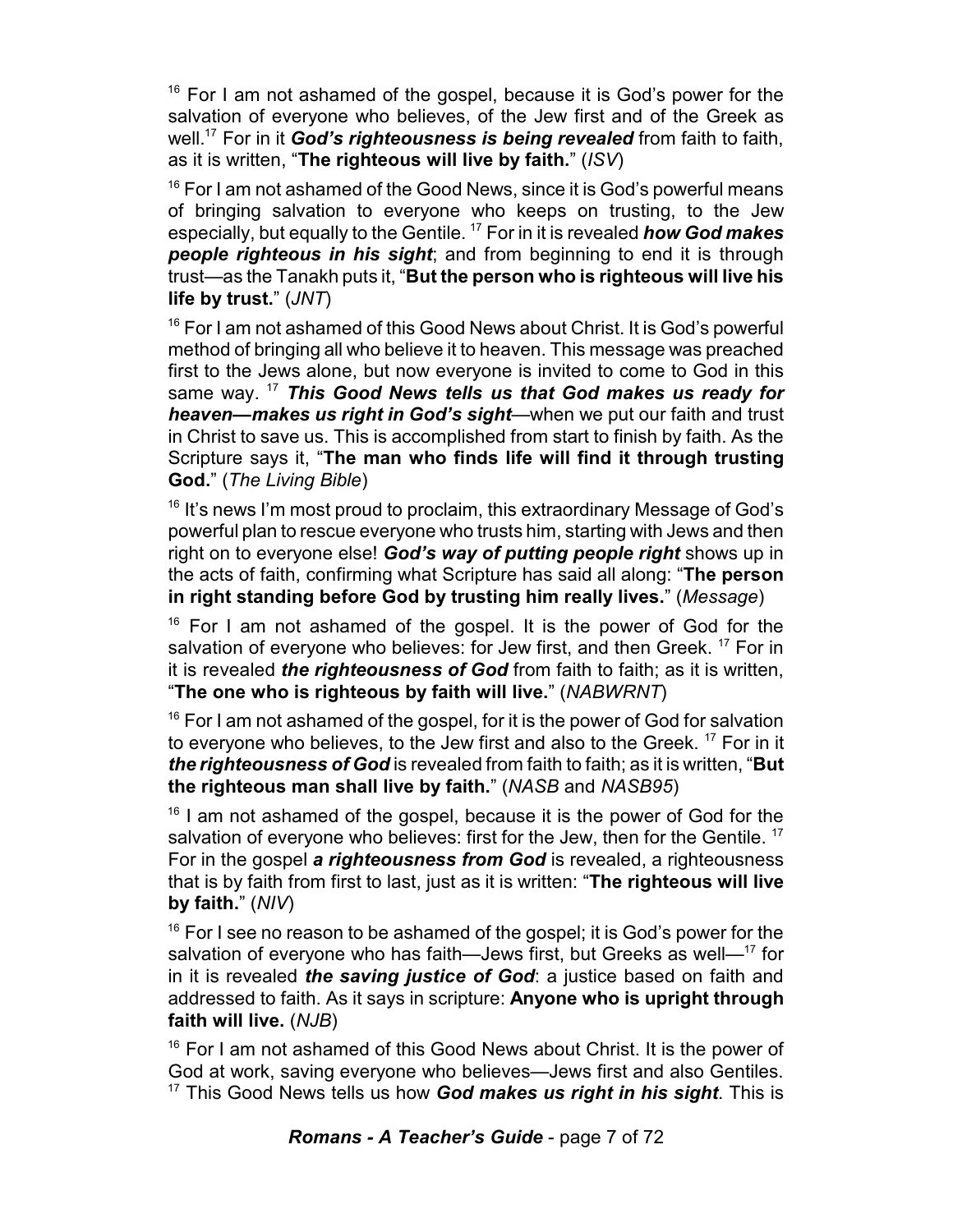[16] For I am not ashamed of the gospel, because it is God's power for the salvation of everyone who believes, of the Jew first and of the Greek as well.[17] For in it ***God's righteousness is being revealed*** from faith to faith, as it is written, "**The righteous will live by faith.**" (*ISV*)

[16] For I am not ashamed of the Good News, since it is God's powerful means of bringing salvation to everyone who keeps on trusting, to the Jew especially, but equally to the Gentile. [17] For in it is revealed ***how God makes people righteous in his sight***; and from beginning to end it is through trust—as the Tanakh puts it, "**But the person who is righteous will live his life by trust.**" (*JNT*)

[16] For I am not ashamed of this Good News about Christ. It is God's powerful method of bringing all who believe it to heaven. This message was preached first to the Jews alone, but now everyone is invited to come to God in this same way. [17] ***This Good News tells us that God makes us ready for heaven—makes us right in God's sight***—when we put our faith and trust in Christ to save us. This is accomplished from start to finish by faith. As the Scripture says it, "**The man who finds life will find it through trusting God.**" (*The Living Bible*)

[16] It's news I'm most proud to proclaim, this extraordinary Message of God's powerful plan to rescue everyone who trusts him, starting with Jews and then right on to everyone else! ***God's way of putting people right*** shows up in the acts of faith, confirming what Scripture has said all along: "**The person in right standing before God by trusting him really lives.**" (*Message*)

[16] For I am not ashamed of the gospel. It is the power of God for the salvation of everyone who believes: for Jew first, and then Greek. [17] For in it is revealed ***the righteousness of God*** from faith to faith; as it is written, "**The one who is righteous by faith will live.**" (*NABWRNT*)

[16] For I am not ashamed of the gospel, for it is the power of God for salvation to everyone who believes, to the Jew first and also to the Greek. [17] For in it ***the righteousness of God*** is revealed from faith to faith; as it is written, "**But the righteous man shall live by faith.**" (*NASB* and *NASB95*)

[16] I am not ashamed of the gospel, because it is the power of God for the salvation of everyone who believes: first for the Jew, then for the Gentile. [17] For in the gospel ***a righteousness from God*** is revealed, a righteousness that is by faith from first to last, just as it is written: "**The righteous will live by faith.**" (*NIV*)

[16] For I see no reason to be ashamed of the gospel; it is God's power for the salvation of everyone who has faith—Jews first, but Greeks as well—[17] for in it is revealed ***the saving justice of God***: a justice based on faith and addressed to faith. As it says in scripture: **Anyone who is upright through faith will live.** (*NJB*)

[16] For I am not ashamed of this Good News about Christ. It is the power of God at work, saving everyone who believes—Jews first and also Gentiles. [17] This Good News tells us how ***God makes us right in his sight***. This is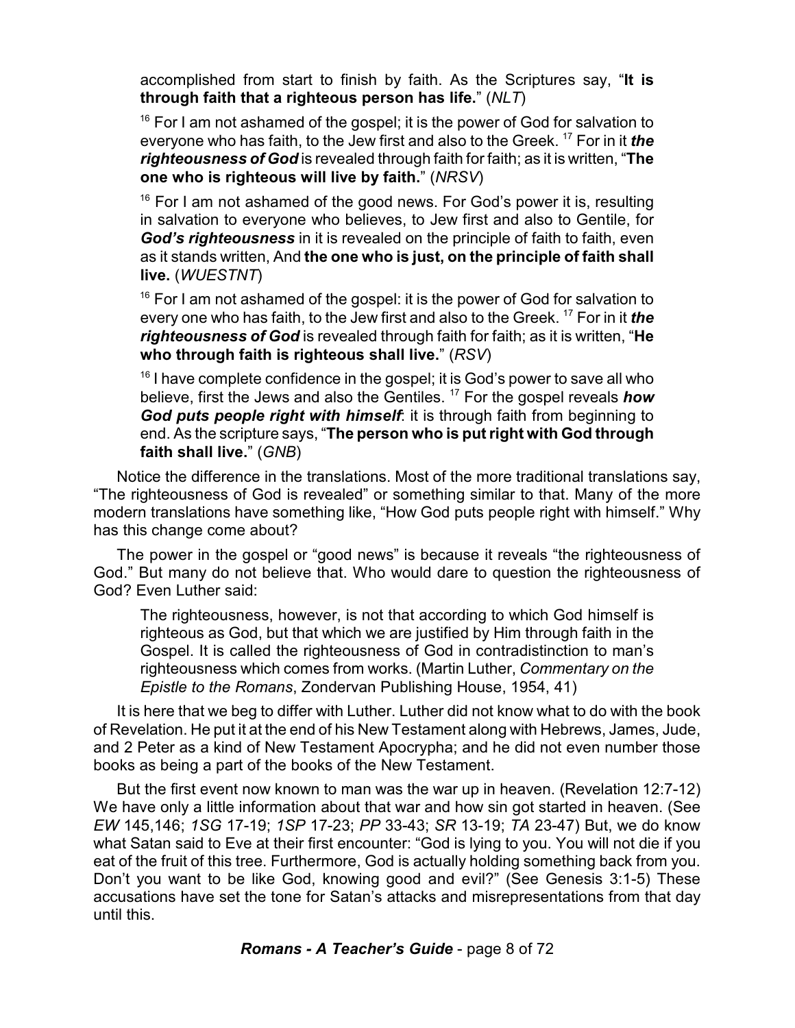accomplished from start to finish by faith. As the Scriptures say, "**It is through faith that a righteous person has life.**" (*NLT*)

> [16] For I am not ashamed of the gospel; it is the power of God for salvation to everyone who has faith, to the Jew first and also to the Greek. [17] For in it ***the righteousness of God*** is revealed through faith for faith; as it is written, "**The one who is righteous will live by faith.**" (*NRSV*)

> [16] For I am not ashamed of the good news. For God's power it is, resulting in salvation to everyone who believes, to Jew first and also to Gentile, for ***God's righteousness*** in it is revealed on the principle of faith to faith, even as it stands written, And **the one who is just, on the principle of faith shall live.** (*WUESTNT*)

> [16] For I am not ashamed of the gospel: it is the power of God for salvation to every one who has faith, to the Jew first and also to the Greek. [17] For in it ***the righteousness of God*** is revealed through faith for faith; as it is written, "**He who through faith is righteous shall live.**" (*RSV*)

> [16] I have complete confidence in the gospel; it is God's power to save all who believe, first the Jews and also the Gentiles. [17] For the gospel reveals ***how God puts people right with himself***: it is through faith from beginning to end. As the scripture says, "**The person who is put right with God through faith shall live.**" (*GNB*)

Notice the difference in the translations. Most of the more traditional translations say, "The righteousness of God is revealed" or something similar to that. Many of the more modern translations have something like, "How God puts people right with himself." Why has this change come about?

The power in the gospel or "good news" is because it reveals "the righteousness of God." But many do not believe that. Who would dare to question the righteousness of God? Even Luther said:

> The righteousness, however, is not that according to which God himself is righteous as God, but that which we are justified by Him through faith in the Gospel. It is called the righteousness of God in contradistinction to man's righteousness which comes from works. (Martin Luther, *Commentary on the Epistle to the Romans*, Zondervan Publishing House, 1954, 41)

It is here that we beg to differ with Luther. Luther did not know what to do with the book of Revelation. He put it at the end of his New Testament along with Hebrews, James, Jude, and 2 Peter as a kind of New Testament Apocrypha; and he did not even number those books as being a part of the books of the New Testament.

But the first event now known to man was the war up in heaven. (Revelation 12:7-12) We have only a little information about that war and how sin got started in heaven. (See *EW* 145,146; *1SG* 17-19; *1SP* 17-23; *PP* 33-43; *SR* 13-19; *TA* 23-47) But, we do know what Satan said to Eve at their first encounter: "God is lying to you. You will not die if you eat of the fruit of this tree. Furthermore, God is actually holding something back from you. Don't you want to be like God, knowing good and evil?" (See Genesis 3:1-5) These accusations have set the tone for Satan's attacks and misrepresentations from that day until this.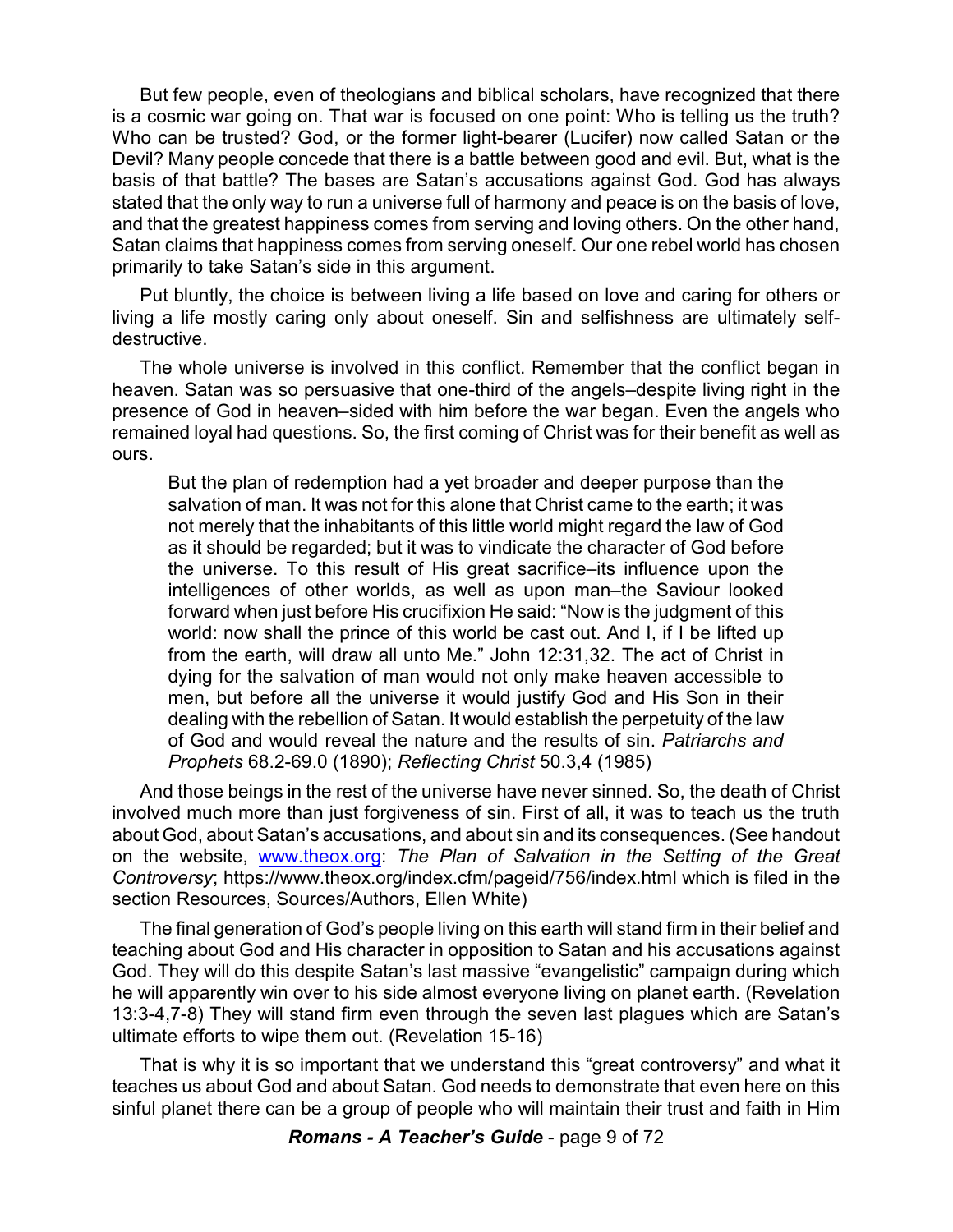But few people, even of theologians and biblical scholars, have recognized that there is a cosmic war going on. That war is focused on one point: Who is telling us the truth? Who can be trusted? God, or the former light-bearer (Lucifer) now called Satan or the Devil? Many people concede that there is a battle between good and evil. But, what is the basis of that battle? The bases are Satan's accusations against God. God has always stated that the only way to run a universe full of harmony and peace is on the basis of love, and that the greatest happiness comes from serving and loving others. On the other hand, Satan claims that happiness comes from serving oneself. Our one rebel world has chosen primarily to take Satan's side in this argument.

Put bluntly, the choice is between living a life based on love and caring for others or living a life mostly caring only about oneself. Sin and selfishness are ultimately self-destructive.

The whole universe is involved in this conflict. Remember that the conflict began in heaven. Satan was so persuasive that one-third of the angels–despite living right in the presence of God in heaven–sided with him before the war began. Even the angels who remained loyal had questions. So, the first coming of Christ was for their benefit as well as ours.

> But the plan of redemption had a yet broader and deeper purpose than the salvation of man. It was not for this alone that Christ came to the earth; it was not merely that the inhabitants of this little world might regard the law of God as it should be regarded; but it was to vindicate the character of God before the universe. To this result of His great sacrifice–its influence upon the intelligences of other worlds, as well as upon man–the Saviour looked forward when just before His crucifixion He said: "Now is the judgment of this world: now shall the prince of this world be cast out. And I, if I be lifted up from the earth, will draw all unto Me." John 12:31,32. The act of Christ in dying for the salvation of man would not only make heaven accessible to men, but before all the universe it would justify God and His Son in their dealing with the rebellion of Satan. It would establish the perpetuity of the law of God and would reveal the nature and the results of sin. *Patriarchs and Prophets* 68.2-69.0 (1890); *Reflecting Christ* 50.3,4 (1985)

And those beings in the rest of the universe have never sinned. So, the death of Christ involved much more than just forgiveness of sin. First of all, it was to teach us the truth about God, about Satan's accusations, and about sin and its consequences. (See handout on the website, www.theox.org: *The Plan of Salvation in the Setting of the Great Controversy*; https://www.theox.org/index.cfm/pageid/756/index.html which is filed in the section Resources, Sources/Authors, Ellen White)

The final generation of God's people living on this earth will stand firm in their belief and teaching about God and His character in opposition to Satan and his accusations against God. They will do this despite Satan's last massive "evangelistic" campaign during which he will apparently win over to his side almost everyone living on planet earth. (Revelation 13:3-4,7-8) They will stand firm even through the seven last plagues which are Satan's ultimate efforts to wipe them out. (Revelation 15-16)

That is why it is so important that we understand this "great controversy" and what it teaches us about God and about Satan. God needs to demonstrate that even here on this sinful planet there can be a group of people who will maintain their trust and faith in Him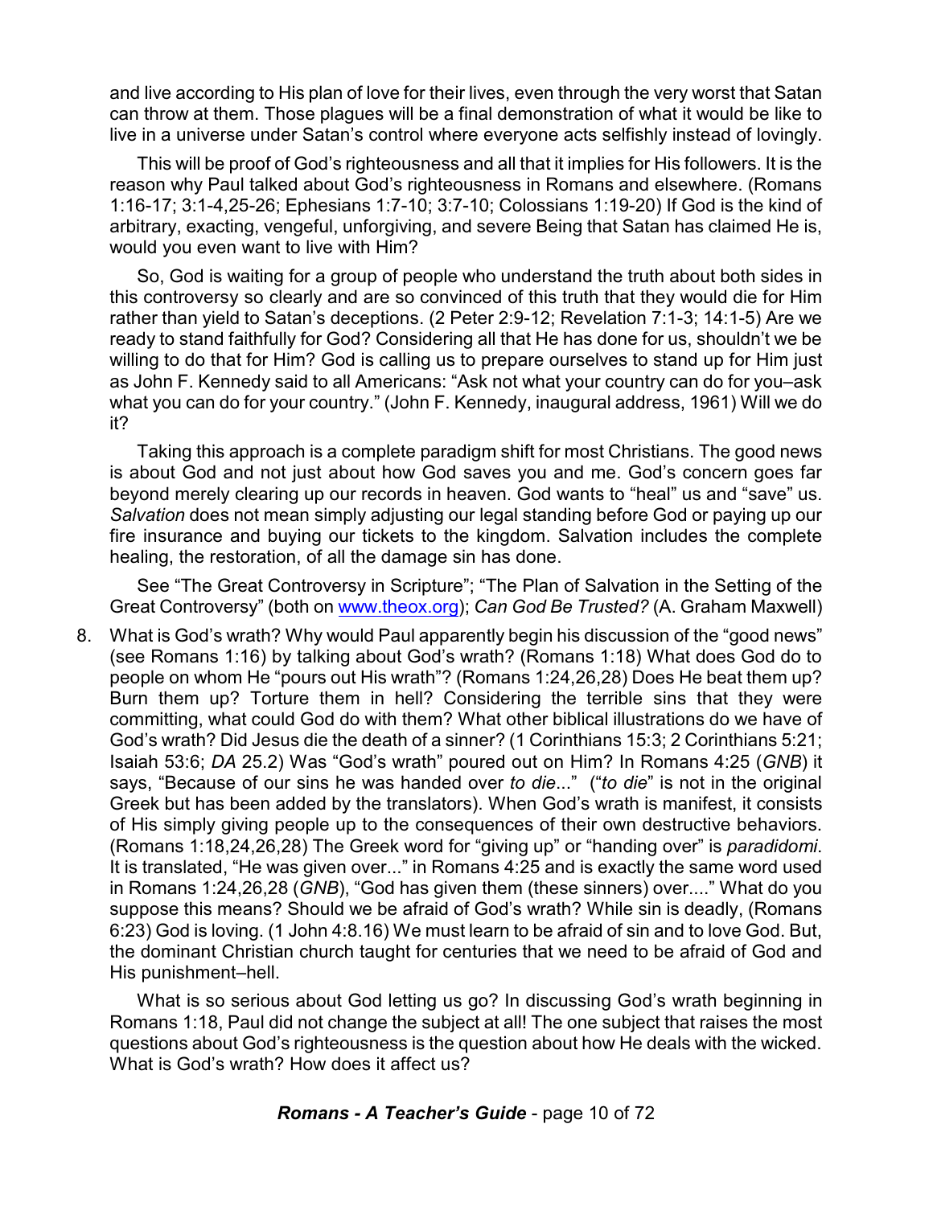and live according to His plan of love for their lives, even through the very worst that Satan can throw at them. Those plagues will be a final demonstration of what it would be like to live in a universe under Satan's control where everyone acts selfishly instead of lovingly.

This will be proof of God's righteousness and all that it implies for His followers. It is the reason why Paul talked about God's righteousness in Romans and elsewhere. (Romans 1:16-17; 3:1-4,25-26; Ephesians 1:7-10; 3:7-10; Colossians 1:19-20) If God is the kind of arbitrary, exacting, vengeful, unforgiving, and severe Being that Satan has claimed He is, would you even want to live with Him?

So, God is waiting for a group of people who understand the truth about both sides in this controversy so clearly and are so convinced of this truth that they would die for Him rather than yield to Satan's deceptions. (2 Peter 2:9-12; Revelation 7:1-3; 14:1-5) Are we ready to stand faithfully for God? Considering all that He has done for us, shouldn't we be willing to do that for Him? God is calling us to prepare ourselves to stand up for Him just as John F. Kennedy said to all Americans: "Ask not what your country can do for you–ask what you can do for your country." (John F. Kennedy, inaugural address, 1961) Will we do it?

Taking this approach is a complete paradigm shift for most Christians. The good news is about God and not just about how God saves you and me. God's concern goes far beyond merely clearing up our records in heaven. God wants to "heal" us and "save" us. *Salvation* does not mean simply adjusting our legal standing before God or paying up our fire insurance and buying our tickets to the kingdom. Salvation includes the complete healing, the restoration, of all the damage sin has done.

See "The Great Controversy in Scripture"; "The Plan of Salvation in the Setting of the Great Controversy" (both on www.theox.org); *Can God Be Trusted?* (A. Graham Maxwell)

8. What is God's wrath? Why would Paul apparently begin his discussion of the "good news" (see Romans 1:16) by talking about God's wrath? (Romans 1:18) What does God do to people on whom He "pours out His wrath"? (Romans 1:24,26,28) Does He beat them up? Burn them up? Torture them in hell? Considering the terrible sins that they were committing, what could God do with them? What other biblical illustrations do we have of God's wrath? Did Jesus die the death of a sinner? (1 Corinthians 15:3; 2 Corinthians 5:21; Isaiah 53:6; *DA* 25.2) Was "God's wrath" poured out on Him? In Romans 4:25 (*GNB*) it says, "Because of our sins he was handed over *to die*..." ("*to die*" is not in the original Greek but has been added by the translators). When God's wrath is manifest, it consists of His simply giving people up to the consequences of their own destructive behaviors. (Romans 1:18,24,26,28) The Greek word for "giving up" or "handing over" is *paradidomi*. It is translated, "He was given over..." in Romans 4:25 and is exactly the same word used in Romans 1:24,26,28 (*GNB*), "God has given them (these sinners) over...." What do you suppose this means? Should we be afraid of God's wrath? While sin is deadly, (Romans 6:23) God is loving. (1 John 4:8.16) We must learn to be afraid of sin and to love God. But, the dominant Christian church taught for centuries that we need to be afraid of God and His punishment–hell.

   What is so serious about God letting us go? In discussing God's wrath beginning in Romans 1:18, Paul did not change the subject at all! The one subject that raises the most questions about God's righteousness is the question about how He deals with the wicked. What is God's wrath? How does it affect us?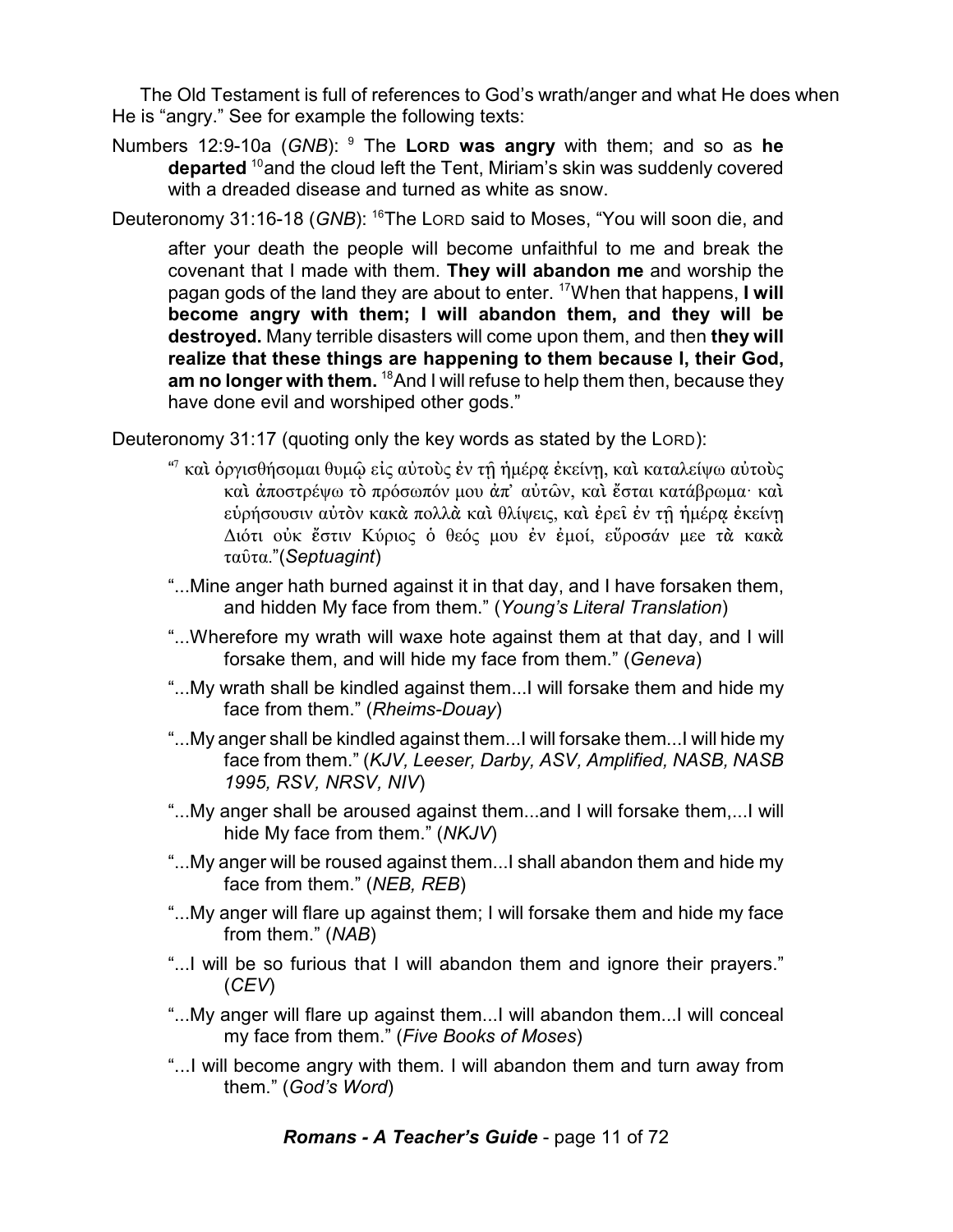The Old Testament is full of references to God's wrath/anger and what He does when He is "angry." See for example the following texts:

Numbers 12:9-10a (*GNB*): [9] The **LORD was angry** with them; and so as **he departed** [10]and the cloud left the Tent, Miriam's skin was suddenly covered with a dreaded disease and turned as white as snow.

Deuteronomy 31:16-18 (*GNB*): [16]The LORD said to Moses, "You will soon die, and after your death the people will become unfaithful to me and break the covenant that I made with them. **They will abandon me** and worship the pagan gods of the land they are about to enter. [17]When that happens, **I will become angry with them; I will abandon them, and they will be destroyed.** Many terrible disasters will come upon them, and then **they will realize that these things are happening to them because I, their God, am no longer with them.** [18]And I will refuse to help them then, because they have done evil and worshiped other gods."

Deuteronomy 31:17 (quoting only the key words as stated by the LORD):

"[7] καὶ ὀργισθήσομαι θυμῷ εἰς αὐτοὺς ἐν τῇ ἡμέρᾳ ἐκείνῃ, καὶ καταλείψω αὐτοὺς καὶ ἀποστρέψω τὸ πρόσωπόν μου ἀπ᾽ αὐτῶν, καὶ ἔσται κατάβρωμα· καὶ εὑρήσουσιν αὐτὸν κακὰ πολλὰ καὶ θλίψεις, καὶ ἐρεῖ ἐν τῇ ἡμέρᾳ ἐκείνῃ Διότι οὐκ ἔστιν Κύριος ὁ θεός μου ἐν ἐμοί, εὕροσάν μεε τὰ κακὰ ταῦτα."(*Septuagint*)

"...Mine anger hath burned against it in that day, and I have forsaken them, and hidden My face from them." (*Young's Literal Translation*)

"...Wherefore my wrath will waxe hote against them at that day, and I will forsake them, and will hide my face from them." (*Geneva*)

"...My wrath shall be kindled against them...I will forsake them and hide my face from them." (*Rheims-Douay*)

"...My anger shall be kindled against them...I will forsake them...I will hide my face from them." (*KJV, Leeser, Darby, ASV, Amplified, NASB, NASB 1995, RSV, NRSV, NIV*)

"...My anger shall be aroused against them...and I will forsake them,...I will hide My face from them." (*NKJV*)

"...My anger will be roused against them...I shall abandon them and hide my face from them." (*NEB, REB*)

"...My anger will flare up against them; I will forsake them and hide my face from them." (*NAB*)

"...I will be so furious that I will abandon them and ignore their prayers." (*CEV*)

"...My anger will flare up against them...I will abandon them...I will conceal my face from them." (*Five Books of Moses*)

"...I will become angry with them. I will abandon them and turn away from them." (*God's Word*)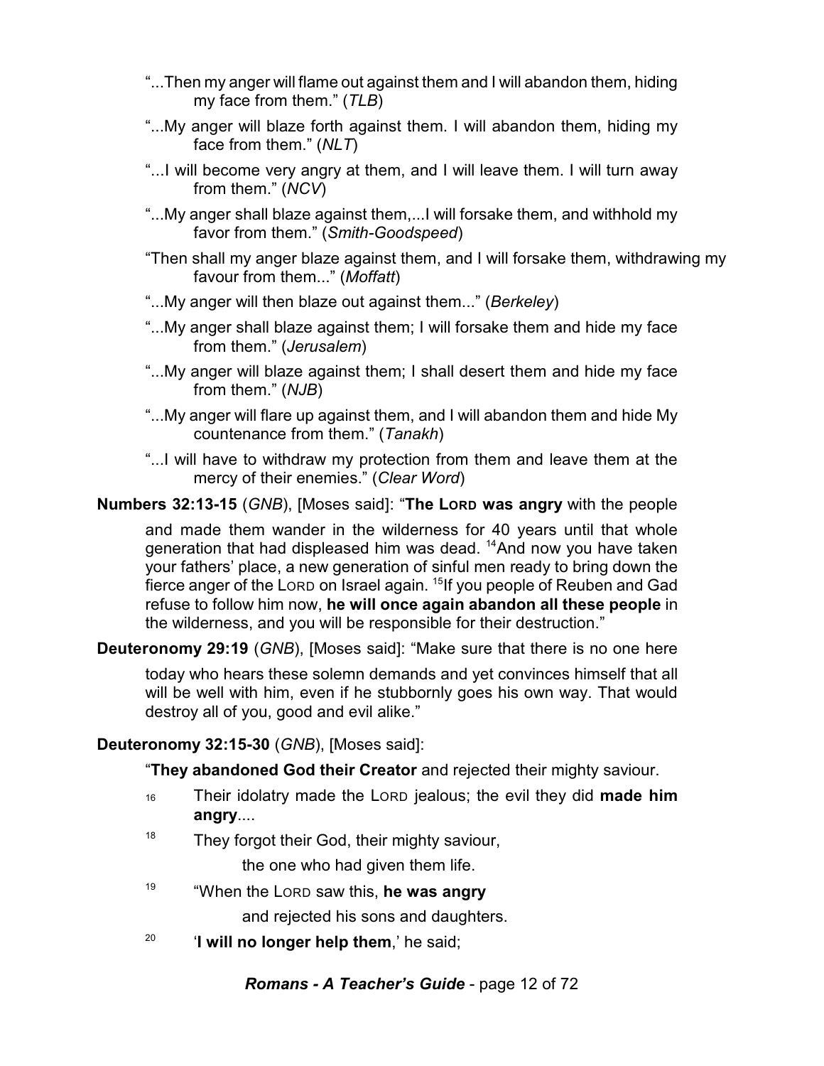"...Then my anger will flame out against them and I will abandon them, hiding my face from them." (*TLB*)

"...My anger will blaze forth against them. I will abandon them, hiding my face from them." (*NLT*)

"...I will become very angry at them, and I will leave them. I will turn away from them." (*NCV*)

"...My anger shall blaze against them,...I will forsake them, and withhold my favor from them." (*Smith-Goodspeed*)

"Then shall my anger blaze against them, and I will forsake them, withdrawing my favour from them..." (*Moffatt*)

"...My anger will then blaze out against them..." (*Berkeley*)

"...My anger shall blaze against them; I will forsake them and hide my face from them." (*Jerusalem*)

"...My anger will blaze against them; I shall desert them and hide my face from them." (*NJB*)

"...My anger will flare up against them, and I will abandon them and hide My countenance from them." (*Tanakh*)

"...I will have to withdraw my protection from them and leave them at the mercy of their enemies." (*Clear Word*)

**Numbers 32:13-15** (*GNB*), [Moses said]: "**The LORD was angry** with the people and made them wander in the wilderness for 40 years until that whole generation that had displeased him was dead. [14]And now you have taken your fathers' place, a new generation of sinful men ready to bring down the fierce anger of the LORD on Israel again. [15]If you people of Reuben and Gad refuse to follow him now, **he will once again abandon all these people** in the wilderness, and you will be responsible for their destruction."

**Deuteronomy 29:19** (*GNB*), [Moses said]: "Make sure that there is no one here today who hears these solemn demands and yet convinces himself that all will be well with him, even if he stubbornly goes his own way. That would destroy all of you, good and evil alike."

**Deuteronomy 32:15-30** (*GNB*), [Moses said]:

"**They abandoned God their Creator** and rejected their mighty saviour.

16 Their idolatry made the LORD jealous; the evil they did **made him angry**....

18 They forgot their God, their mighty saviour,
the one who had given them life.

19 "When the LORD saw this, **he was angry**
and rejected his sons and daughters.

20 '**I will no longer help them**,' he said;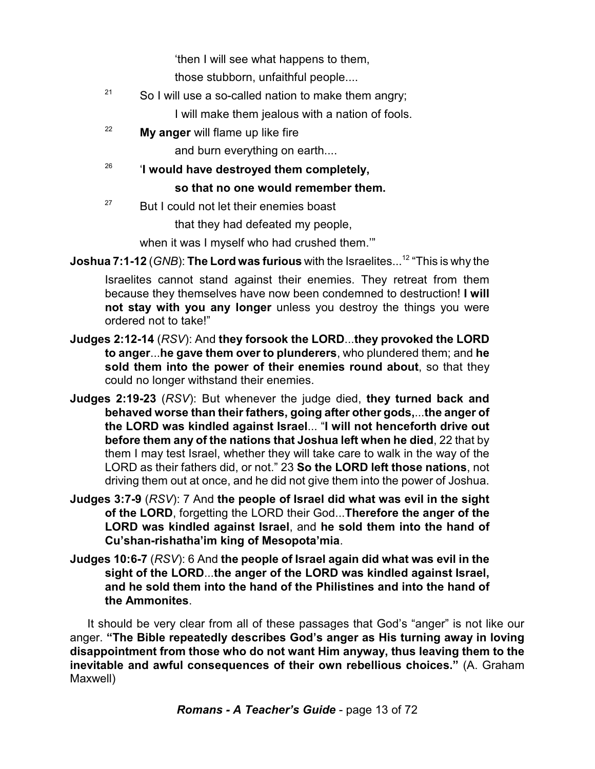'then I will see what happens to them,

those stubborn, unfaithful people....

[21] So I will use a so-called nation to make them angry;

I will make them jealous with a nation of fools.

[22] **My anger** will flame up like fire

and burn everything on earth....

[26] '**I would have destroyed them completely,**

**so that no one would remember them.**

[27] But I could not let their enemies boast

that they had defeated my people,

when it was I myself who had crushed them.'"

**Joshua 7:1-12** (*GNB*): **The Lord was furious** with the Israelites...[12] "This is why the Israelites cannot stand against their enemies. They retreat from them because they themselves have now been condemned to destruction! **I will not stay with you any longer** unless you destroy the things you were ordered not to take!"

**Judges 2:12-14** (*RSV*): And **they forsook the LORD**...**they provoked the LORD to anger**...**he gave them over to plunderers**, who plundered them; and **he sold them into the power of their enemies round about**, so that they could no longer withstand their enemies.

**Judges 2:19-23** (*RSV*): But whenever the judge died, **they turned back and behaved worse than their fathers, going after other gods,**...**the anger of the LORD was kindled against Israel**... "**I will not henceforth drive out before them any of the nations that Joshua left when he died**, 22 that by them I may test Israel, whether they will take care to walk in the way of the LORD as their fathers did, or not." 23 **So the LORD left those nations**, not driving them out at once, and he did not give them into the power of Joshua.

**Judges 3:7-9** (*RSV*): 7 And **the people of Israel did what was evil in the sight of the LORD**, forgetting the LORD their God...**Therefore the anger of the LORD was kindled against Israel**, and **he sold them into the hand of Cu'shan-rishatha'im king of Mesopota'mia**.

**Judges 10:6-7** (*RSV*): 6 And **the people of Israel again did what was evil in the sight of the LORD**...**the anger of the LORD was kindled against Israel, and he sold them into the hand of the Philistines and into the hand of the Ammonites**.

It should be very clear from all of these passages that God's "anger" is not like our anger. **"The Bible repeatedly describes God's anger as His turning away in loving disappointment from those who do not want Him anyway, thus leaving them to the inevitable and awful consequences of their own rebellious choices."** (A. Graham Maxwell)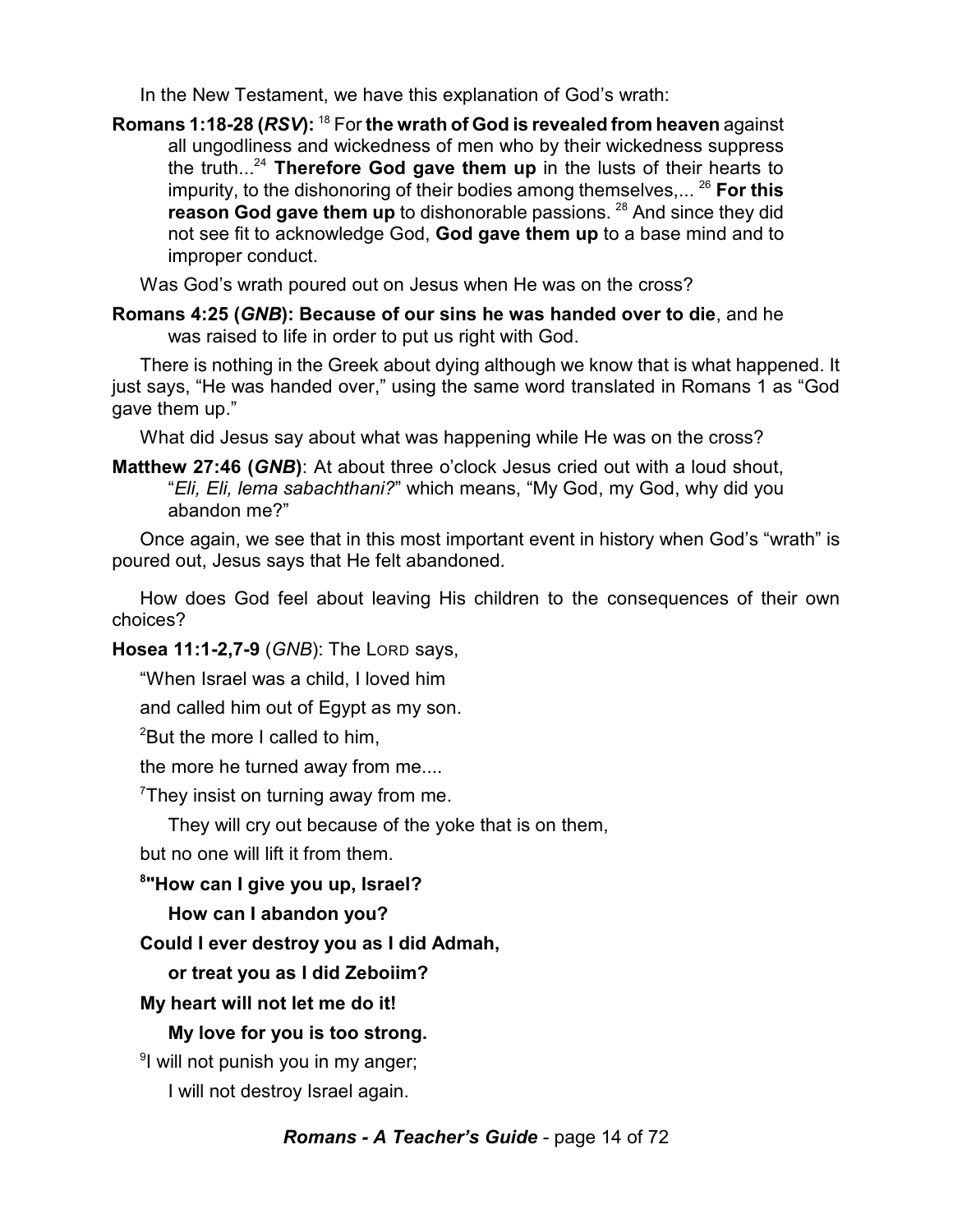In the New Testament, we have this explanation of God's wrath:

**Romans 1:18-28 (*RSV*):** [18] For **the wrath of God is revealed from heaven** against all ungodliness and wickedness of men who by their wickedness suppress the truth...[24] **Therefore God gave them up** in the lusts of their hearts to impurity, to the dishonoring of their bodies among themselves,... [26] **For this reason God gave them up** to dishonorable passions. [28] And since they did not see fit to acknowledge God, **God gave them up** to a base mind and to improper conduct.

Was God's wrath poured out on Jesus when He was on the cross?

**Romans 4:25 (*GNB*): Because of our sins he was handed over to die**, and he was raised to life in order to put us right with God.

There is nothing in the Greek about dying although we know that is what happened. It just says, "He was handed over," using the same word translated in Romans 1 as "God gave them up."

What did Jesus say about what was happening while He was on the cross?

**Matthew 27:46 (*GNB*)**: At about three o'clock Jesus cried out with a loud shout, "*Eli, Eli, lema sabachthani?*" which means, "My God, my God, why did you abandon me?"

Once again, we see that in this most important event in history when God's "wrath" is poured out, Jesus says that He felt abandoned.

How does God feel about leaving His children to the consequences of their own choices?

**Hosea 11:1-2,7-9** (*GNB*): The LORD says,

"When Israel was a child, I loved him

and called him out of Egypt as my son.

[2]But the more I called to him,

the more he turned away from me....

[7]They insist on turning away from me.

They will cry out because of the yoke that is on them,

but no one will lift it from them.

**[8]"How can I give you up, Israel?**

**How can I abandon you?**

**Could I ever destroy you as I did Admah,**

**or treat you as I did Zeboiim?**

**My heart will not let me do it!**

**My love for you is too strong.**

[9]I will not punish you in my anger;

I will not destroy Israel again.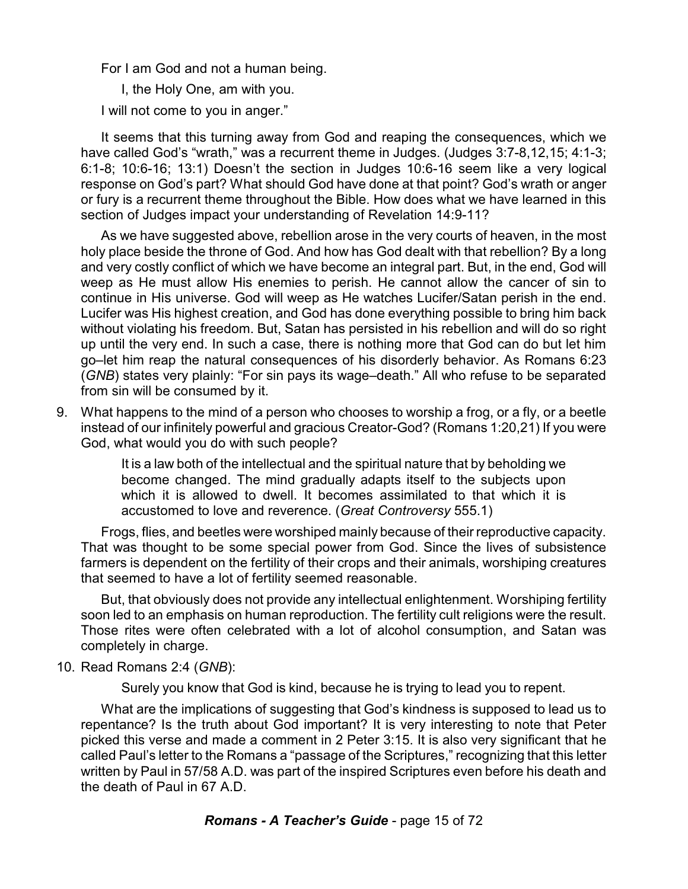For I am God and not a human being.

I, the Holy One, am with you.

I will not come to you in anger."

It seems that this turning away from God and reaping the consequences, which we have called God's "wrath," was a recurrent theme in Judges. (Judges 3:7-8,12,15; 4:1-3; 6:1-8; 10:6-16; 13:1) Doesn't the section in Judges 10:6-16 seem like a very logical response on God's part? What should God have done at that point? God's wrath or anger or fury is a recurrent theme throughout the Bible. How does what we have learned in this section of Judges impact your understanding of Revelation 14:9-11?

As we have suggested above, rebellion arose in the very courts of heaven, in the most holy place beside the throne of God. And how has God dealt with that rebellion? By a long and very costly conflict of which we have become an integral part. But, in the end, God will weep as He must allow His enemies to perish. He cannot allow the cancer of sin to continue in His universe. God will weep as He watches Lucifer/Satan perish in the end. Lucifer was His highest creation, and God has done everything possible to bring him back without violating his freedom. But, Satan has persisted in his rebellion and will do so right up until the very end. In such a case, there is nothing more that God can do but let him go–let him reap the natural consequences of his disorderly behavior. As Romans 6:23 (*GNB*) states very plainly: "For sin pays its wage–death." All who refuse to be separated from sin will be consumed by it.

9. What happens to the mind of a person who chooses to worship a frog, or a fly, or a beetle instead of our infinitely powerful and gracious Creator-God? (Romans 1:20,21) If you were God, what would you do with such people?

> It is a law both of the intellectual and the spiritual nature that by beholding we become changed. The mind gradually adapts itself to the subjects upon which it is allowed to dwell. It becomes assimilated to that which it is accustomed to love and reverence. (*Great Controversy* 555.1)

Frogs, flies, and beetles were worshiped mainly because of their reproductive capacity. That was thought to be some special power from God. Since the lives of subsistence farmers is dependent on the fertility of their crops and their animals, worshiping creatures that seemed to have a lot of fertility seemed reasonable.

But, that obviously does not provide any intellectual enlightenment. Worshiping fertility soon led to an emphasis on human reproduction. The fertility cult religions were the result. Those rites were often celebrated with a lot of alcohol consumption, and Satan was completely in charge.

10. Read Romans 2:4 (*GNB*):

> Surely you know that God is kind, because he is trying to lead you to repent.

What are the implications of suggesting that God's kindness is supposed to lead us to repentance? Is the truth about God important? It is very interesting to note that Peter picked this verse and made a comment in 2 Peter 3:15. It is also very significant that he called Paul's letter to the Romans a "passage of the Scriptures," recognizing that this letter written by Paul in 57/58 A.D. was part of the inspired Scriptures even before his death and the death of Paul in 67 A.D.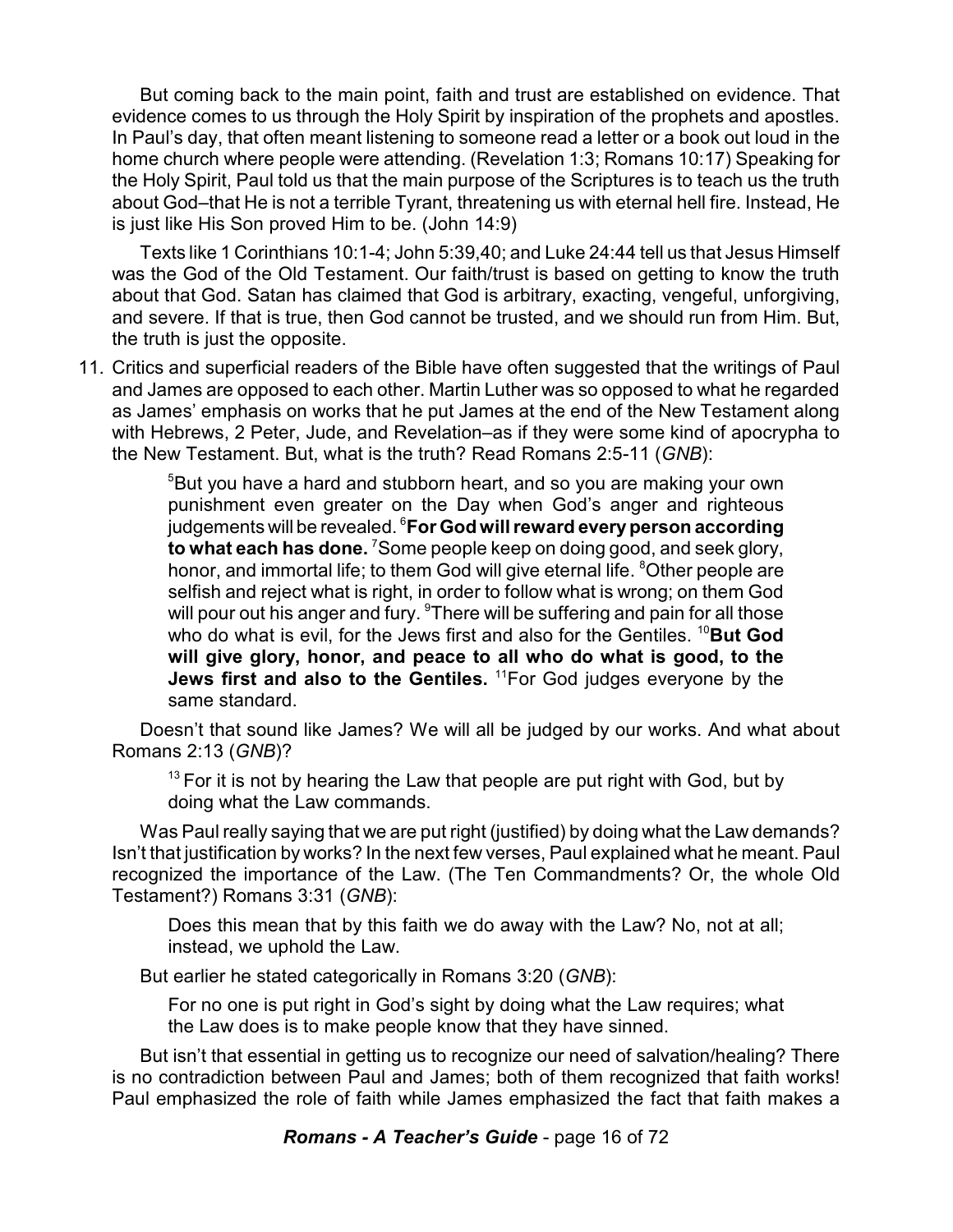But coming back to the main point, faith and trust are established on evidence. That evidence comes to us through the Holy Spirit by inspiration of the prophets and apostles. In Paul's day, that often meant listening to someone read a letter or a book out loud in the home church where people were attending. (Revelation 1:3; Romans 10:17) Speaking for the Holy Spirit, Paul told us that the main purpose of the Scriptures is to teach us the truth about God–that He is not a terrible Tyrant, threatening us with eternal hell fire. Instead, He is just like His Son proved Him to be. (John 14:9)

Texts like 1 Corinthians 10:1-4; John 5:39,40; and Luke 24:44 tell us that Jesus Himself was the God of the Old Testament. Our faith/trust is based on getting to know the truth about that God. Satan has claimed that God is arbitrary, exacting, vengeful, unforgiving, and severe. If that is true, then God cannot be trusted, and we should run from Him. But, the truth is just the opposite.

11. Critics and superficial readers of the Bible have often suggested that the writings of Paul and James are opposed to each other. Martin Luther was so opposed to what he regarded as James' emphasis on works that he put James at the end of the New Testament along with Hebrews, 2 Peter, Jude, and Revelation–as if they were some kind of apocrypha to the New Testament. But, what is the truth? Read Romans 2:5-11 (*GNB*):

> [5]But you have a hard and stubborn heart, and so you are making your own punishment even greater on the Day when God's anger and righteous judgements will be revealed. [6]**For God will reward every person according to what each has done.** [7]Some people keep on doing good, and seek glory, honor, and immortal life; to them God will give eternal life. [8]Other people are selfish and reject what is right, in order to follow what is wrong; on them God will pour out his anger and fury. [9]There will be suffering and pain for all those who do what is evil, for the Jews first and also for the Gentiles. [10]**But God will give glory, honor, and peace to all who do what is good, to the Jews first and also to the Gentiles.** [11]For God judges everyone by the same standard.

Doesn't that sound like James? We will all be judged by our works. And what about Romans 2:13 (*GNB*)?

> [13] For it is not by hearing the Law that people are put right with God, but by doing what the Law commands.

Was Paul really saying that we are put right (justified) by doing what the Law demands? Isn't that justification by works? In the next few verses, Paul explained what he meant. Paul recognized the importance of the Law. (The Ten Commandments? Or, the whole Old Testament?) Romans 3:31 (*GNB*):

> Does this mean that by this faith we do away with the Law? No, not at all; instead, we uphold the Law.

But earlier he stated categorically in Romans 3:20 (*GNB*):

> For no one is put right in God's sight by doing what the Law requires; what the Law does is to make people know that they have sinned.

But isn't that essential in getting us to recognize our need of salvation/healing? There is no contradiction between Paul and James; both of them recognized that faith works! Paul emphasized the role of faith while James emphasized the fact that faith makes a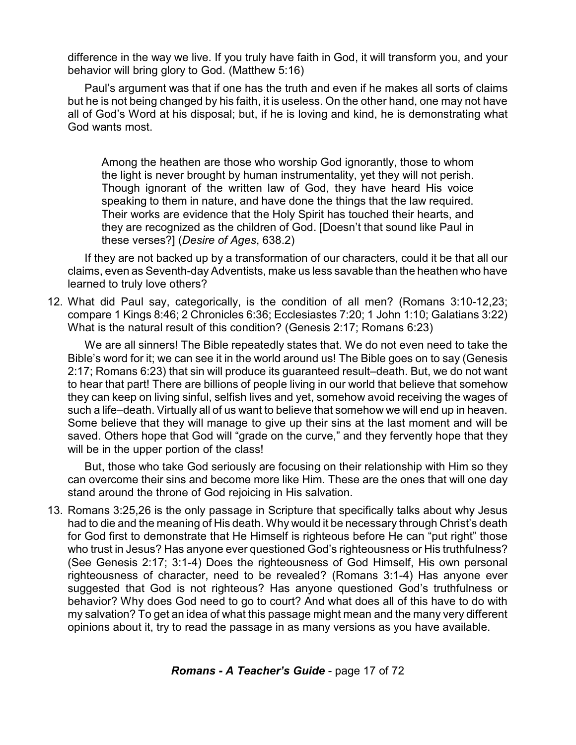difference in the way we live. If you truly have faith in God, it will transform you, and your behavior will bring glory to God. (Matthew 5:16)

Paul's argument was that if one has the truth and even if he makes all sorts of claims but he is not being changed by his faith, it is useless. On the other hand, one may not have all of God's Word at his disposal; but, if he is loving and kind, he is demonstrating what God wants most.

> Among the heathen are those who worship God ignorantly, those to whom the light is never brought by human instrumentality, yet they will not perish. Though ignorant of the written law of God, they have heard His voice speaking to them in nature, and have done the things that the law required. Their works are evidence that the Holy Spirit has touched their hearts, and they are recognized as the children of God. [Doesn't that sound like Paul in these verses?] (*Desire of Ages*, 638.2)

If they are not backed up by a transformation of our characters, could it be that all our claims, even as Seventh-day Adventists, make us less savable than the heathen who have learned to truly love others?

12. What did Paul say, categorically, is the condition of all men? (Romans 3:10-12,23; compare 1 Kings 8:46; 2 Chronicles 6:36; Ecclesiastes 7:20; 1 John 1:10; Galatians 3:22) What is the natural result of this condition? (Genesis 2:17; Romans 6:23)

   We are all sinners! The Bible repeatedly states that. We do not even need to take the Bible's word for it; we can see it in the world around us! The Bible goes on to say (Genesis 2:17; Romans 6:23) that sin will produce its guaranteed result–death. But, we do not want to hear that part! There are billions of people living in our world that believe that somehow they can keep on living sinful, selfish lives and yet, somehow avoid receiving the wages of such a life–death. Virtually all of us want to believe that somehow we will end up in heaven. Some believe that they will manage to give up their sins at the last moment and will be saved. Others hope that God will "grade on the curve," and they fervently hope that they will be in the upper portion of the class!

   But, those who take God seriously are focusing on their relationship with Him so they can overcome their sins and become more like Him. These are the ones that will one day stand around the throne of God rejoicing in His salvation.

13. Romans 3:25,26 is the only passage in Scripture that specifically talks about why Jesus had to die and the meaning of His death. Why would it be necessary through Christ's death for God first to demonstrate that He Himself is righteous before He can "put right" those who trust in Jesus? Has anyone ever questioned God's righteousness or His truthfulness? (See Genesis 2:17; 3:1-4) Does the righteousness of God Himself, His own personal righteousness of character, need to be revealed? (Romans 3:1-4) Has anyone ever suggested that God is not righteous? Has anyone questioned God's truthfulness or behavior? Why does God need to go to court? And what does all of this have to do with my salvation? To get an idea of what this passage might mean and the many very different opinions about it, try to read the passage in as many versions as you have available.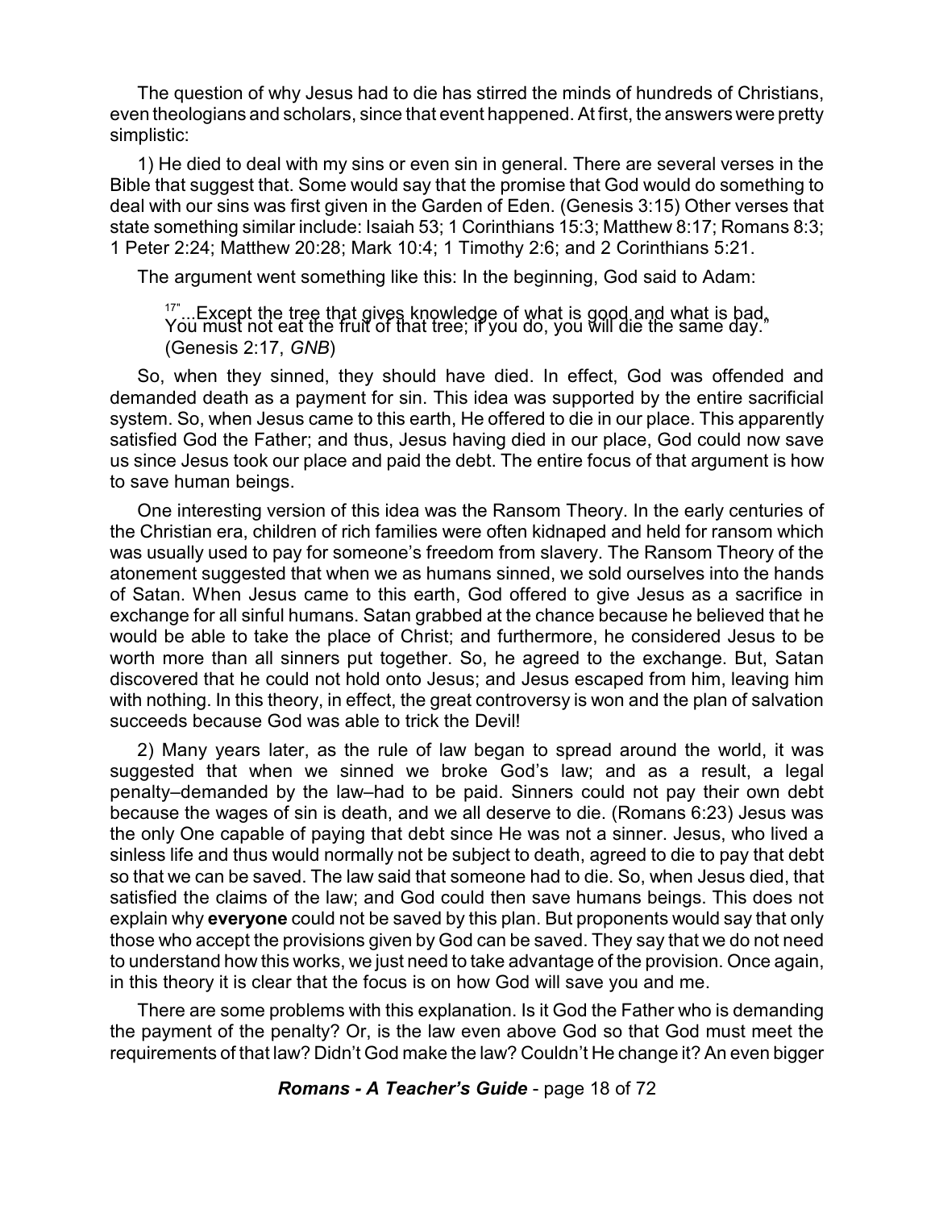The question of why Jesus had to die has stirred the minds of hundreds of Christians, even theologians and scholars, since that event happened. At first, the answers were pretty simplistic:

1) He died to deal with my sins or even sin in general. There are several verses in the Bible that suggest that. Some would say that the promise that God would do something to deal with our sins was first given in the Garden of Eden. (Genesis 3:15) Other verses that state something similar include: Isaiah 53; 1 Corinthians 15:3; Matthew 8:17; Romans 8:3; 1 Peter 2:24; Matthew 20:28; Mark 10:4; 1 Timothy 2:6; and 2 Corinthians 5:21.

The argument went something like this: In the beginning, God said to Adam:

> [17]"...Except the tree that gives knowledge of what is good and what is bad. You must not eat the fruit of that tree; if you do, you will die the same day." (Genesis 2:17, *GNB*)

So, when they sinned, they should have died. In effect, God was offended and demanded death as a payment for sin. This idea was supported by the entire sacrificial system. So, when Jesus came to this earth, He offered to die in our place. This apparently satisfied God the Father; and thus, Jesus having died in our place, God could now save us since Jesus took our place and paid the debt. The entire focus of that argument is how to save human beings.

One interesting version of this idea was the Ransom Theory. In the early centuries of the Christian era, children of rich families were often kidnaped and held for ransom which was usually used to pay for someone's freedom from slavery. The Ransom Theory of the atonement suggested that when we as humans sinned, we sold ourselves into the hands of Satan. When Jesus came to this earth, God offered to give Jesus as a sacrifice in exchange for all sinful humans. Satan grabbed at the chance because he believed that he would be able to take the place of Christ; and furthermore, he considered Jesus to be worth more than all sinners put together. So, he agreed to the exchange. But, Satan discovered that he could not hold onto Jesus; and Jesus escaped from him, leaving him with nothing. In this theory, in effect, the great controversy is won and the plan of salvation succeeds because God was able to trick the Devil!

2) Many years later, as the rule of law began to spread around the world, it was suggested that when we sinned we broke God's law; and as a result, a legal penalty–demanded by the law–had to be paid. Sinners could not pay their own debt because the wages of sin is death, and we all deserve to die. (Romans 6:23) Jesus was the only One capable of paying that debt since He was not a sinner. Jesus, who lived a sinless life and thus would normally not be subject to death, agreed to die to pay that debt so that we can be saved. The law said that someone had to die. So, when Jesus died, that satisfied the claims of the law; and God could then save humans beings. This does not explain why **everyone** could not be saved by this plan. But proponents would say that only those who accept the provisions given by God can be saved. They say that we do not need to understand how this works, we just need to take advantage of the provision. Once again, in this theory it is clear that the focus is on how God will save you and me.

There are some problems with this explanation. Is it God the Father who is demanding the payment of the penalty? Or, is the law even above God so that God must meet the requirements of that law? Didn't God make the law? Couldn't He change it? An even bigger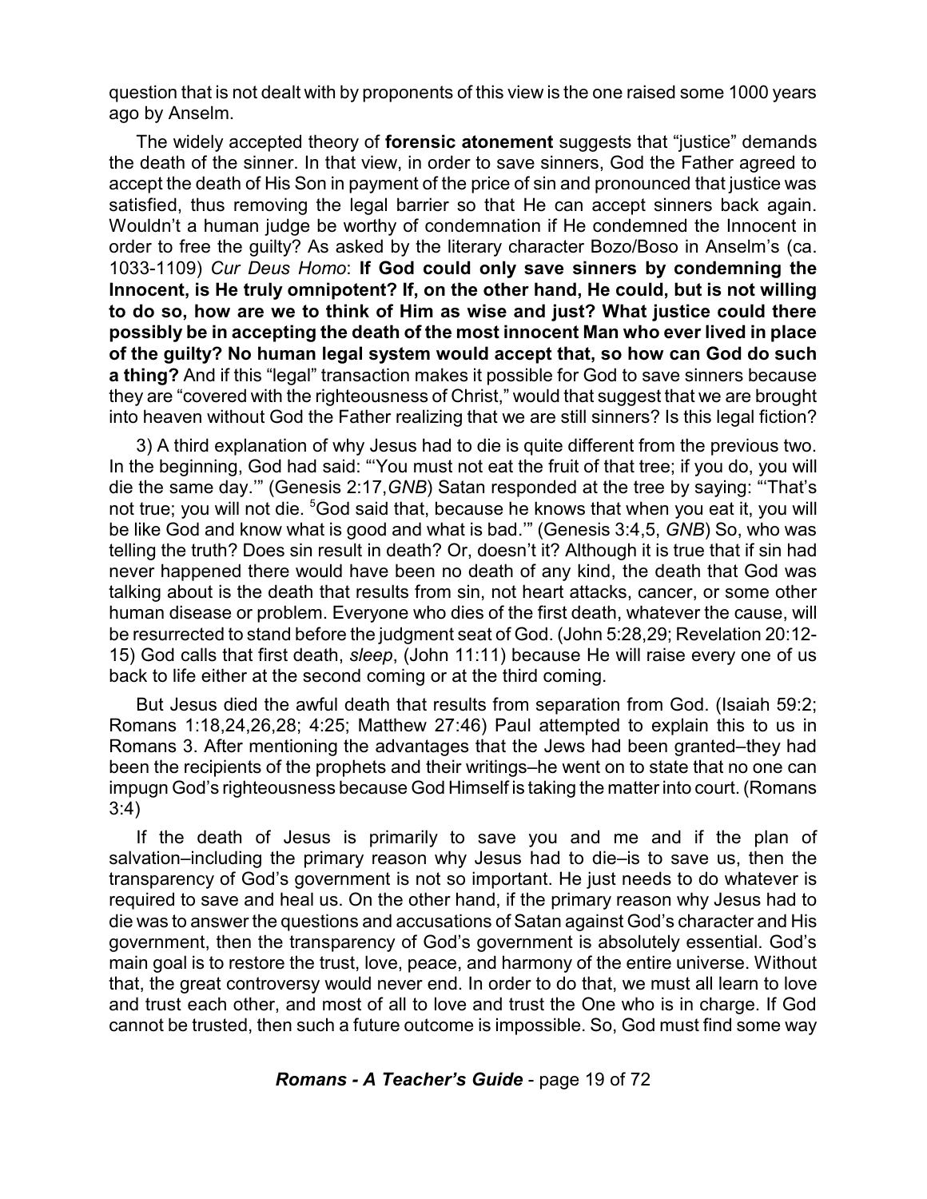question that is not dealt with by proponents of this view is the one raised some 1000 years ago by Anselm.

The widely accepted theory of **forensic atonement** suggests that "justice" demands the death of the sinner. In that view, in order to save sinners, God the Father agreed to accept the death of His Son in payment of the price of sin and pronounced that justice was satisfied, thus removing the legal barrier so that He can accept sinners back again. Wouldn't a human judge be worthy of condemnation if He condemned the Innocent in order to free the guilty? As asked by the literary character Bozo/Boso in Anselm's (ca. 1033-1109) *Cur Deus Homo*: **If God could only save sinners by condemning the Innocent, is He truly omnipotent? If, on the other hand, He could, but is not willing to do so, how are we to think of Him as wise and just? What justice could there possibly be in accepting the death of the most innocent Man who ever lived in place of the guilty? No human legal system would accept that, so how can God do such a thing?** And if this "legal" transaction makes it possible for God to save sinners because they are "covered with the righteousness of Christ," would that suggest that we are brought into heaven without God the Father realizing that we are still sinners? Is this legal fiction?

3) A third explanation of why Jesus had to die is quite different from the previous two. In the beginning, God had said: "'You must not eat the fruit of that tree; if you do, you will die the same day.'" (Genesis 2:17,*GNB*) Satan responded at the tree by saying: "'That's not true; you will not die. [5]God said that, because he knows that when you eat it, you will be like God and know what is good and what is bad.'" (Genesis 3:4,5, *GNB*) So, who was telling the truth? Does sin result in death? Or, doesn't it? Although it is true that if sin had never happened there would have been no death of any kind, the death that God was talking about is the death that results from sin, not heart attacks, cancer, or some other human disease or problem. Everyone who dies of the first death, whatever the cause, will be resurrected to stand before the judgment seat of God. (John 5:28,29; Revelation 20:12-15) God calls that first death, *sleep*, (John 11:11) because He will raise every one of us back to life either at the second coming or at the third coming.

But Jesus died the awful death that results from separation from God. (Isaiah 59:2; Romans 1:18,24,26,28; 4:25; Matthew 27:46) Paul attempted to explain this to us in Romans 3. After mentioning the advantages that the Jews had been granted–they had been the recipients of the prophets and their writings–he went on to state that no one can impugn God's righteousness because God Himself is taking the matter into court. (Romans 3:4)

If the death of Jesus is primarily to save you and me and if the plan of salvation–including the primary reason why Jesus had to die–is to save us, then the transparency of God's government is not so important. He just needs to do whatever is required to save and heal us. On the other hand, if the primary reason why Jesus had to die was to answer the questions and accusations of Satan against God's character and His government, then the transparency of God's government is absolutely essential. God's main goal is to restore the trust, love, peace, and harmony of the entire universe. Without that, the great controversy would never end. In order to do that, we must all learn to love and trust each other, and most of all to love and trust the One who is in charge. If God cannot be trusted, then such a future outcome is impossible. So, God must find some way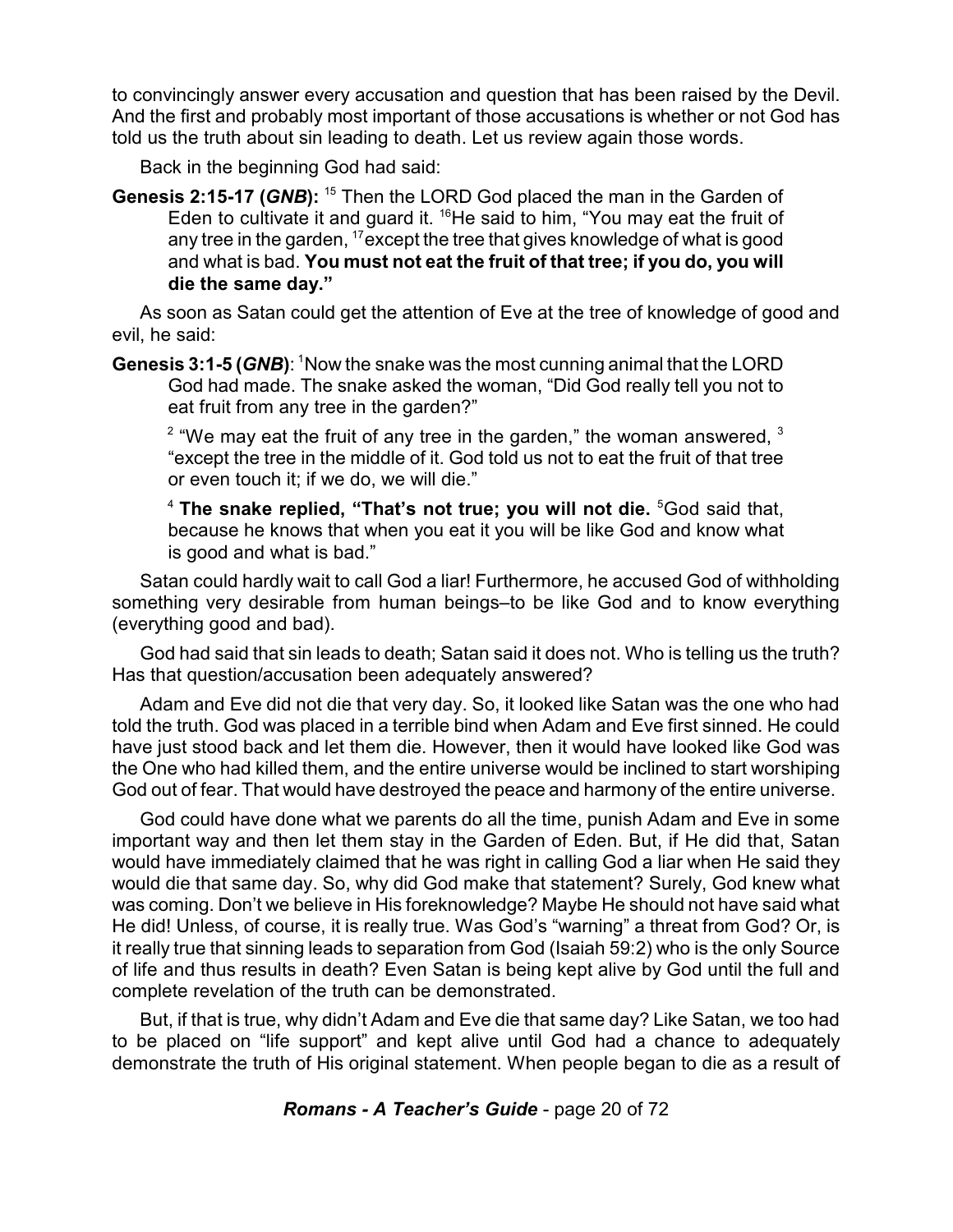to convincingly answer every accusation and question that has been raised by the Devil. And the first and probably most important of those accusations is whether or not God has told us the truth about sin leading to death. Let us review again those words.

Back in the beginning God had said:

**Genesis 2:15-17 (*GNB*):** [15] Then the LORD God placed the man in the Garden of Eden to cultivate it and guard it. [16]He said to him, "You may eat the fruit of any tree in the garden, [17]except the tree that gives knowledge of what is good and what is bad. **You must not eat the fruit of that tree; if you do, you will die the same day."**

As soon as Satan could get the attention of Eve at the tree of knowledge of good and evil, he said:

**Genesis 3:1-5 (*GNB*)**: [1]Now the snake was the most cunning animal that the LORD God had made. The snake asked the woman, "Did God really tell you not to eat fruit from any tree in the garden?"

[2] "We may eat the fruit of any tree in the garden," the woman answered, [3] "except the tree in the middle of it. God told us not to eat the fruit of that tree or even touch it; if we do, we will die."

[4] **The snake replied, "That's not true; you will not die.** [5]God said that, because he knows that when you eat it you will be like God and know what is good and what is bad."

Satan could hardly wait to call God a liar! Furthermore, he accused God of withholding something very desirable from human beings–to be like God and to know everything (everything good and bad).

God had said that sin leads to death; Satan said it does not. Who is telling us the truth? Has that question/accusation been adequately answered?

Adam and Eve did not die that very day. So, it looked like Satan was the one who had told the truth. God was placed in a terrible bind when Adam and Eve first sinned. He could have just stood back and let them die. However, then it would have looked like God was the One who had killed them, and the entire universe would be inclined to start worshiping God out of fear. That would have destroyed the peace and harmony of the entire universe.

God could have done what we parents do all the time, punish Adam and Eve in some important way and then let them stay in the Garden of Eden. But, if He did that, Satan would have immediately claimed that he was right in calling God a liar when He said they would die that same day. So, why did God make that statement? Surely, God knew what was coming. Don't we believe in His foreknowledge? Maybe He should not have said what He did! Unless, of course, it is really true. Was God's "warning" a threat from God? Or, is it really true that sinning leads to separation from God (Isaiah 59:2) who is the only Source of life and thus results in death? Even Satan is being kept alive by God until the full and complete revelation of the truth can be demonstrated.

But, if that is true, why didn't Adam and Eve die that same day? Like Satan, we too had to be placed on "life support" and kept alive until God had a chance to adequately demonstrate the truth of His original statement. When people began to die as a result of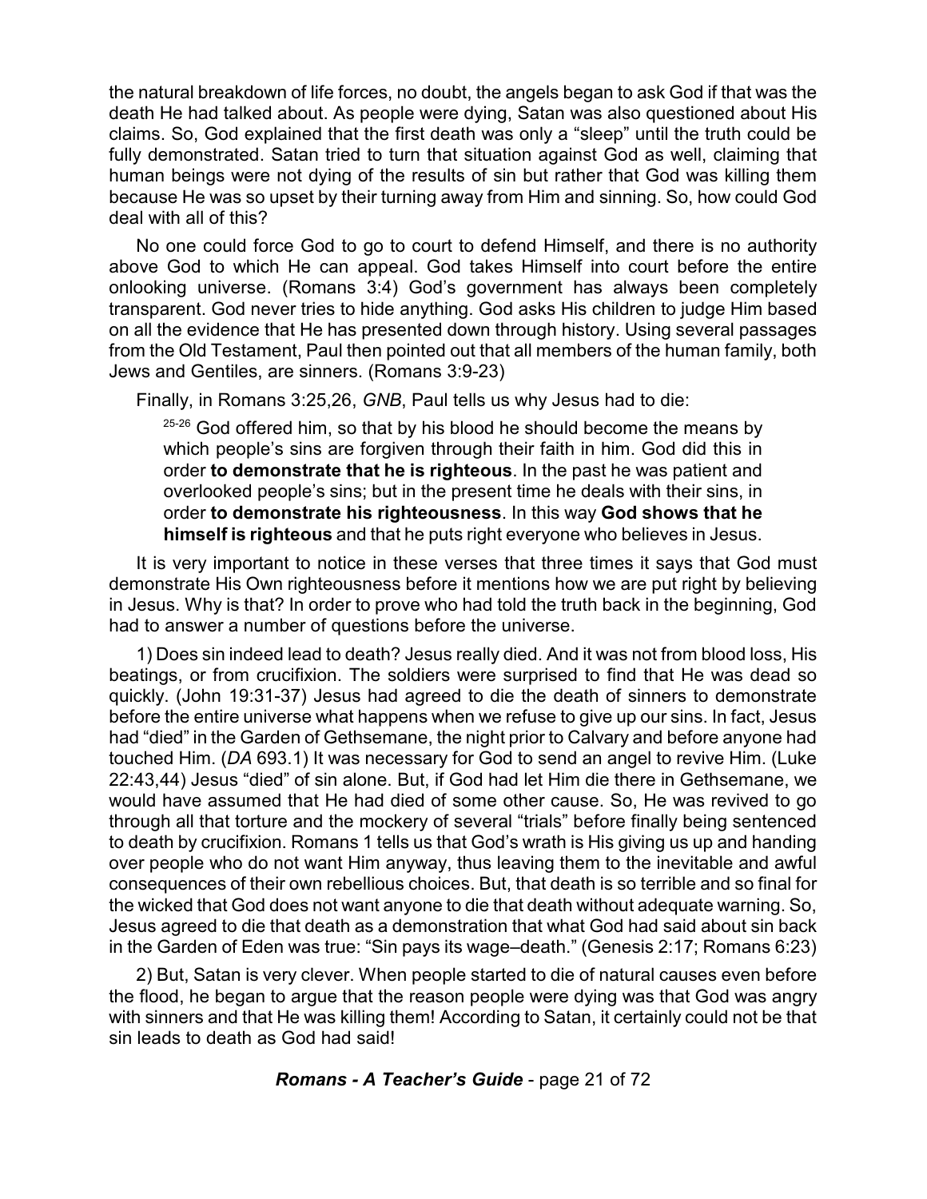the natural breakdown of life forces, no doubt, the angels began to ask God if that was the death He had talked about. As people were dying, Satan was also questioned about His claims. So, God explained that the first death was only a "sleep" until the truth could be fully demonstrated. Satan tried to turn that situation against God as well, claiming that human beings were not dying of the results of sin but rather that God was killing them because He was so upset by their turning away from Him and sinning. So, how could God deal with all of this?

No one could force God to go to court to defend Himself, and there is no authority above God to which He can appeal. God takes Himself into court before the entire onlooking universe. (Romans 3:4) God's government has always been completely transparent. God never tries to hide anything. God asks His children to judge Him based on all the evidence that He has presented down through history. Using several passages from the Old Testament, Paul then pointed out that all members of the human family, both Jews and Gentiles, are sinners. (Romans 3:9-23)

Finally, in Romans 3:25,26, *GNB*, Paul tells us why Jesus had to die:

> [25-26] God offered him, so that by his blood he should become the means by which people's sins are forgiven through their faith in him. God did this in order **to demonstrate that he is righteous**. In the past he was patient and overlooked people's sins; but in the present time he deals with their sins, in order **to demonstrate his righteousness**. In this way **God shows that he himself is righteous** and that he puts right everyone who believes in Jesus.

It is very important to notice in these verses that three times it says that God must demonstrate His Own righteousness before it mentions how we are put right by believing in Jesus. Why is that? In order to prove who had told the truth back in the beginning, God had to answer a number of questions before the universe.

1) Does sin indeed lead to death? Jesus really died. And it was not from blood loss, His beatings, or from crucifixion. The soldiers were surprised to find that He was dead so quickly. (John 19:31-37) Jesus had agreed to die the death of sinners to demonstrate before the entire universe what happens when we refuse to give up our sins. In fact, Jesus had "died" in the Garden of Gethsemane, the night prior to Calvary and before anyone had touched Him. (*DA* 693.1) It was necessary for God to send an angel to revive Him. (Luke 22:43,44) Jesus "died" of sin alone. But, if God had let Him die there in Gethsemane, we would have assumed that He had died of some other cause. So, He was revived to go through all that torture and the mockery of several "trials" before finally being sentenced to death by crucifixion. Romans 1 tells us that God's wrath is His giving us up and handing over people who do not want Him anyway, thus leaving them to the inevitable and awful consequences of their own rebellious choices. But, that death is so terrible and so final for the wicked that God does not want anyone to die that death without adequate warning. So, Jesus agreed to die that death as a demonstration that what God had said about sin back in the Garden of Eden was true: "Sin pays its wage–death." (Genesis 2:17; Romans 6:23)

2) But, Satan is very clever. When people started to die of natural causes even before the flood, he began to argue that the reason people were dying was that God was angry with sinners and that He was killing them! According to Satan, it certainly could not be that sin leads to death as God had said!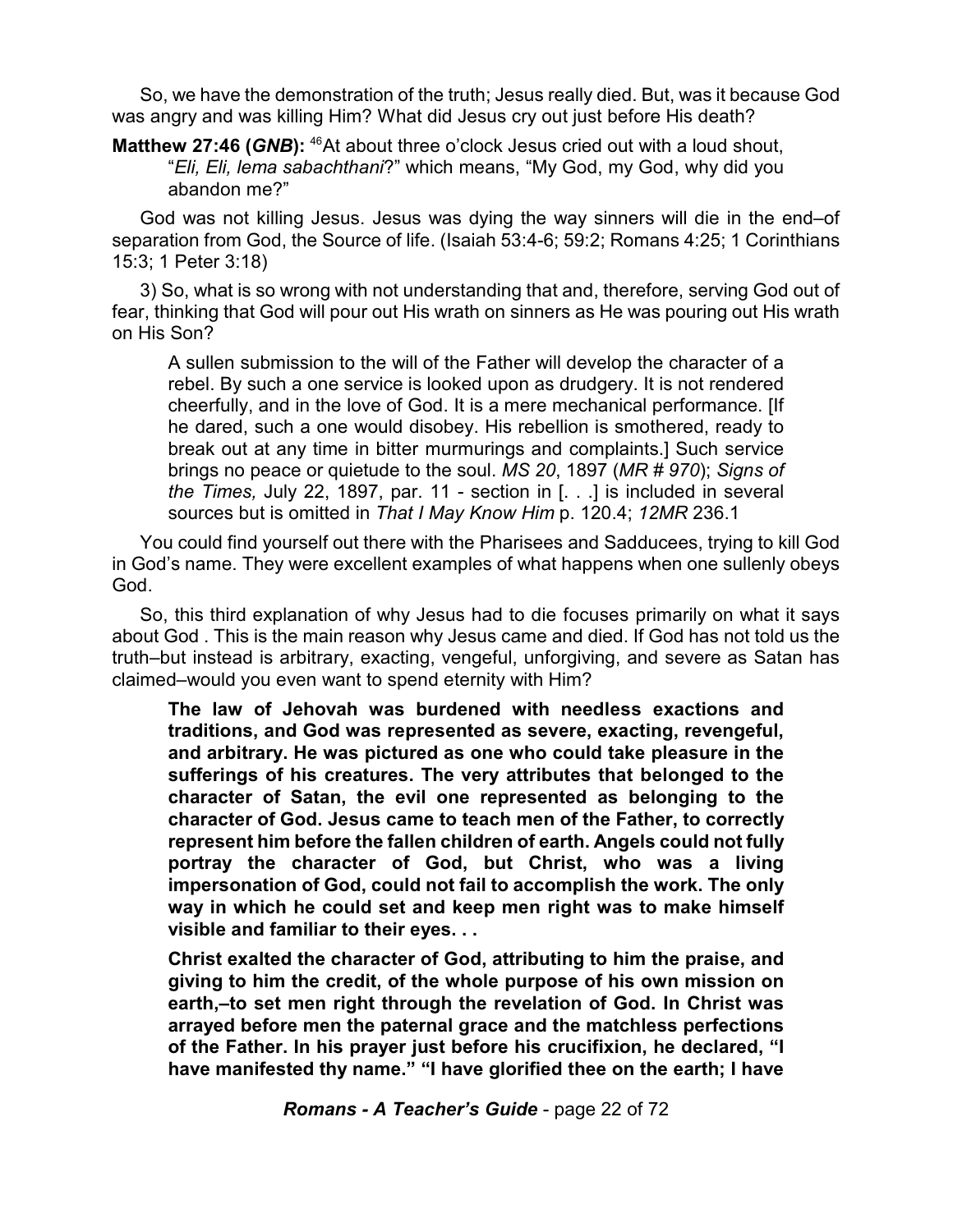So, we have the demonstration of the truth; Jesus really died. But, was it because God was angry and was killing Him? What did Jesus cry out just before His death?

**Matthew 27:46 (*GNB*):** [46]At about three o'clock Jesus cried out with a loud shout, "*Eli, Eli, lema sabachthani*?" which means, "My God, my God, why did you abandon me?"

God was not killing Jesus. Jesus was dying the way sinners will die in the end–of separation from God, the Source of life. (Isaiah 53:4-6; 59:2; Romans 4:25; 1 Corinthians 15:3; 1 Peter 3:18)

3) So, what is so wrong with not understanding that and, therefore, serving God out of fear, thinking that God will pour out His wrath on sinners as He was pouring out His wrath on His Son?

> A sullen submission to the will of the Father will develop the character of a rebel. By such a one service is looked upon as drudgery. It is not rendered cheerfully, and in the love of God. It is a mere mechanical performance. [If he dared, such a one would disobey. His rebellion is smothered, ready to break out at any time in bitter murmurings and complaints.] Such service brings no peace or quietude to the soul. *MS 20*, 1897 (*MR # 970*); *Signs of the Times,* July 22, 1897, par. 11 - section in [. . .] is included in several sources but is omitted in *That I May Know Him* p. 120.4; *12MR* 236.1

You could find yourself out there with the Pharisees and Sadducees, trying to kill God in God's name. They were excellent examples of what happens when one sullenly obeys God.

So, this third explanation of why Jesus had to die focuses primarily on what it says about God . This is the main reason why Jesus came and died. If God has not told us the truth–but instead is arbitrary, exacting, vengeful, unforgiving, and severe as Satan has claimed–would you even want to spend eternity with Him?

> **The law of Jehovah was burdened with needless exactions and traditions, and God was represented as severe, exacting, revengeful, and arbitrary. He was pictured as one who could take pleasure in the sufferings of his creatures. The very attributes that belonged to the character of Satan, the evil one represented as belonging to the character of God. Jesus came to teach men of the Father, to correctly represent him before the fallen children of earth. Angels could not fully portray the character of God, but Christ, who was a living impersonation of God, could not fail to accomplish the work. The only way in which he could set and keep men right was to make himself visible and familiar to their eyes. . .**
>
> **Christ exalted the character of God, attributing to him the praise, and giving to him the credit, of the whole purpose of his own mission on earth,–to set men right through the revelation of God. In Christ was arrayed before men the paternal grace and the matchless perfections of the Father. In his prayer just before his crucifixion, he declared, "I have manifested thy name." "I have glorified thee on the earth; I have**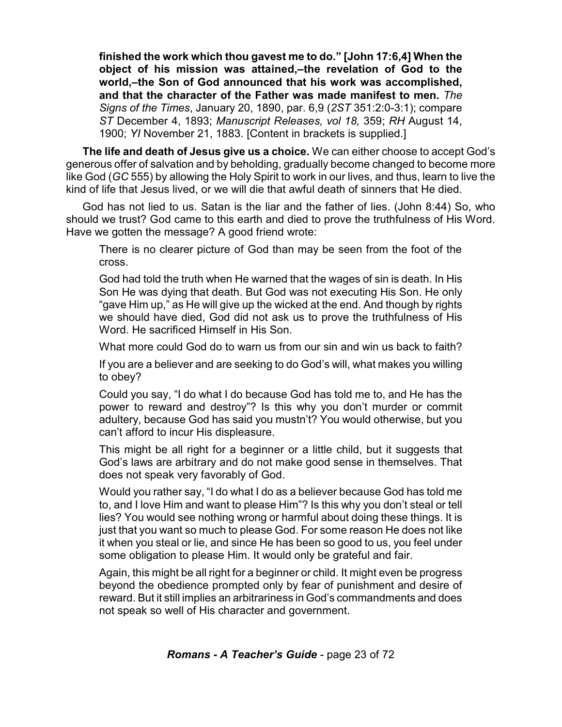> **finished the work which thou gavest me to do." [John 17:6,4] When the object of his mission was attained,–the revelation of God to the world,–the Son of God announced that his work was accomplished, and that the character of the Father was made manifest to men.** *The Signs of the Times*, January 20, 1890, par. 6,9 (*2ST* 351:2:0-3:1); compare *ST* December 4, 1893; *Manuscript Releases, vol 18,* 359; *RH* August 14, 1900; *YI* November 21, 1883. [Content in brackets is supplied.]

**The life and death of Jesus give us a choice.** We can either choose to accept God's generous offer of salvation and by beholding, gradually become changed to become more like God (*GC* 555) by allowing the Holy Spirit to work in our lives, and thus, learn to live the kind of life that Jesus lived, or we will die that awful death of sinners that He died.

God has not lied to us. Satan is the liar and the father of lies. (John 8:44) So, who should we trust? God came to this earth and died to prove the truthfulness of His Word. Have we gotten the message? A good friend wrote:

> There is no clearer picture of God than may be seen from the foot of the cross.
>
> God had told the truth when He warned that the wages of sin is death. In His Son He was dying that death. But God was not executing His Son. He only "gave Him up," as He will give up the wicked at the end. And though by rights we should have died, God did not ask us to prove the truthfulness of His Word. He sacrificed Himself in His Son.
>
> What more could God do to warn us from our sin and win us back to faith?
>
> If you are a believer and are seeking to do God's will, what makes you willing to obey?
>
> Could you say, "I do what I do because God has told me to, and He has the power to reward and destroy"? Is this why you don't murder or commit adultery, because God has said you mustn't? You would otherwise, but you can't afford to incur His displeasure.
>
> This might be all right for a beginner or a little child, but it suggests that God's laws are arbitrary and do not make good sense in themselves. That does not speak very favorably of God.
>
> Would you rather say, "I do what I do as a believer because God has told me to, and I love Him and want to please Him"? Is this why you don't steal or tell lies? You would see nothing wrong or harmful about doing these things. It is just that you want so much to please God. For some reason He does not like it when you steal or lie, and since He has been so good to us, you feel under some obligation to please Him. It would only be grateful and fair.
>
> Again, this might be all right for a beginner or child. It might even be progress beyond the obedience prompted only by fear of punishment and desire of reward. But it still implies an arbitrariness in God's commandments and does not speak so well of His character and government.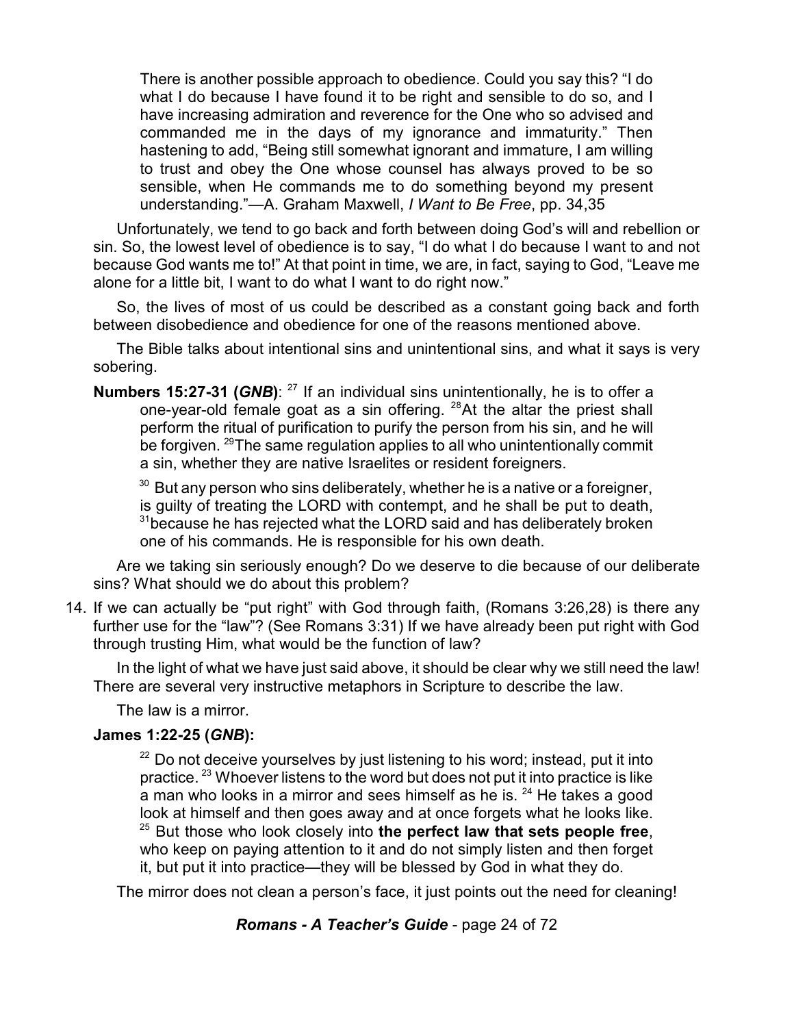> There is another possible approach to obedience. Could you say this? "I do what I do because I have found it to be right and sensible to do so, and I have increasing admiration and reverence for the One who so advised and commanded me in the days of my ignorance and immaturity." Then hastening to add, "Being still somewhat ignorant and immature, I am willing to trust and obey the One whose counsel has always proved to be so sensible, when He commands me to do something beyond my present understanding."—A. Graham Maxwell, *I Want to Be Free*, pp. 34,35

Unfortunately, we tend to go back and forth between doing God's will and rebellion or sin. So, the lowest level of obedience is to say, "I do what I do because I want to and not because God wants me to!" At that point in time, we are, in fact, saying to God, "Leave me alone for a little bit, I want to do what I want to do right now."

So, the lives of most of us could be described as a constant going back and forth between disobedience and obedience for one of the reasons mentioned above.

The Bible talks about intentional sins and unintentional sins, and what it says is very sobering.

**Numbers 15:27-31 (*GNB*)**: [27] If an individual sins unintentionally, he is to offer a one-year-old female goat as a sin offering. [28]At the altar the priest shall perform the ritual of purification to purify the person from his sin, and he will be forgiven. [29]The same regulation applies to all who unintentionally commit a sin, whether they are native Israelites or resident foreigners.

> [30] But any person who sins deliberately, whether he is a native or a foreigner, is guilty of treating the LORD with contempt, and he shall be put to death, [31]because he has rejected what the LORD said and has deliberately broken one of his commands. He is responsible for his own death.

Are we taking sin seriously enough? Do we deserve to die because of our deliberate sins? What should we do about this problem?

14. If we can actually be "put right" with God through faith, (Romans 3:26,28) is there any further use for the "law"? (See Romans 3:31) If we have already been put right with God through trusting Him, what would be the function of law?

In the light of what we have just said above, it should be clear why we still need the law! There are several very instructive metaphors in Scripture to describe the law.

The law is a mirror.

**James 1:22-25 (*GNB*):**

> [22] Do not deceive yourselves by just listening to his word; instead, put it into practice. [23] Whoever listens to the word but does not put it into practice is like a man who looks in a mirror and sees himself as he is. [24] He takes a good look at himself and then goes away and at once forgets what he looks like. [25] But those who look closely into **the perfect law that sets people free**, who keep on paying attention to it and do not simply listen and then forget it, but put it into practice—they will be blessed by God in what they do.

The mirror does not clean a person's face, it just points out the need for cleaning!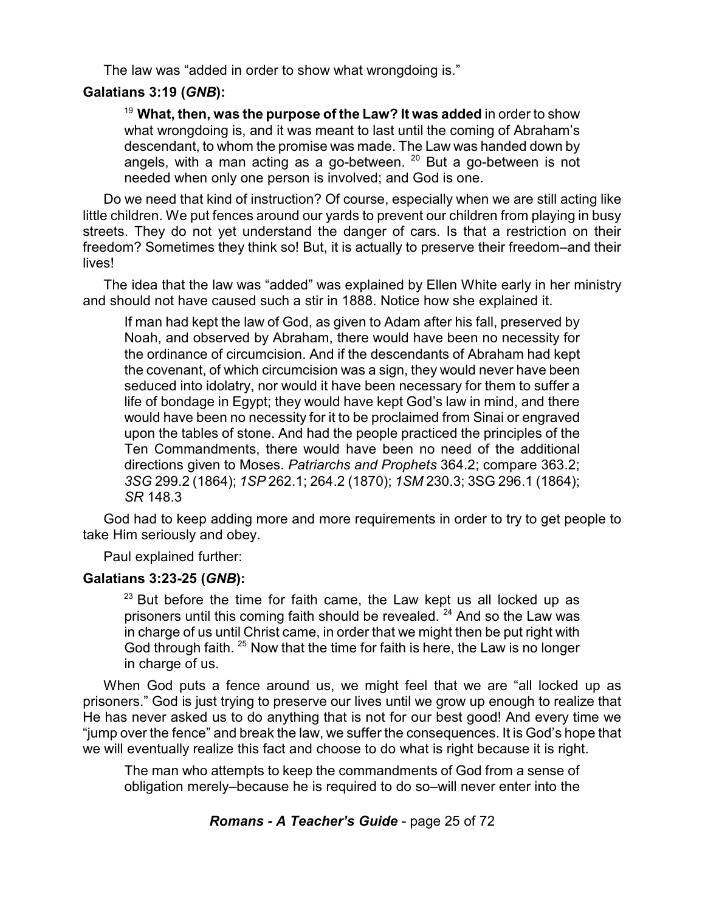The law was "added in order to show what wrongdoing is."

**Galatians 3:19 (*GNB*):**

> [19] **What, then, was the purpose of the Law? It was added** in order to show what wrongdoing is, and it was meant to last until the coming of Abraham's descendant, to whom the promise was made. The Law was handed down by angels, with a man acting as a go-between. [20] But a go-between is not needed when only one person is involved; and God is one.

Do we need that kind of instruction? Of course, especially when we are still acting like little children. We put fences around our yards to prevent our children from playing in busy streets. They do not yet understand the danger of cars. Is that a restriction on their freedom? Sometimes they think so! But, it is actually to preserve their freedom–and their lives!

The idea that the law was "added" was explained by Ellen White early in her ministry and should not have caused such a stir in 1888. Notice how she explained it.

> If man had kept the law of God, as given to Adam after his fall, preserved by Noah, and observed by Abraham, there would have been no necessity for the ordinance of circumcision. And if the descendants of Abraham had kept the covenant, of which circumcision was a sign, they would never have been seduced into idolatry, nor would it have been necessary for them to suffer a life of bondage in Egypt; they would have kept God's law in mind, and there would have been no necessity for it to be proclaimed from Sinai or engraved upon the tables of stone. And had the people practiced the principles of the Ten Commandments, there would have been no need of the additional directions given to Moses. *Patriarchs and Prophets* 364.2; compare 363.2; *3SG* 299.2 (1864); *1SP* 262.1; 264.2 (1870); *1SM* 230.3; 3SG 296.1 (1864); *SR* 148.3

God had to keep adding more and more requirements in order to try to get people to take Him seriously and obey.

Paul explained further:

**Galatians 3:23-25 (*GNB*):**

> [23] But before the time for faith came, the Law kept us all locked up as prisoners until this coming faith should be revealed. [24] And so the Law was in charge of us until Christ came, in order that we might then be put right with God through faith. [25] Now that the time for faith is here, the Law is no longer in charge of us.

When God puts a fence around us, we might feel that we are "all locked up as prisoners." God is just trying to preserve our lives until we grow up enough to realize that He has never asked us to do anything that is not for our best good! And every time we "jump over the fence" and break the law, we suffer the consequences. It is God's hope that we will eventually realize this fact and choose to do what is right because it is right.

> The man who attempts to keep the commandments of God from a sense of obligation merely–because he is required to do so–will never enter into the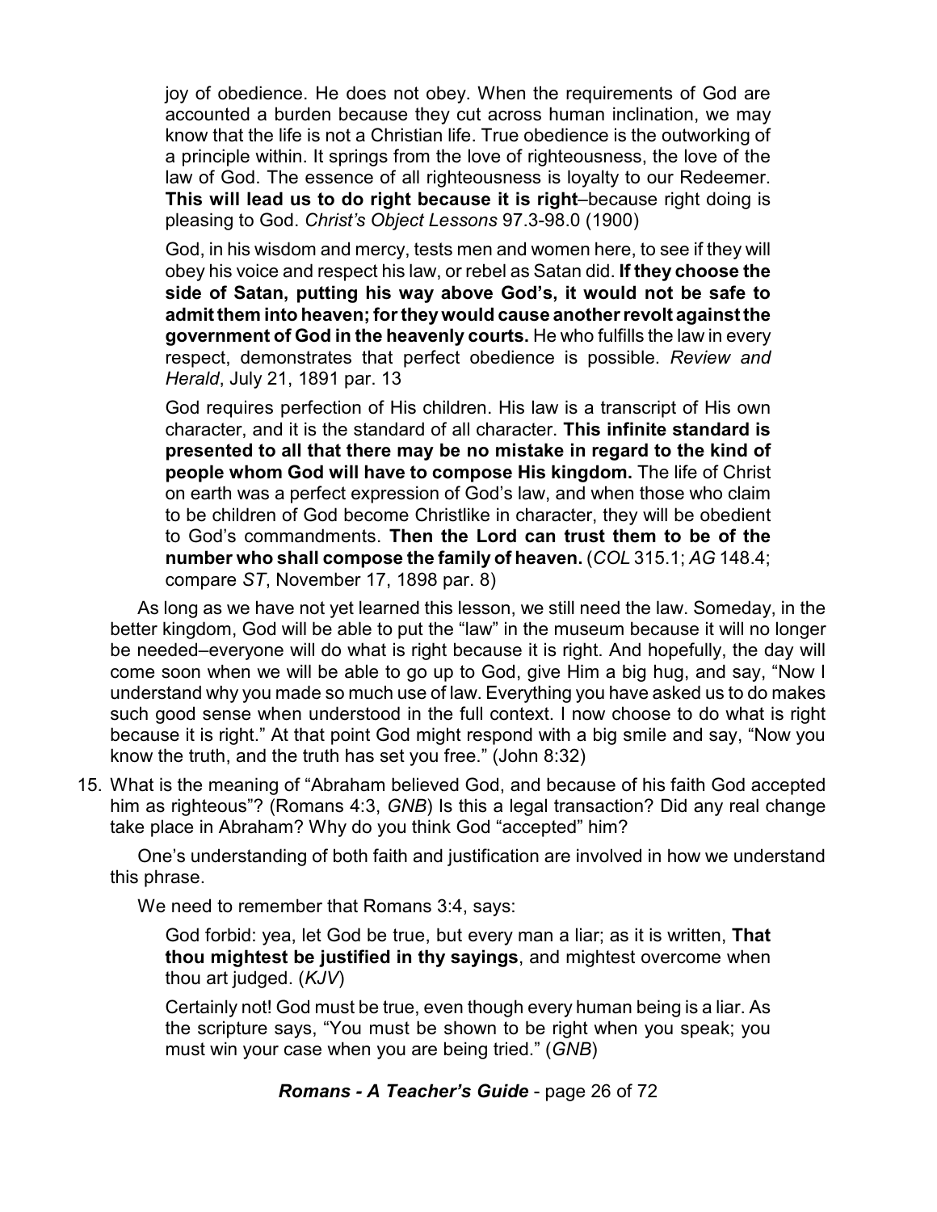> joy of obedience. He does not obey. When the requirements of God are accounted a burden because they cut across human inclination, we may know that the life is not a Christian life. True obedience is the outworking of a principle within. It springs from the love of righteousness, the love of the law of God. The essence of all righteousness is loyalty to our Redeemer. **This will lead us to do right because it is right**–because right doing is pleasing to God. *Christ's Object Lessons* 97.3-98.0 (1900)

> God, in his wisdom and mercy, tests men and women here, to see if they will obey his voice and respect his law, or rebel as Satan did. **If they choose the side of Satan, putting his way above God's, it would not be safe to admit them into heaven; for they would cause another revolt against the government of God in the heavenly courts.** He who fulfills the law in every respect, demonstrates that perfect obedience is possible. *Review and Herald*, July 21, 1891 par. 13

> God requires perfection of His children. His law is a transcript of His own character, and it is the standard of all character. **This infinite standard is presented to all that there may be no mistake in regard to the kind of people whom God will have to compose His kingdom.** The life of Christ on earth was a perfect expression of God's law, and when those who claim to be children of God become Christlike in character, they will be obedient to God's commandments. **Then the Lord can trust them to be of the number who shall compose the family of heaven.** (*COL* 315.1; *AG* 148.4; compare *ST*, November 17, 1898 par. 8)

As long as we have not yet learned this lesson, we still need the law. Someday, in the better kingdom, God will be able to put the "law" in the museum because it will no longer be needed–everyone will do what is right because it is right. And hopefully, the day will come soon when we will be able to go up to God, give Him a big hug, and say, "Now I understand why you made so much use of law. Everything you have asked us to do makes such good sense when understood in the full context. I now choose to do what is right because it is right." At that point God might respond with a big smile and say, "Now you know the truth, and the truth has set you free." (John 8:32)

15. What is the meaning of "Abraham believed God, and because of his faith God accepted him as righteous"? (Romans 4:3, *GNB*) Is this a legal transaction? Did any real change take place in Abraham? Why do you think God "accepted" him?

One's understanding of both faith and justification are involved in how we understand this phrase.

We need to remember that Romans 3:4, says:

> God forbid: yea, let God be true, but every man a liar; as it is written, **That thou mightest be justified in thy sayings**, and mightest overcome when thou art judged. (*KJV*)

> Certainly not! God must be true, even though every human being is a liar. As the scripture says, "You must be shown to be right when you speak; you must win your case when you are being tried." (*GNB*)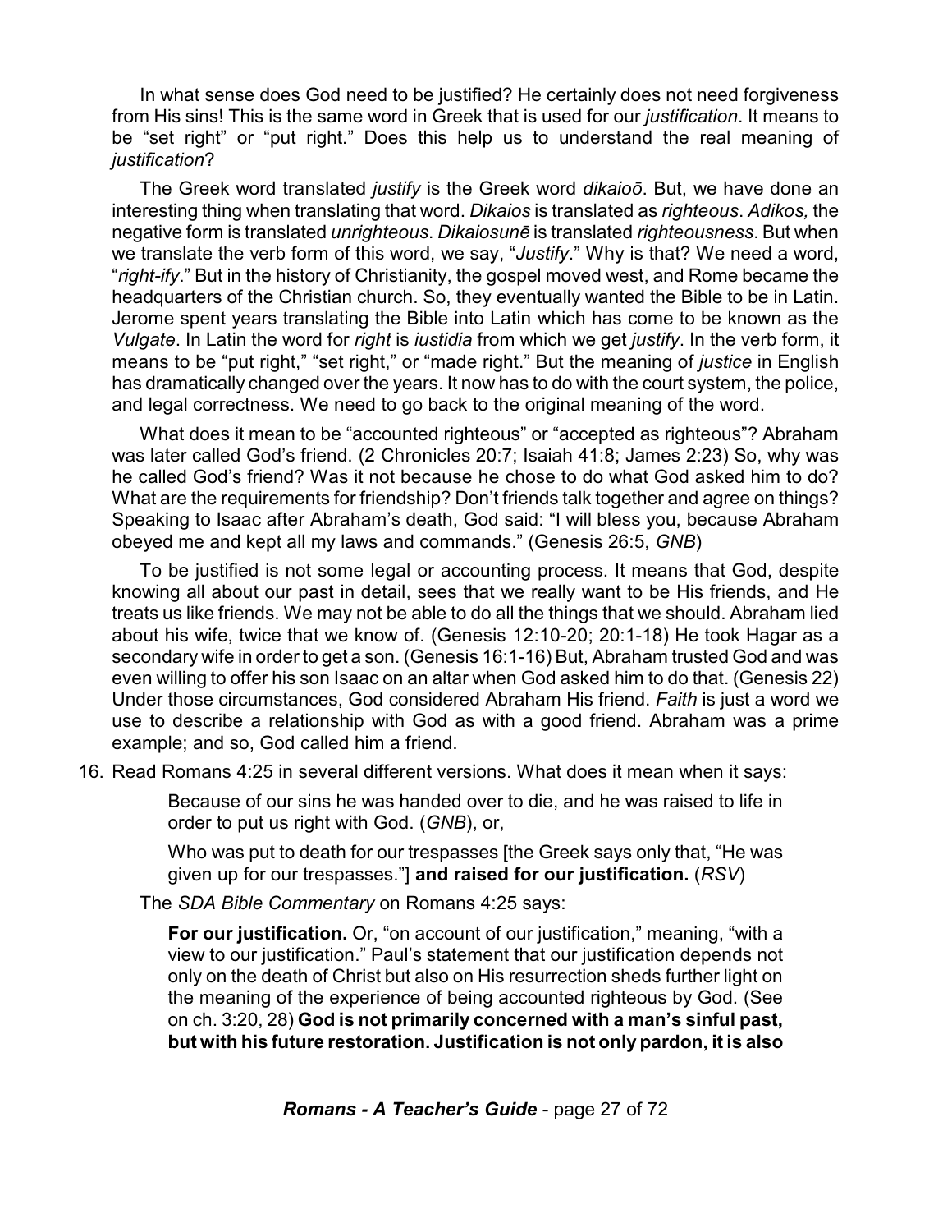In what sense does God need to be justified? He certainly does not need forgiveness from His sins! This is the same word in Greek that is used for our *justification*. It means to be "set right" or "put right." Does this help us to understand the real meaning of *justification*?

The Greek word translated *justify* is the Greek word *dikaioō*. But, we have done an interesting thing when translating that word. *Dikaios* is translated as *righteous*. *Adikos,* the negative form is translated *unrighteous*. *Dikaiosunē* is translated *righteousness*. But when we translate the verb form of this word, we say, "*Justify*." Why is that? We need a word, "*right-ify*." But in the history of Christianity, the gospel moved west, and Rome became the headquarters of the Christian church. So, they eventually wanted the Bible to be in Latin. Jerome spent years translating the Bible into Latin which has come to be known as the *Vulgate*. In Latin the word for *right* is *iustidia* from which we get *justify*. In the verb form, it means to be "put right," "set right," or "made right." But the meaning of *justice* in English has dramatically changed over the years. It now has to do with the court system, the police, and legal correctness. We need to go back to the original meaning of the word.

What does it mean to be "accounted righteous" or "accepted as righteous"? Abraham was later called God's friend. (2 Chronicles 20:7; Isaiah 41:8; James 2:23) So, why was he called God's friend? Was it not because he chose to do what God asked him to do? What are the requirements for friendship? Don't friends talk together and agree on things? Speaking to Isaac after Abraham's death, God said: "I will bless you, because Abraham obeyed me and kept all my laws and commands." (Genesis 26:5, *GNB*)

To be justified is not some legal or accounting process. It means that God, despite knowing all about our past in detail, sees that we really want to be His friends, and He treats us like friends. We may not be able to do all the things that we should. Abraham lied about his wife, twice that we know of. (Genesis 12:10-20; 20:1-18) He took Hagar as a secondary wife in order to get a son. (Genesis 16:1-16) But, Abraham trusted God and was even willing to offer his son Isaac on an altar when God asked him to do that. (Genesis 22) Under those circumstances, God considered Abraham His friend. *Faith* is just a word we use to describe a relationship with God as with a good friend. Abraham was a prime example; and so, God called him a friend.

16. Read Romans 4:25 in several different versions. What does it mean when it says:

> Because of our sins he was handed over to die, and he was raised to life in order to put us right with God. (*GNB*), or,
>
> Who was put to death for our trespasses [the Greek says only that, "He was given up for our trespasses."] **and raised for our justification.** (*RSV*)

The *SDA Bible Commentary* on Romans 4:25 says:

> **For our justification.** Or, "on account of our justification," meaning, "with a view to our justification." Paul's statement that our justification depends not only on the death of Christ but also on His resurrection sheds further light on the meaning of the experience of being accounted righteous by God. (See on ch. 3:20, 28) **God is not primarily concerned with a man's sinful past, but with his future restoration. Justification is not only pardon, it is also**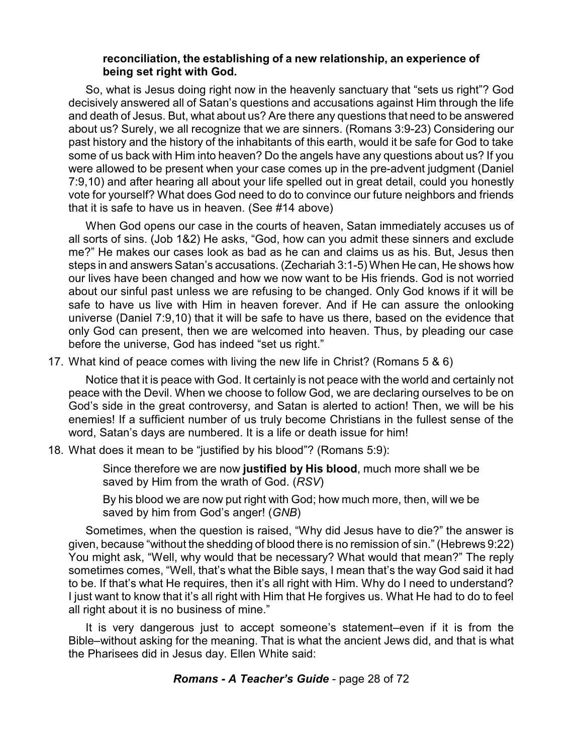**reconciliation, the establishing of a new relationship, an experience of being set right with God.**

So, what is Jesus doing right now in the heavenly sanctuary that "sets us right"? God decisively answered all of Satan's questions and accusations against Him through the life and death of Jesus. But, what about us? Are there any questions that need to be answered about us? Surely, we all recognize that we are sinners. (Romans 3:9-23) Considering our past history and the history of the inhabitants of this earth, would it be safe for God to take some of us back with Him into heaven? Do the angels have any questions about us? If you were allowed to be present when your case comes up in the pre-advent judgment (Daniel 7:9,10) and after hearing all about your life spelled out in great detail, could you honestly vote for yourself? What does God need to do to convince our future neighbors and friends that it is safe to have us in heaven. (See #14 above)

When God opens our case in the courts of heaven, Satan immediately accuses us of all sorts of sins. (Job 1&2) He asks, "God, how can you admit these sinners and exclude me?" He makes our cases look as bad as he can and claims us as his. But, Jesus then steps in and answers Satan's accusations. (Zechariah 3:1-5) When He can, He shows how our lives have been changed and how we now want to be His friends. God is not worried about our sinful past unless we are refusing to be changed. Only God knows if it will be safe to have us live with Him in heaven forever. And if He can assure the onlooking universe (Daniel 7:9,10) that it will be safe to have us there, based on the evidence that only God can present, then we are welcomed into heaven. Thus, by pleading our case before the universe, God has indeed "set us right."

17. What kind of peace comes with living the new life in Christ? (Romans 5 & 6)

Notice that it is peace with God. It certainly is not peace with the world and certainly not peace with the Devil. When we choose to follow God, we are declaring ourselves to be on God's side in the great controversy, and Satan is alerted to action! Then, we will be his enemies! If a sufficient number of us truly become Christians in the fullest sense of the word, Satan's days are numbered. It is a life or death issue for him!

18. What does it mean to be "justified by his blood"? (Romans 5:9):

> Since therefore we are now **justified by His blood**, much more shall we be saved by Him from the wrath of God. (*RSV*)
>
> By his blood we are now put right with God; how much more, then, will we be saved by him from God's anger! (*GNB*)

Sometimes, when the question is raised, "Why did Jesus have to die?" the answer is given, because "without the shedding of blood there is no remission of sin." (Hebrews 9:22) You might ask, "Well, why would that be necessary? What would that mean?" The reply sometimes comes, "Well, that's what the Bible says, I mean that's the way God said it had to be. If that's what He requires, then it's all right with Him. Why do I need to understand? I just want to know that it's all right with Him that He forgives us. What He had to do to feel all right about it is no business of mine."

It is very dangerous just to accept someone's statement–even if it is from the Bible–without asking for the meaning. That is what the ancient Jews did, and that is what the Pharisees did in Jesus day. Ellen White said: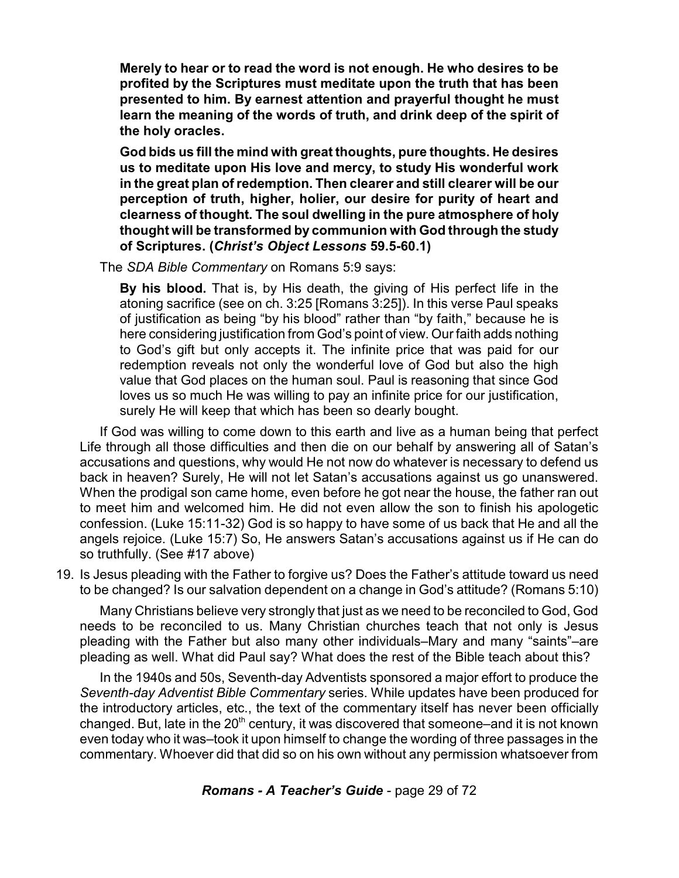> **Merely to hear or to read the word is not enough. He who desires to be profited by the Scriptures must meditate upon the truth that has been presented to him. By earnest attention and prayerful thought he must learn the meaning of the words of truth, and drink deep of the spirit of the holy oracles.**
>
> **God bids us fill the mind with great thoughts, pure thoughts. He desires us to meditate upon His love and mercy, to study His wonderful work in the great plan of redemption. Then clearer and still clearer will be our perception of truth, higher, holier, our desire for purity of heart and clearness of thought. The soul dwelling in the pure atmosphere of holy thought will be transformed by communion with God through the study of Scriptures. (*Christ's Object Lessons* 59.5-60.1)**

The *SDA Bible Commentary* on Romans 5:9 says:

> **By his blood.** That is, by His death, the giving of His perfect life in the atoning sacrifice (see on ch. 3:25 [Romans 3:25]). In this verse Paul speaks of justification as being "by his blood" rather than "by faith," because he is here considering justification from God's point of view. Our faith adds nothing to God's gift but only accepts it. The infinite price that was paid for our redemption reveals not only the wonderful love of God but also the high value that God places on the human soul. Paul is reasoning that since God loves us so much He was willing to pay an infinite price for our justification, surely He will keep that which has been so dearly bought.

If God was willing to come down to this earth and live as a human being that perfect Life through all those difficulties and then die on our behalf by answering all of Satan's accusations and questions, why would He not now do whatever is necessary to defend us back in heaven? Surely, He will not let Satan's accusations against us go unanswered. When the prodigal son came home, even before he got near the house, the father ran out to meet him and welcomed him. He did not even allow the son to finish his apologetic confession. (Luke 15:11-32) God is so happy to have some of us back that He and all the angels rejoice. (Luke 15:7) So, He answers Satan's accusations against us if He can do so truthfully. (See #17 above)

19. Is Jesus pleading with the Father to forgive us? Does the Father's attitude toward us need to be changed? Is our salvation dependent on a change in God's attitude? (Romans 5:10)

Many Christians believe very strongly that just as we need to be reconciled to God, God needs to be reconciled to us. Many Christian churches teach that not only is Jesus pleading with the Father but also many other individuals–Mary and many "saints"–are pleading as well. What did Paul say? What does the rest of the Bible teach about this?

In the 1940s and 50s, Seventh-day Adventists sponsored a major effort to produce the *Seventh-day Adventist Bible Commentary* series. While updates have been produced for the introductory articles, etc., the text of the commentary itself has never been officially changed. But, late in the 20th century, it was discovered that someone–and it is not known even today who it was–took it upon himself to change the wording of three passages in the commentary. Whoever did that did so on his own without any permission whatsoever from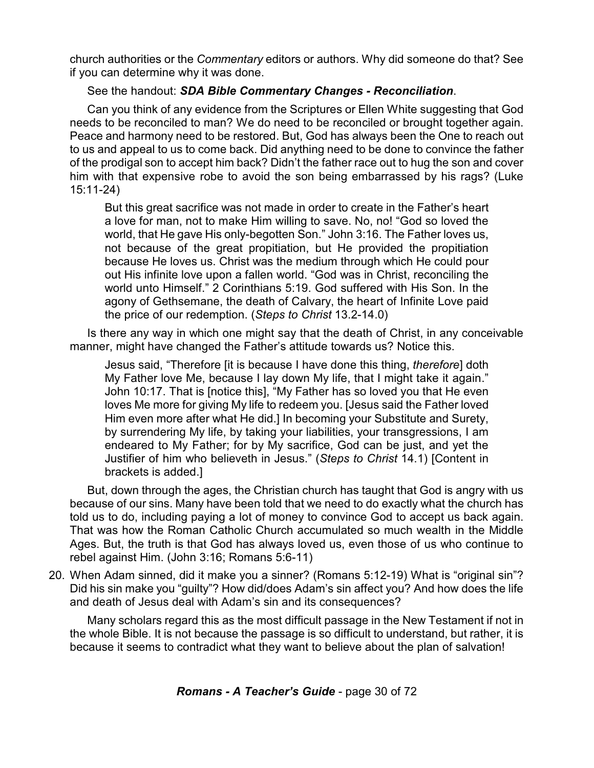church authorities or the *Commentary* editors or authors. Why did someone do that? See if you can determine why it was done.

See the handout: ***SDA Bible Commentary Changes - Reconciliation***.

Can you think of any evidence from the Scriptures or Ellen White suggesting that God needs to be reconciled to man? We do need to be reconciled or brought together again. Peace and harmony need to be restored. But, God has always been the One to reach out to us and appeal to us to come back. Did anything need to be done to convince the father of the prodigal son to accept him back? Didn't the father race out to hug the son and cover him with that expensive robe to avoid the son being embarrassed by his rags? (Luke 15:11-24)

> But this great sacrifice was not made in order to create in the Father's heart a love for man, not to make Him willing to save. No, no! "God so loved the world, that He gave His only-begotten Son." John 3:16. The Father loves us, not because of the great propitiation, but He provided the propitiation because He loves us. Christ was the medium through which He could pour out His infinite love upon a fallen world. "God was in Christ, reconciling the world unto Himself." 2 Corinthians 5:19. God suffered with His Son. In the agony of Gethsemane, the death of Calvary, the heart of Infinite Love paid the price of our redemption. (*Steps to Christ* 13.2-14.0)

Is there any way in which one might say that the death of Christ, in any conceivable manner, might have changed the Father's attitude towards us? Notice this.

> Jesus said, "Therefore [it is because I have done this thing, *therefore*] doth My Father love Me, because I lay down My life, that I might take it again." John 10:17. That is [notice this], "My Father has so loved you that He even loves Me more for giving My life to redeem you. [Jesus said the Father loved Him even more after what He did.] In becoming your Substitute and Surety, by surrendering My life, by taking your liabilities, your transgressions, I am endeared to My Father; for by My sacrifice, God can be just, and yet the Justifier of him who believeth in Jesus." (*Steps to Christ* 14.1) [Content in brackets is added.]

But, down through the ages, the Christian church has taught that God is angry with us because of our sins. Many have been told that we need to do exactly what the church has told us to do, including paying a lot of money to convince God to accept us back again. That was how the Roman Catholic Church accumulated so much wealth in the Middle Ages. But, the truth is that God has always loved us, even those of us who continue to rebel against Him. (John 3:16; Romans 5:6-11)

20. When Adam sinned, did it make you a sinner? (Romans 5:12-19) What is "original sin"? Did his sin make you "guilty"? How did/does Adam's sin affect you? And how does the life and death of Jesus deal with Adam's sin and its consequences?

    Many scholars regard this as the most difficult passage in the New Testament if not in the whole Bible. It is not because the passage is so difficult to understand, but rather, it is because it seems to contradict what they want to believe about the plan of salvation!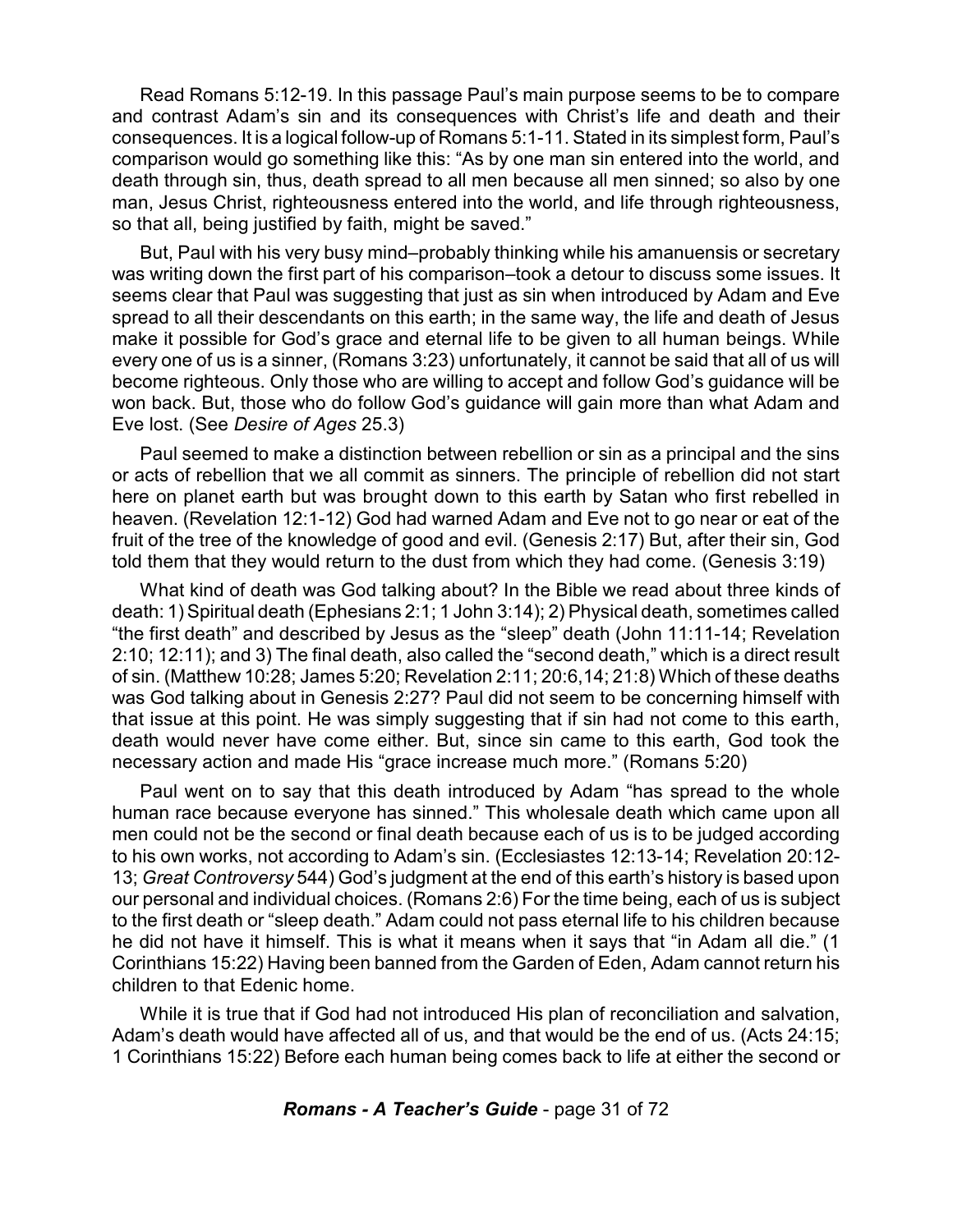Read Romans 5:12-19. In this passage Paul's main purpose seems to be to compare and contrast Adam's sin and its consequences with Christ's life and death and their consequences. It is a logical follow-up of Romans 5:1-11. Stated in its simplest form, Paul's comparison would go something like this: "As by one man sin entered into the world, and death through sin, thus, death spread to all men because all men sinned; so also by one man, Jesus Christ, righteousness entered into the world, and life through righteousness, so that all, being justified by faith, might be saved."

But, Paul with his very busy mind–probably thinking while his amanuensis or secretary was writing down the first part of his comparison–took a detour to discuss some issues. It seems clear that Paul was suggesting that just as sin when introduced by Adam and Eve spread to all their descendants on this earth; in the same way, the life and death of Jesus make it possible for God's grace and eternal life to be given to all human beings. While every one of us is a sinner, (Romans 3:23) unfortunately, it cannot be said that all of us will become righteous. Only those who are willing to accept and follow God's guidance will be won back. But, those who do follow God's guidance will gain more than what Adam and Eve lost. (See *Desire of Ages* 25.3)

Paul seemed to make a distinction between rebellion or sin as a principal and the sins or acts of rebellion that we all commit as sinners. The principle of rebellion did not start here on planet earth but was brought down to this earth by Satan who first rebelled in heaven. (Revelation 12:1-12) God had warned Adam and Eve not to go near or eat of the fruit of the tree of the knowledge of good and evil. (Genesis 2:17) But, after their sin, God told them that they would return to the dust from which they had come. (Genesis 3:19)

What kind of death was God talking about? In the Bible we read about three kinds of death: 1) Spiritual death (Ephesians 2:1; 1 John 3:14); 2) Physical death, sometimes called "the first death" and described by Jesus as the "sleep" death (John 11:11-14; Revelation 2:10; 12:11); and 3) The final death, also called the "second death," which is a direct result of sin. (Matthew 10:28; James 5:20; Revelation 2:11; 20:6,14; 21:8) Which of these deaths was God talking about in Genesis 2:27? Paul did not seem to be concerning himself with that issue at this point. He was simply suggesting that if sin had not come to this earth, death would never have come either. But, since sin came to this earth, God took the necessary action and made His "grace increase much more." (Romans 5:20)

Paul went on to say that this death introduced by Adam "has spread to the whole human race because everyone has sinned." This wholesale death which came upon all men could not be the second or final death because each of us is to be judged according to his own works, not according to Adam's sin. (Ecclesiastes 12:13-14; Revelation 20:12-13; *Great Controversy* 544) God's judgment at the end of this earth's history is based upon our personal and individual choices. (Romans 2:6) For the time being, each of us is subject to the first death or "sleep death." Adam could not pass eternal life to his children because he did not have it himself. This is what it means when it says that "in Adam all die." (1 Corinthians 15:22) Having been banned from the Garden of Eden, Adam cannot return his children to that Edenic home.

While it is true that if God had not introduced His plan of reconciliation and salvation, Adam's death would have affected all of us, and that would be the end of us. (Acts 24:15; 1 Corinthians 15:22) Before each human being comes back to life at either the second or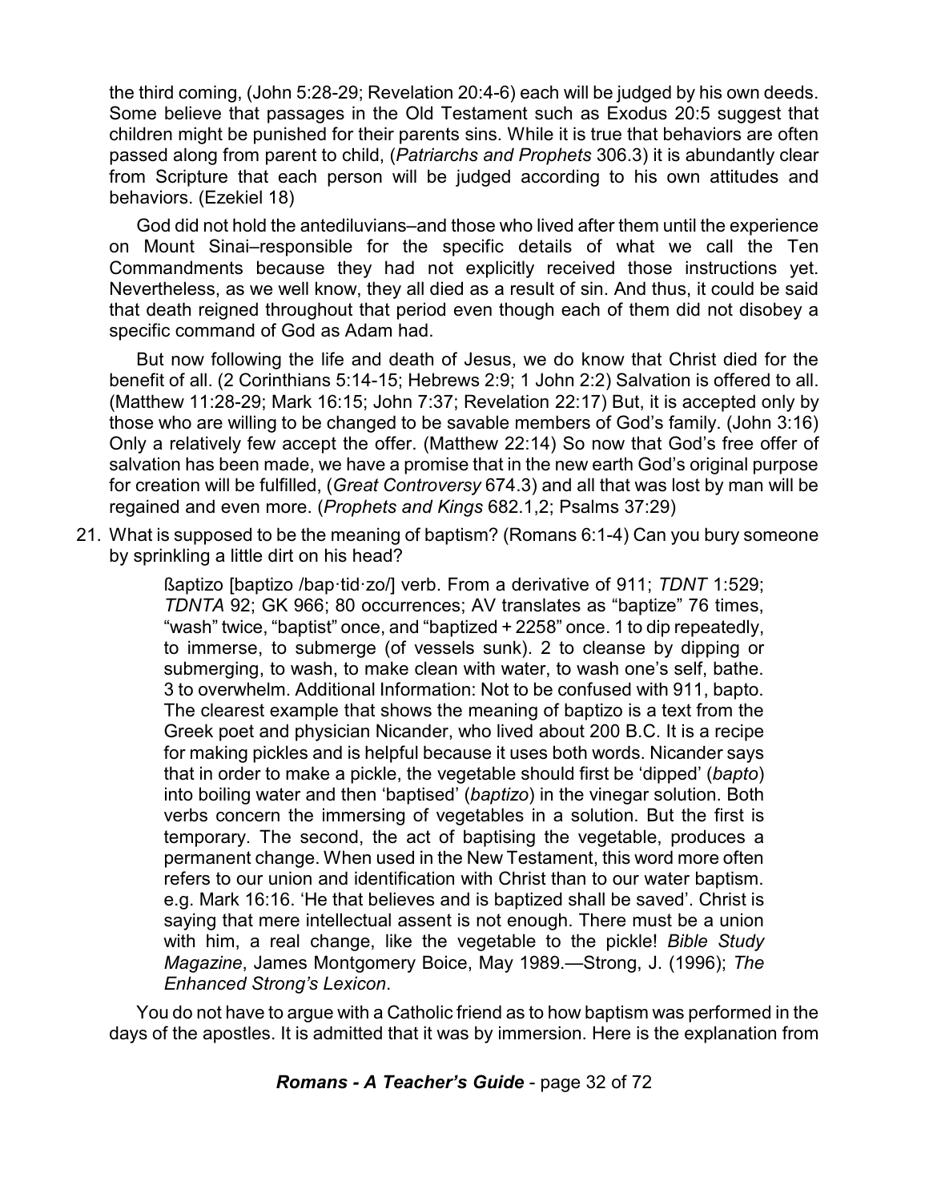the third coming, (John 5:28-29; Revelation 20:4-6) each will be judged by his own deeds. Some believe that passages in the Old Testament such as Exodus 20:5 suggest that children might be punished for their parents sins. While it is true that behaviors are often passed along from parent to child, (*Patriarchs and Prophets* 306.3) it is abundantly clear from Scripture that each person will be judged according to his own attitudes and behaviors. (Ezekiel 18)

God did not hold the antediluvians–and those who lived after them until the experience on Mount Sinai–responsible for the specific details of what we call the Ten Commandments because they had not explicitly received those instructions yet. Nevertheless, as we well know, they all died as a result of sin. And thus, it could be said that death reigned throughout that period even though each of them did not disobey a specific command of God as Adam had.

But now following the life and death of Jesus, we do know that Christ died for the benefit of all. (2 Corinthians 5:14-15; Hebrews 2:9; 1 John 2:2) Salvation is offered to all. (Matthew 11:28-29; Mark 16:15; John 7:37; Revelation 22:17) But, it is accepted only by those who are willing to be changed to be savable members of God's family. (John 3:16) Only a relatively few accept the offer. (Matthew 22:14) So now that God's free offer of salvation has been made, we have a promise that in the new earth God's original purpose for creation will be fulfilled, (*Great Controversy* 674.3) and all that was lost by man will be regained and even more. (*Prophets and Kings* 682.1,2; Psalms 37:29)

21. What is supposed to be the meaning of baptism? (Romans 6:1-4) Can you bury someone by sprinkling a little dirt on his head?

> ßaptizo [baptizo /bap·tid·zo/] verb. From a derivative of 911; *TDNT* 1:529; *TDNTA* 92; GK 966; 80 occurrences; AV translates as "baptize" 76 times, "wash" twice, "baptist" once, and "baptized + 2258" once. 1 to dip repeatedly, to immerse, to submerge (of vessels sunk). 2 to cleanse by dipping or submerging, to wash, to make clean with water, to wash one's self, bathe. 3 to overwhelm. Additional Information: Not to be confused with 911, bapto. The clearest example that shows the meaning of baptizo is a text from the Greek poet and physician Nicander, who lived about 200 B.C. It is a recipe for making pickles and is helpful because it uses both words. Nicander says that in order to make a pickle, the vegetable should first be 'dipped' (*bapto*) into boiling water and then 'baptised' (*baptizo*) in the vinegar solution. Both verbs concern the immersing of vegetables in a solution. But the first is temporary. The second, the act of baptising the vegetable, produces a permanent change. When used in the New Testament, this word more often refers to our union and identification with Christ than to our water baptism. e.g. Mark 16:16. 'He that believes and is baptized shall be saved'. Christ is saying that mere intellectual assent is not enough. There must be a union with him, a real change, like the vegetable to the pickle! *Bible Study Magazine*, James Montgomery Boice, May 1989.—Strong, J. (1996); *The Enhanced Strong's Lexicon*.

You do not have to argue with a Catholic friend as to how baptism was performed in the days of the apostles. It is admitted that it was by immersion. Here is the explanation from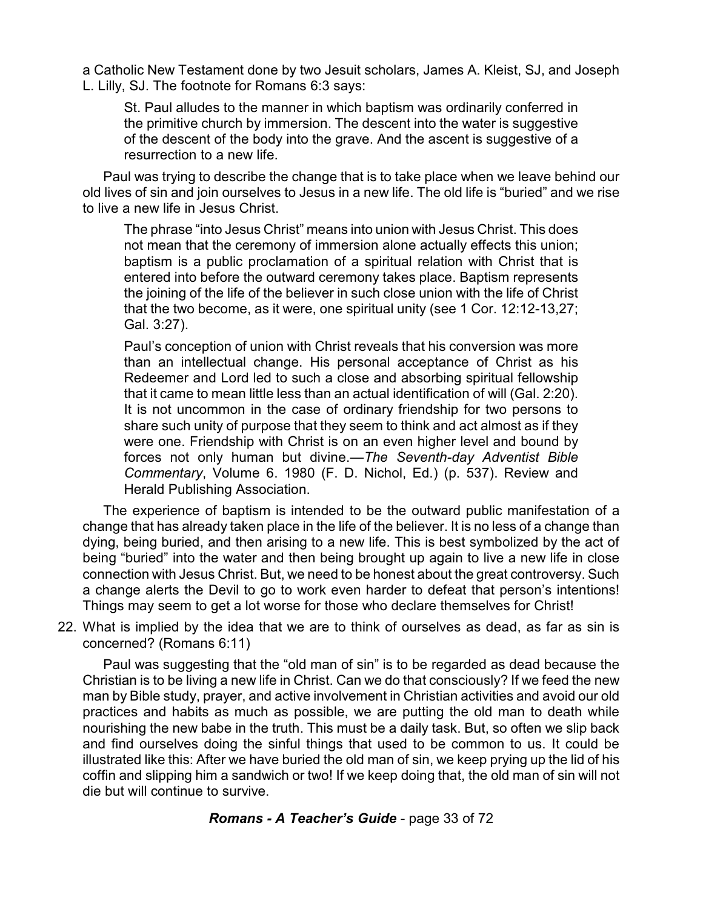a Catholic New Testament done by two Jesuit scholars, James A. Kleist, SJ, and Joseph L. Lilly, SJ. The footnote for Romans 6:3 says:

> St. Paul alludes to the manner in which baptism was ordinarily conferred in the primitive church by immersion. The descent into the water is suggestive of the descent of the body into the grave. And the ascent is suggestive of a resurrection to a new life.

Paul was trying to describe the change that is to take place when we leave behind our old lives of sin and join ourselves to Jesus in a new life. The old life is "buried" and we rise to live a new life in Jesus Christ.

> The phrase "into Jesus Christ" means into union with Jesus Christ. This does not mean that the ceremony of immersion alone actually effects this union; baptism is a public proclamation of a spiritual relation with Christ that is entered into before the outward ceremony takes place. Baptism represents the joining of the life of the believer in such close union with the life of Christ that the two become, as it were, one spiritual unity (see 1 Cor. 12:12-13,27; Gal. 3:27).
>
> Paul's conception of union with Christ reveals that his conversion was more than an intellectual change. His personal acceptance of Christ as his Redeemer and Lord led to such a close and absorbing spiritual fellowship that it came to mean little less than an actual identification of will (Gal. 2:20). It is not uncommon in the case of ordinary friendship for two persons to share such unity of purpose that they seem to think and act almost as if they were one. Friendship with Christ is on an even higher level and bound by forces not only human but divine.—*The Seventh-day Adventist Bible Commentary*, Volume 6. 1980 (F. D. Nichol, Ed.) (p. 537). Review and Herald Publishing Association.

The experience of baptism is intended to be the outward public manifestation of a change that has already taken place in the life of the believer. It is no less of a change than dying, being buried, and then arising to a new life. This is best symbolized by the act of being "buried" into the water and then being brought up again to live a new life in close connection with Jesus Christ. But, we need to be honest about the great controversy. Such a change alerts the Devil to go to work even harder to defeat that person's intentions! Things may seem to get a lot worse for those who declare themselves for Christ!

22. What is implied by the idea that we are to think of ourselves as dead, as far as sin is concerned? (Romans 6:11)

Paul was suggesting that the "old man of sin" is to be regarded as dead because the Christian is to be living a new life in Christ. Can we do that consciously? If we feed the new man by Bible study, prayer, and active involvement in Christian activities and avoid our old practices and habits as much as possible, we are putting the old man to death while nourishing the new babe in the truth. This must be a daily task. But, so often we slip back and find ourselves doing the sinful things that used to be common to us. It could be illustrated like this: After we have buried the old man of sin, we keep prying up the lid of his coffin and slipping him a sandwich or two! If we keep doing that, the old man of sin will not die but will continue to survive.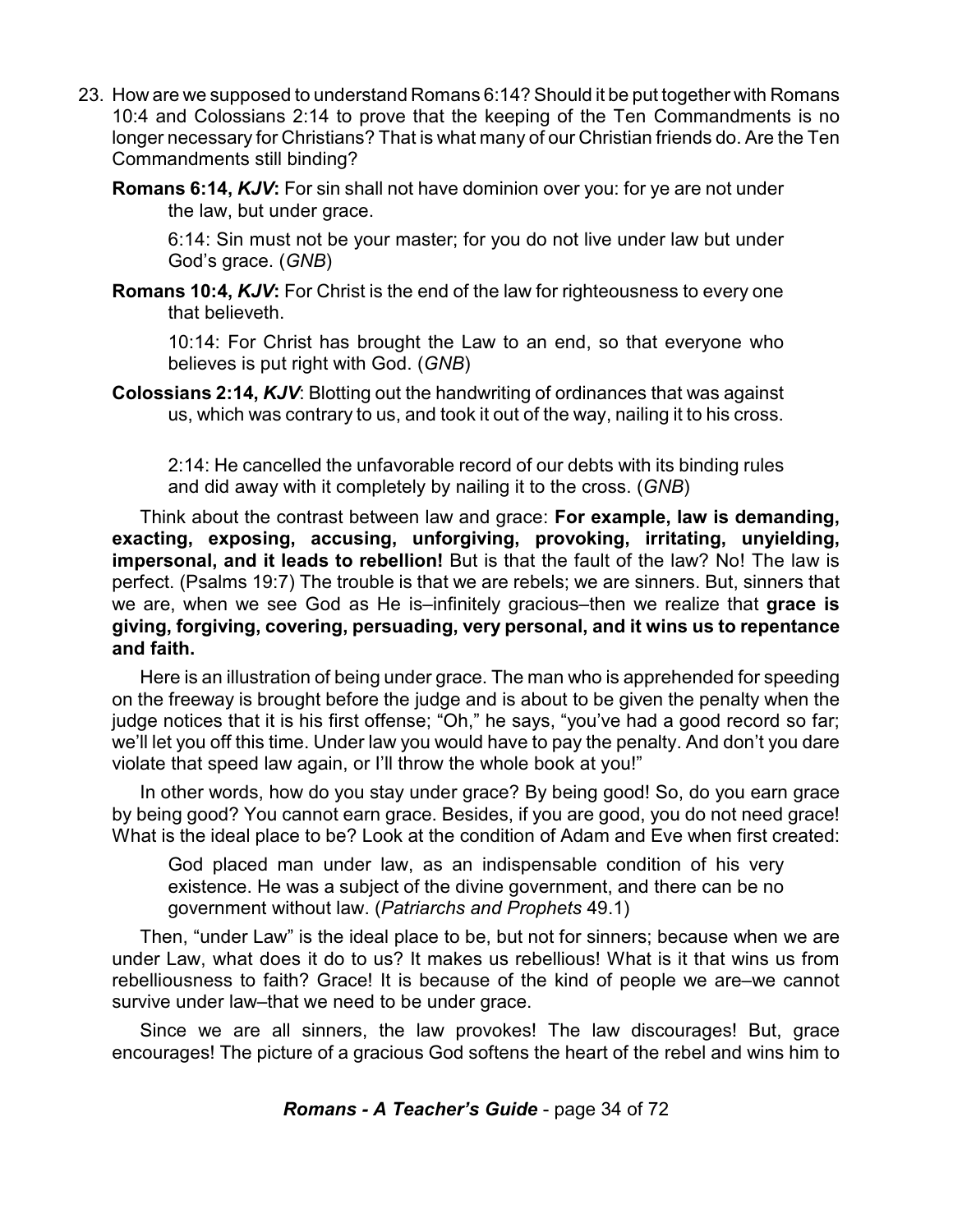23. How are we supposed to understand Romans 6:14? Should it be put together with Romans 10:4 and Colossians 2:14 to prove that the keeping of the Ten Commandments is no longer necessary for Christians? That is what many of our Christian friends do. Are the Ten Commandments still binding?

**Romans 6:14, *KJV*:** For sin shall not have dominion over you: for ye are not under the law, but under grace.

> 6:14: Sin must not be your master; for you do not live under law but under God's grace. (*GNB*)

**Romans 10:4, *KJV*:** For Christ is the end of the law for righteousness to every one that believeth.

> 10:14: For Christ has brought the Law to an end, so that everyone who believes is put right with God. (*GNB*)

**Colossians 2:14, *KJV***: Blotting out the handwriting of ordinances that was against us, which was contrary to us, and took it out of the way, nailing it to his cross.

> 2:14: He cancelled the unfavorable record of our debts with its binding rules and did away with it completely by nailing it to the cross. (*GNB*)

Think about the contrast between law and grace: **For example, law is demanding, exacting, exposing, accusing, unforgiving, provoking, irritating, unyielding, impersonal, and it leads to rebellion!** But is that the fault of the law? No! The law is perfect. (Psalms 19:7) The trouble is that we are rebels; we are sinners. But, sinners that we are, when we see God as He is–infinitely gracious–then we realize that **grace is giving, forgiving, covering, persuading, very personal, and it wins us to repentance and faith.**

Here is an illustration of being under grace. The man who is apprehended for speeding on the freeway is brought before the judge and is about to be given the penalty when the judge notices that it is his first offense; "Oh," he says, "you've had a good record so far; we'll let you off this time. Under law you would have to pay the penalty. And don't you dare violate that speed law again, or I'll throw the whole book at you!"

In other words, how do you stay under grace? By being good! So, do you earn grace by being good? You cannot earn grace. Besides, if you are good, you do not need grace! What is the ideal place to be? Look at the condition of Adam and Eve when first created:

> God placed man under law, as an indispensable condition of his very existence. He was a subject of the divine government, and there can be no government without law. (*Patriarchs and Prophets* 49.1)

Then, "under Law" is the ideal place to be, but not for sinners; because when we are under Law, what does it do to us? It makes us rebellious! What is it that wins us from rebelliousness to faith? Grace! It is because of the kind of people we are–we cannot survive under law–that we need to be under grace.

Since we are all sinners, the law provokes! The law discourages! But, grace encourages! The picture of a gracious God softens the heart of the rebel and wins him to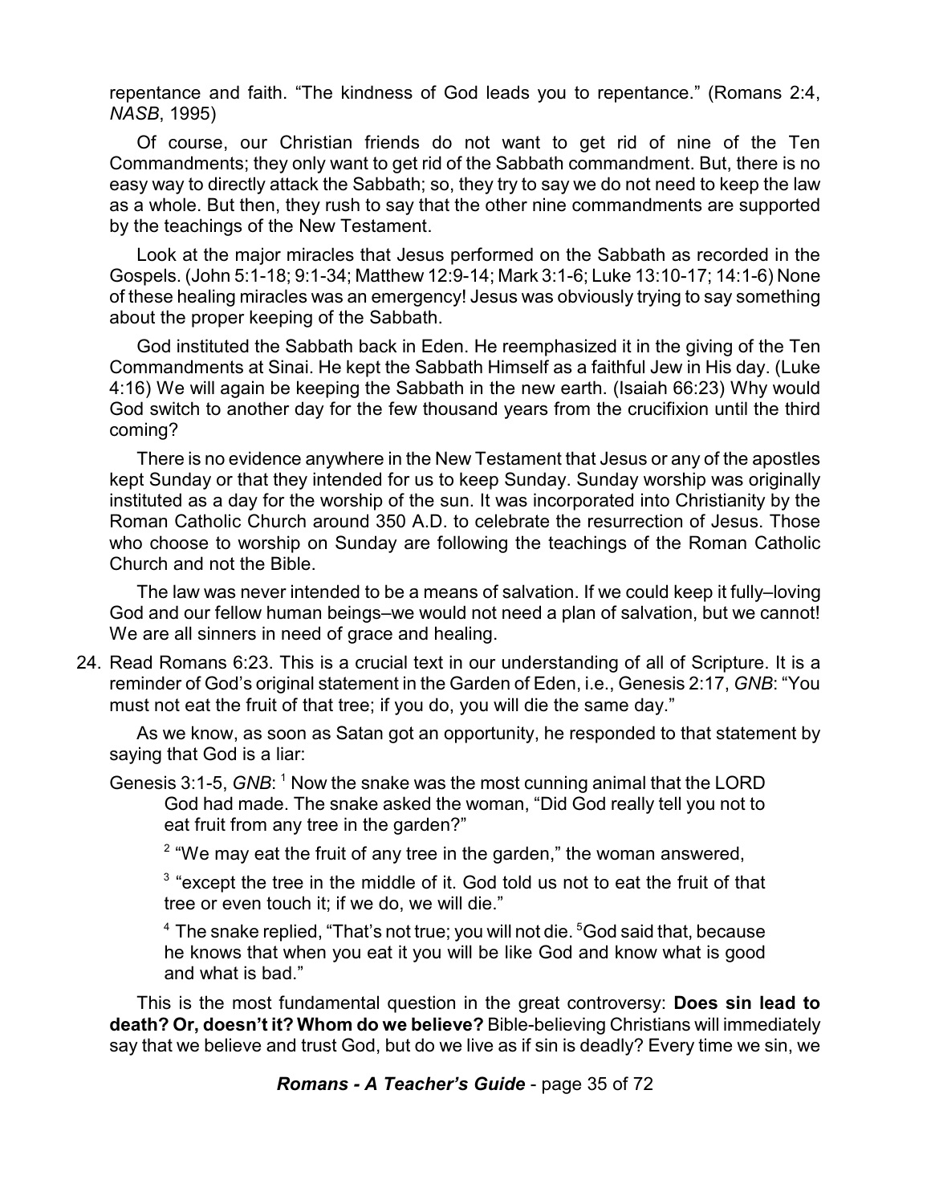repentance and faith. "The kindness of God leads you to repentance." (Romans 2:4, *NASB*, 1995)

Of course, our Christian friends do not want to get rid of nine of the Ten Commandments; they only want to get rid of the Sabbath commandment. But, there is no easy way to directly attack the Sabbath; so, they try to say we do not need to keep the law as a whole. But then, they rush to say that the other nine commandments are supported by the teachings of the New Testament.

Look at the major miracles that Jesus performed on the Sabbath as recorded in the Gospels. (John 5:1-18; 9:1-34; Matthew 12:9-14; Mark 3:1-6; Luke 13:10-17; 14:1-6) None of these healing miracles was an emergency! Jesus was obviously trying to say something about the proper keeping of the Sabbath.

God instituted the Sabbath back in Eden. He reemphasized it in the giving of the Ten Commandments at Sinai. He kept the Sabbath Himself as a faithful Jew in His day. (Luke 4:16) We will again be keeping the Sabbath in the new earth. (Isaiah 66:23) Why would God switch to another day for the few thousand years from the crucifixion until the third coming?

There is no evidence anywhere in the New Testament that Jesus or any of the apostles kept Sunday or that they intended for us to keep Sunday. Sunday worship was originally instituted as a day for the worship of the sun. It was incorporated into Christianity by the Roman Catholic Church around 350 A.D. to celebrate the resurrection of Jesus. Those who choose to worship on Sunday are following the teachings of the Roman Catholic Church and not the Bible.

The law was never intended to be a means of salvation. If we could keep it fully–loving God and our fellow human beings–we would not need a plan of salvation, but we cannot! We are all sinners in need of grace and healing.

24. Read Romans 6:23. This is a crucial text in our understanding of all of Scripture. It is a reminder of God's original statement in the Garden of Eden, i.e., Genesis 2:17, *GNB*: "You must not eat the fruit of that tree; if you do, you will die the same day."

    As we know, as soon as Satan got an opportunity, he responded to that statement by saying that God is a liar:

    Genesis 3:1-5, *GNB*: [1] Now the snake was the most cunning animal that the LORD God had made. The snake asked the woman, "Did God really tell you not to eat fruit from any tree in the garden?"

    > [2] "We may eat the fruit of any tree in the garden," the woman answered,
    >
    > [3] "except the tree in the middle of it. God told us not to eat the fruit of that tree or even touch it; if we do, we will die."
    >
    > [4] The snake replied, "That's not true; you will not die. [5]God said that, because he knows that when you eat it you will be like God and know what is good and what is bad."

    This is the most fundamental question in the great controversy: **Does sin lead to death? Or, doesn't it? Whom do we believe?** Bible-believing Christians will immediately say that we believe and trust God, but do we live as if sin is deadly? Every time we sin, we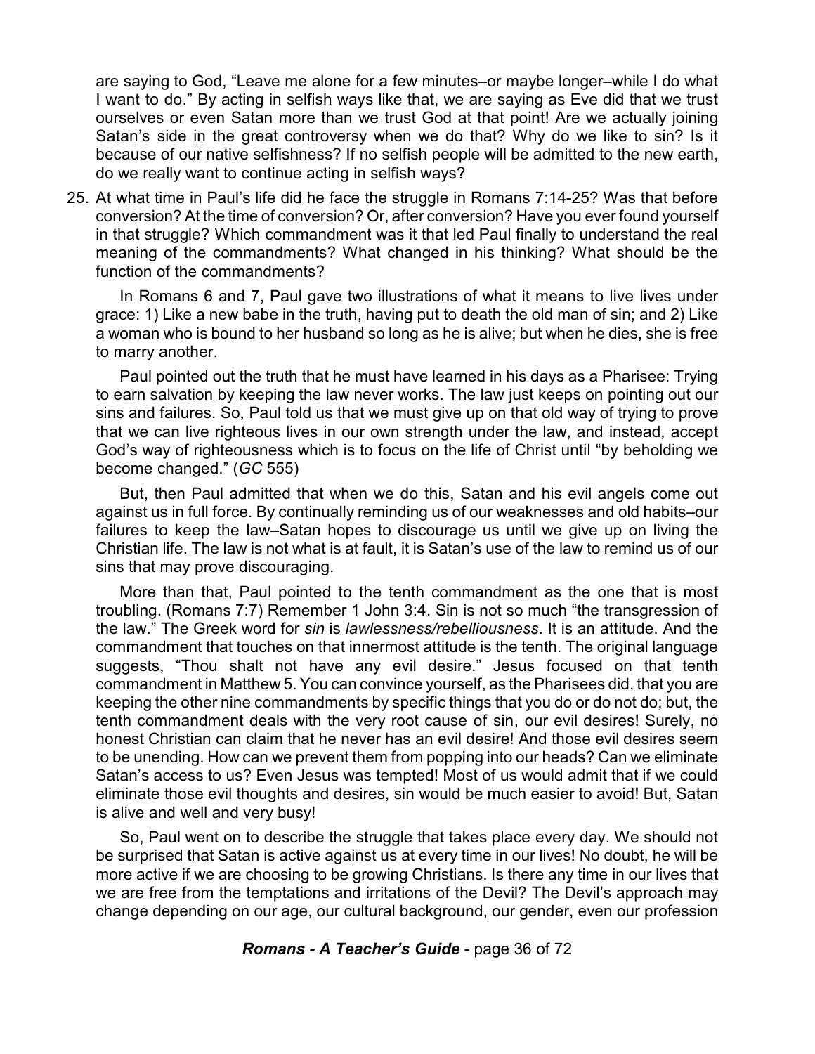are saying to God, "Leave me alone for a few minutes–or maybe longer–while I do what I want to do." By acting in selfish ways like that, we are saying as Eve did that we trust ourselves or even Satan more than we trust God at that point! Are we actually joining Satan's side in the great controversy when we do that? Why do we like to sin? Is it because of our native selfishness? If no selfish people will be admitted to the new earth, do we really want to continue acting in selfish ways?

25. At what time in Paul's life did he face the struggle in Romans 7:14-25? Was that before conversion? At the time of conversion? Or, after conversion? Have you ever found yourself in that struggle? Which commandment was it that led Paul finally to understand the real meaning of the commandments? What changed in his thinking? What should be the function of the commandments?

    In Romans 6 and 7, Paul gave two illustrations of what it means to live lives under grace: 1) Like a new babe in the truth, having put to death the old man of sin; and 2) Like a woman who is bound to her husband so long as he is alive; but when he dies, she is free to marry another.

    Paul pointed out the truth that he must have learned in his days as a Pharisee: Trying to earn salvation by keeping the law never works. The law just keeps on pointing out our sins and failures. So, Paul told us that we must give up on that old way of trying to prove that we can live righteous lives in our own strength under the law, and instead, accept God's way of righteousness which is to focus on the life of Christ until "by beholding we become changed." (*GC* 555)

    But, then Paul admitted that when we do this, Satan and his evil angels come out against us in full force. By continually reminding us of our weaknesses and old habits–our failures to keep the law–Satan hopes to discourage us until we give up on living the Christian life. The law is not what is at fault, it is Satan's use of the law to remind us of our sins that may prove discouraging.

    More than that, Paul pointed to the tenth commandment as the one that is most troubling. (Romans 7:7) Remember 1 John 3:4. Sin is not so much "the transgression of the law." The Greek word for *sin* is *lawlessness/rebelliousness*. It is an attitude. And the commandment that touches on that innermost attitude is the tenth. The original language suggests, "Thou shalt not have any evil desire." Jesus focused on that tenth commandment in Matthew 5. You can convince yourself, as the Pharisees did, that you are keeping the other nine commandments by specific things that you do or do not do; but, the tenth commandment deals with the very root cause of sin, our evil desires! Surely, no honest Christian can claim that he never has an evil desire! And those evil desires seem to be unending. How can we prevent them from popping into our heads? Can we eliminate Satan's access to us? Even Jesus was tempted! Most of us would admit that if we could eliminate those evil thoughts and desires, sin would be much easier to avoid! But, Satan is alive and well and very busy!

    So, Paul went on to describe the struggle that takes place every day. We should not be surprised that Satan is active against us at every time in our lives! No doubt, he will be more active if we are choosing to be growing Christians. Is there any time in our lives that we are free from the temptations and irritations of the Devil? The Devil's approach may change depending on our age, our cultural background, our gender, even our profession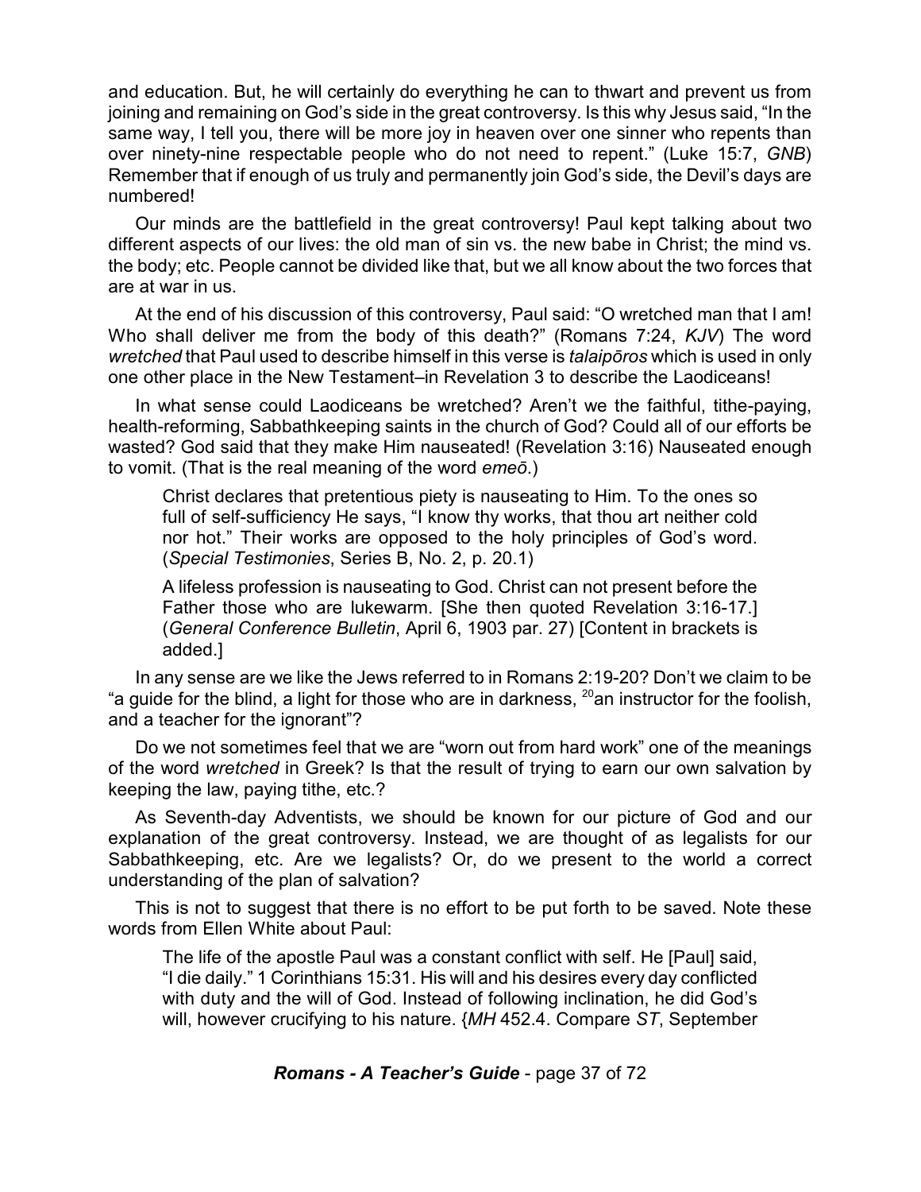and education. But, he will certainly do everything he can to thwart and prevent us from joining and remaining on God's side in the great controversy. Is this why Jesus said, "In the same way, I tell you, there will be more joy in heaven over one sinner who repents than over ninety-nine respectable people who do not need to repent." (Luke 15:7, *GNB*) Remember that if enough of us truly and permanently join God's side, the Devil's days are numbered!

Our minds are the battlefield in the great controversy! Paul kept talking about two different aspects of our lives: the old man of sin vs. the new babe in Christ; the mind vs. the body; etc. People cannot be divided like that, but we all know about the two forces that are at war in us.

At the end of his discussion of this controversy, Paul said: "O wretched man that I am! Who shall deliver me from the body of this death?" (Romans 7:24, *KJV*) The word *wretched* that Paul used to describe himself in this verse is *talaipōros* which is used in only one other place in the New Testament–in Revelation 3 to describe the Laodiceans!

In what sense could Laodiceans be wretched? Aren't we the faithful, tithe-paying, health-reforming, Sabbathkeeping saints in the church of God? Could all of our efforts be wasted? God said that they make Him nauseated! (Revelation 3:16) Nauseated enough to vomit. (That is the real meaning of the word *emeō*.)

> Christ declares that pretentious piety is nauseating to Him. To the ones so full of self-sufficiency He says, "I know thy works, that thou art neither cold nor hot." Their works are opposed to the holy principles of God's word. (*Special Testimonies*, Series B, No. 2, p. 20.1)
>
> A lifeless profession is nauseating to God. Christ can not present before the Father those who are lukewarm. [She then quoted Revelation 3:16-17.] (*General Conference Bulletin*, April 6, 1903 par. 27) [Content in brackets is added.]

In any sense are we like the Jews referred to in Romans 2:19-20? Don't we claim to be "a guide for the blind, a light for those who are in darkness, [20]an instructor for the foolish, and a teacher for the ignorant"?

Do we not sometimes feel that we are "worn out from hard work" one of the meanings of the word *wretched* in Greek? Is that the result of trying to earn our own salvation by keeping the law, paying tithe, etc.?

As Seventh-day Adventists, we should be known for our picture of God and our explanation of the great controversy. Instead, we are thought of as legalists for our Sabbathkeeping, etc. Are we legalists? Or, do we present to the world a correct understanding of the plan of salvation?

This is not to suggest that there is no effort to be put forth to be saved. Note these words from Ellen White about Paul:

> The life of the apostle Paul was a constant conflict with self. He [Paul] said, "I die daily." 1 Corinthians 15:31. His will and his desires every day conflicted with duty and the will of God. Instead of following inclination, he did God's will, however crucifying to his nature. {*MH* 452.4. Compare *ST*, September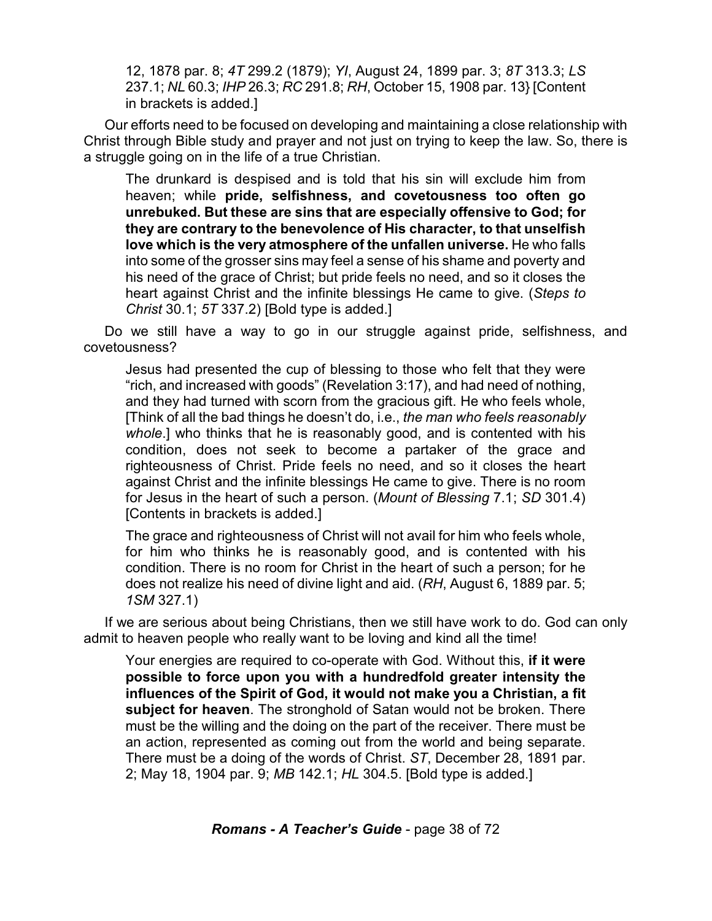> 12, 1878 par. 8; *4T* 299.2 (1879); *YI*, August 24, 1899 par. 3; *8T* 313.3; *LS* 237.1; *NL* 60.3; *IHP* 26.3; *RC* 291.8; *RH*, October 15, 1908 par. 13} [Content in brackets is added.]

Our efforts need to be focused on developing and maintaining a close relationship with Christ through Bible study and prayer and not just on trying to keep the law. So, there is a struggle going on in the life of a true Christian.

> The drunkard is despised and is told that his sin will exclude him from heaven; while **pride, selfishness, and covetousness too often go unrebuked. But these are sins that are especially offensive to God; for they are contrary to the benevolence of His character, to that unselfish love which is the very atmosphere of the unfallen universe.** He who falls into some of the grosser sins may feel a sense of his shame and poverty and his need of the grace of Christ; but pride feels no need, and so it closes the heart against Christ and the infinite blessings He came to give. (*Steps to Christ* 30.1; *5T* 337.2) [Bold type is added.]

Do we still have a way to go in our struggle against pride, selfishness, and covetousness?

> Jesus had presented the cup of blessing to those who felt that they were "rich, and increased with goods" (Revelation 3:17), and had need of nothing, and they had turned with scorn from the gracious gift. He who feels whole, [Think of all the bad things he doesn't do, i.e., *the man who feels reasonably whole*.] who thinks that he is reasonably good, and is contented with his condition, does not seek to become a partaker of the grace and righteousness of Christ. Pride feels no need, and so it closes the heart against Christ and the infinite blessings He came to give. There is no room for Jesus in the heart of such a person. (*Mount of Blessing* 7.1; *SD* 301.4) [Contents in brackets is added.]

> The grace and righteousness of Christ will not avail for him who feels whole, for him who thinks he is reasonably good, and is contented with his condition. There is no room for Christ in the heart of such a person; for he does not realize his need of divine light and aid. (*RH*, August 6, 1889 par. 5; *1SM* 327.1)

If we are serious about being Christians, then we still have work to do. God can only admit to heaven people who really want to be loving and kind all the time!

> Your energies are required to co-operate with God. Without this, **if it were possible to force upon you with a hundredfold greater intensity the influences of the Spirit of God, it would not make you a Christian, a fit subject for heaven**. The stronghold of Satan would not be broken. There must be the willing and the doing on the part of the receiver. There must be an action, represented as coming out from the world and being separate. There must be a doing of the words of Christ. *ST*, December 28, 1891 par. 2; May 18, 1904 par. 9; *MB* 142.1; *HL* 304.5. [Bold type is added.]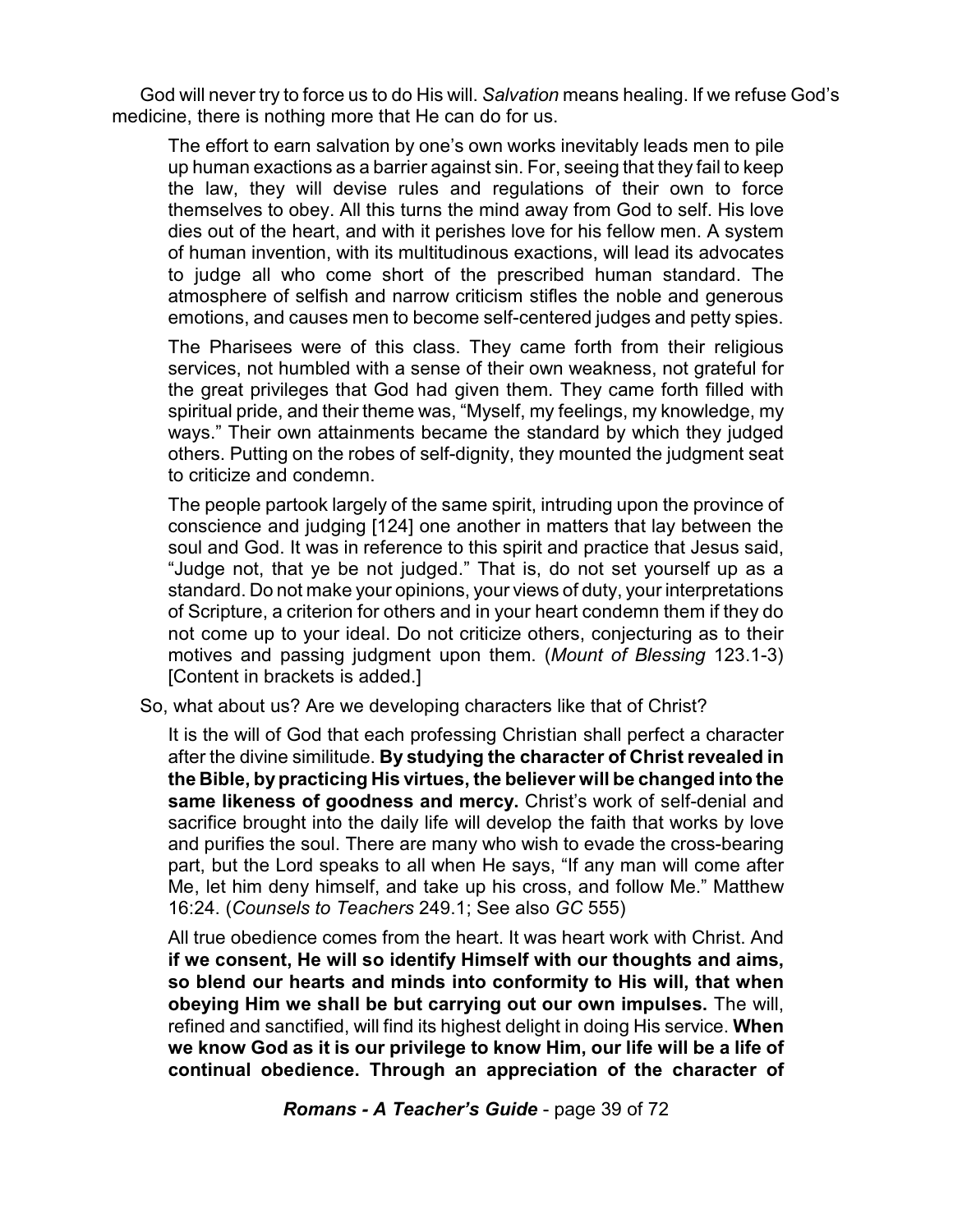God will never try to force us to do His will. *Salvation* means healing. If we refuse God's medicine, there is nothing more that He can do for us.

> The effort to earn salvation by one's own works inevitably leads men to pile up human exactions as a barrier against sin. For, seeing that they fail to keep the law, they will devise rules and regulations of their own to force themselves to obey. All this turns the mind away from God to self. His love dies out of the heart, and with it perishes love for his fellow men. A system of human invention, with its multitudinous exactions, will lead its advocates to judge all who come short of the prescribed human standard. The atmosphere of selfish and narrow criticism stifles the noble and generous emotions, and causes men to become self-centered judges and petty spies.
>
> The Pharisees were of this class. They came forth from their religious services, not humbled with a sense of their own weakness, not grateful for the great privileges that God had given them. They came forth filled with spiritual pride, and their theme was, "Myself, my feelings, my knowledge, my ways." Their own attainments became the standard by which they judged others. Putting on the robes of self-dignity, they mounted the judgment seat to criticize and condemn.
>
> The people partook largely of the same spirit, intruding upon the province of conscience and judging [124] one another in matters that lay between the soul and God. It was in reference to this spirit and practice that Jesus said, "Judge not, that ye be not judged." That is, do not set yourself up as a standard. Do not make your opinions, your views of duty, your interpretations of Scripture, a criterion for others and in your heart condemn them if they do not come up to your ideal. Do not criticize others, conjecturing as to their motives and passing judgment upon them. (*Mount of Blessing* 123.1-3) [Content in brackets is added.]

So, what about us? Are we developing characters like that of Christ?

> It is the will of God that each professing Christian shall perfect a character after the divine similitude. **By studying the character of Christ revealed in the Bible, by practicing His virtues, the believer will be changed into the same likeness of goodness and mercy.** Christ's work of self-denial and sacrifice brought into the daily life will develop the faith that works by love and purifies the soul. There are many who wish to evade the cross-bearing part, but the Lord speaks to all when He says, "If any man will come after Me, let him deny himself, and take up his cross, and follow Me." Matthew 16:24. (*Counsels to Teachers* 249.1; See also *GC* 555)
>
> All true obedience comes from the heart. It was heart work with Christ. And **if we consent, He will so identify Himself with our thoughts and aims, so blend our hearts and minds into conformity to His will, that when obeying Him we shall be but carrying out our own impulses.** The will, refined and sanctified, will find its highest delight in doing His service. **When we know God as it is our privilege to know Him, our life will be a life of continual obedience. Through an appreciation of the character of**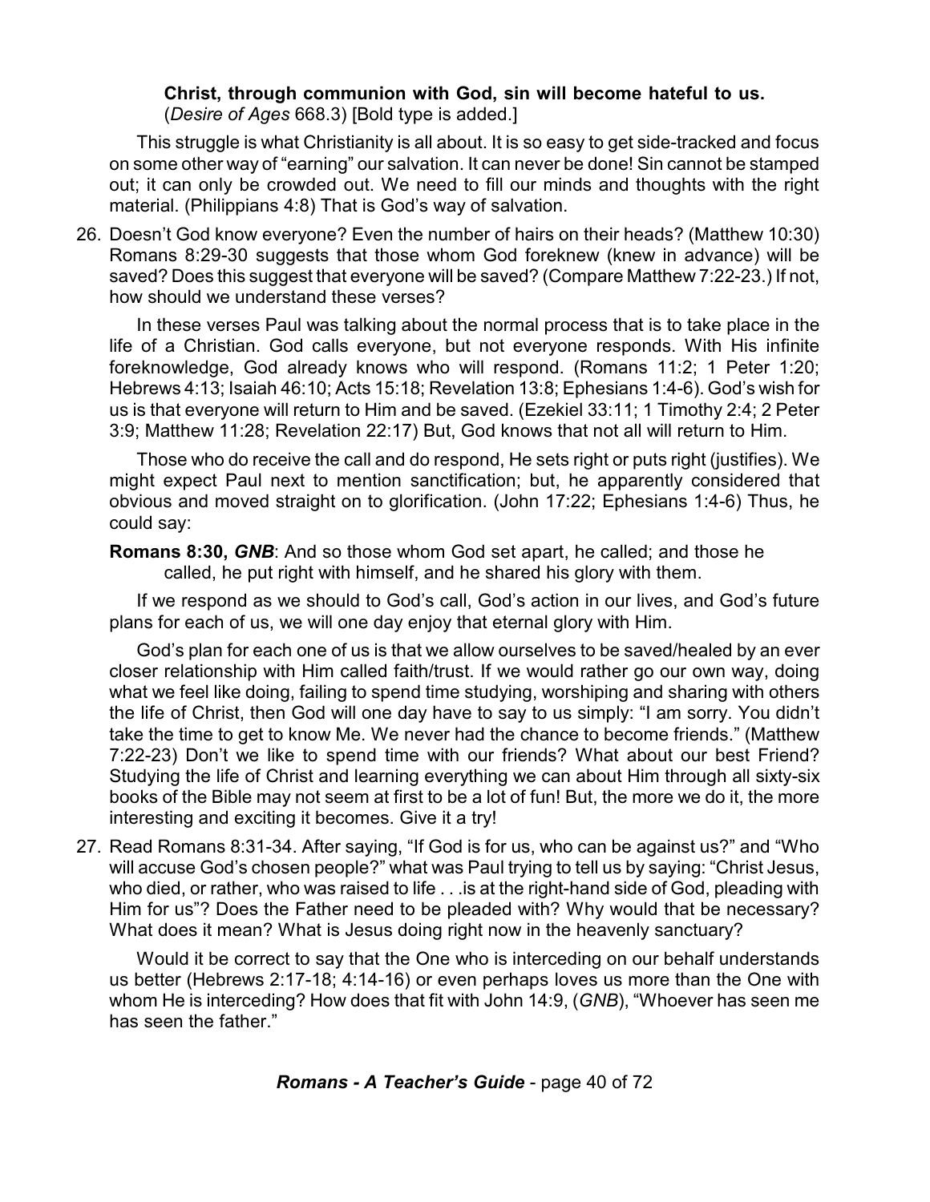**Christ, through communion with God, sin will become hateful to us.** (*Desire of Ages* 668.3) [Bold type is added.]

This struggle is what Christianity is all about. It is so easy to get side-tracked and focus on some other way of "earning" our salvation. It can never be done! Sin cannot be stamped out; it can only be crowded out. We need to fill our minds and thoughts with the right material. (Philippians 4:8) That is God's way of salvation.

26. Doesn't God know everyone? Even the number of hairs on their heads? (Matthew 10:30) Romans 8:29-30 suggests that those whom God foreknew (knew in advance) will be saved? Does this suggest that everyone will be saved? (Compare Matthew 7:22-23.) If not, how should we understand these verses?

    In these verses Paul was talking about the normal process that is to take place in the life of a Christian. God calls everyone, but not everyone responds. With His infinite foreknowledge, God already knows who will respond. (Romans 11:2; 1 Peter 1:20; Hebrews 4:13; Isaiah 46:10; Acts 15:18; Revelation 13:8; Ephesians 1:4-6). God's wish for us is that everyone will return to Him and be saved. (Ezekiel 33:11; 1 Timothy 2:4; 2 Peter 3:9; Matthew 11:28; Revelation 22:17) But, God knows that not all will return to Him.

    Those who do receive the call and do respond, He sets right or puts right (justifies). We might expect Paul next to mention sanctification; but, he apparently considered that obvious and moved straight on to glorification. (John 17:22; Ephesians 1:4-6) Thus, he could say:

    **Romans 8:30, *GNB***: And so those whom God set apart, he called; and those he called, he put right with himself, and he shared his glory with them.

    If we respond as we should to God's call, God's action in our lives, and God's future plans for each of us, we will one day enjoy that eternal glory with Him.

    God's plan for each one of us is that we allow ourselves to be saved/healed by an ever closer relationship with Him called faith/trust. If we would rather go our own way, doing what we feel like doing, failing to spend time studying, worshiping and sharing with others the life of Christ, then God will one day have to say to us simply: "I am sorry. You didn't take the time to get to know Me. We never had the chance to become friends." (Matthew 7:22-23) Don't we like to spend time with our friends? What about our best Friend? Studying the life of Christ and learning everything we can about Him through all sixty-six books of the Bible may not seem at first to be a lot of fun! But, the more we do it, the more interesting and exciting it becomes. Give it a try!

27. Read Romans 8:31-34. After saying, "If God is for us, who can be against us?" and "Who will accuse God's chosen people?" what was Paul trying to tell us by saying: "Christ Jesus, who died, or rather, who was raised to life . . .is at the right-hand side of God, pleading with Him for us"? Does the Father need to be pleaded with? Why would that be necessary? What does it mean? What is Jesus doing right now in the heavenly sanctuary?

    Would it be correct to say that the One who is interceding on our behalf understands us better (Hebrews 2:17-18; 4:14-16) or even perhaps loves us more than the One with whom He is interceding? How does that fit with John 14:9, (*GNB*), "Whoever has seen me has seen the father."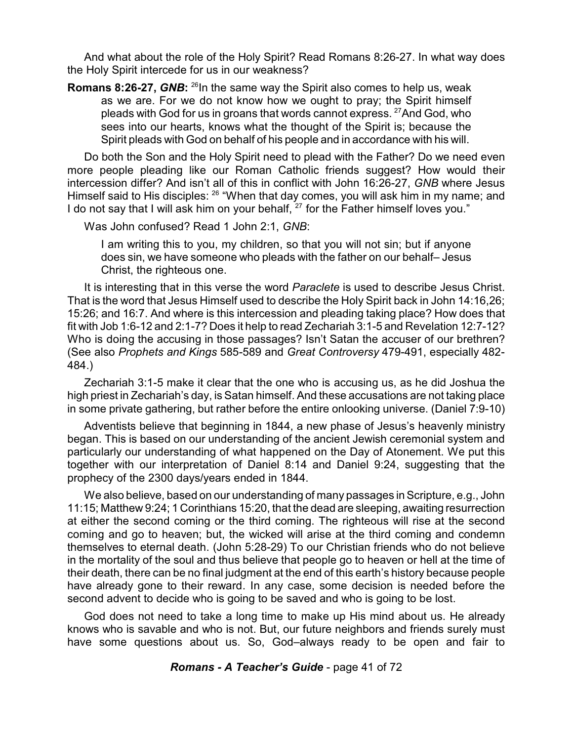And what about the role of the Holy Spirit? Read Romans 8:26-27. In what way does the Holy Spirit intercede for us in our weakness?

> **Romans 8:26-27, *GNB*:** [26]In the same way the Spirit also comes to help us, weak as we are. For we do not know how we ought to pray; the Spirit himself pleads with God for us in groans that words cannot express. [27]And God, who sees into our hearts, knows what the thought of the Spirit is; because the Spirit pleads with God on behalf of his people and in accordance with his will.

Do both the Son and the Holy Spirit need to plead with the Father? Do we need even more people pleading like our Roman Catholic friends suggest? How would their intercession differ? And isn't all of this in conflict with John 16:26-27, *GNB* where Jesus Himself said to His disciples: [26] "When that day comes, you will ask him in my name; and I do not say that I will ask him on your behalf, [27] for the Father himself loves you."

Was John confused? Read 1 John 2:1, *GNB*:

> I am writing this to you, my children, so that you will not sin; but if anyone does sin, we have someone who pleads with the father on our behalf– Jesus Christ, the righteous one.

It is interesting that in this verse the word *Paraclete* is used to describe Jesus Christ. That is the word that Jesus Himself used to describe the Holy Spirit back in John 14:16,26; 15:26; and 16:7. And where is this intercession and pleading taking place? How does that fit with Job 1:6-12 and 2:1-7? Does it help to read Zechariah 3:1-5 and Revelation 12:7-12? Who is doing the accusing in those passages? Isn't Satan the accuser of our brethren? (See also *Prophets and Kings* 585-589 and *Great Controversy* 479-491, especially 482-484.)

Zechariah 3:1-5 make it clear that the one who is accusing us, as he did Joshua the high priest in Zechariah's day, is Satan himself. And these accusations are not taking place in some private gathering, but rather before the entire onlooking universe. (Daniel 7:9-10)

Adventists believe that beginning in 1844, a new phase of Jesus's heavenly ministry began. This is based on our understanding of the ancient Jewish ceremonial system and particularly our understanding of what happened on the Day of Atonement. We put this together with our interpretation of Daniel 8:14 and Daniel 9:24, suggesting that the prophecy of the 2300 days/years ended in 1844.

We also believe, based on our understanding of many passages in Scripture, e.g., John 11:15; Matthew 9:24; 1 Corinthians 15:20, that the dead are sleeping, awaiting resurrection at either the second coming or the third coming. The righteous will rise at the second coming and go to heaven; but, the wicked will arise at the third coming and condemn themselves to eternal death. (John 5:28-29) To our Christian friends who do not believe in the mortality of the soul and thus believe that people go to heaven or hell at the time of their death, there can be no final judgment at the end of this earth's history because people have already gone to their reward. In any case, some decision is needed before the second advent to decide who is going to be saved and who is going to be lost.

God does not need to take a long time to make up His mind about us. He already knows who is savable and who is not. But, our future neighbors and friends surely must have some questions about us. So, God–always ready to be open and fair to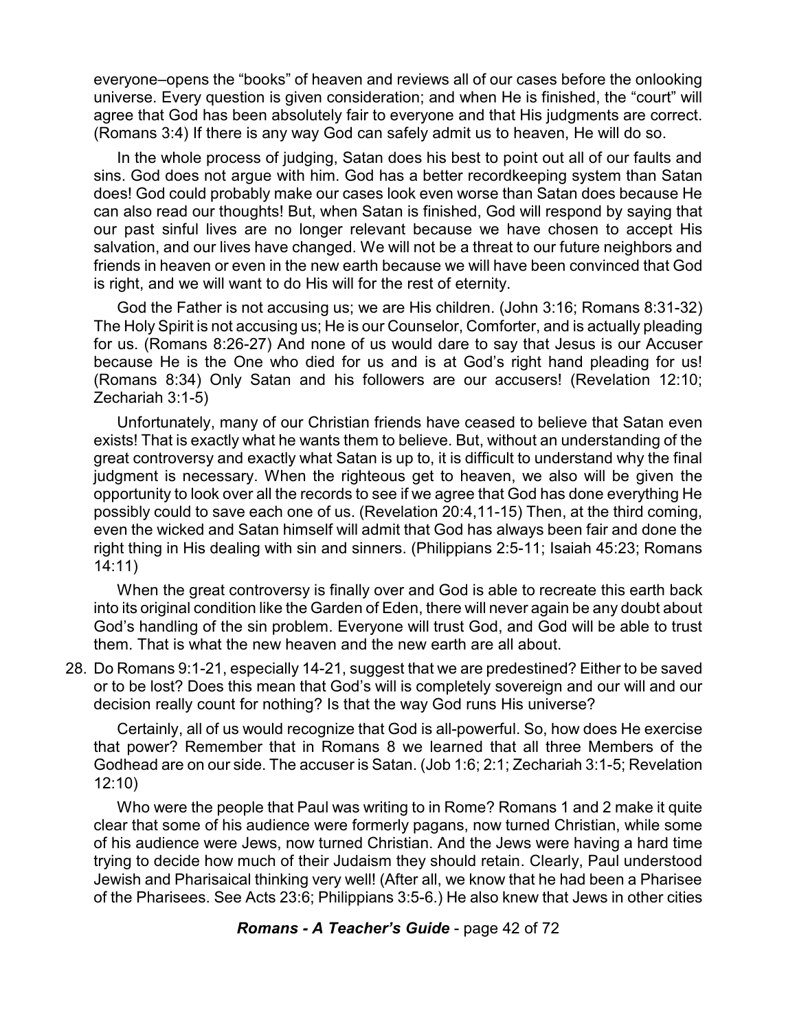everyone–opens the "books" of heaven and reviews all of our cases before the onlooking universe. Every question is given consideration; and when He is finished, the "court" will agree that God has been absolutely fair to everyone and that His judgments are correct. (Romans 3:4) If there is any way God can safely admit us to heaven, He will do so.

In the whole process of judging, Satan does his best to point out all of our faults and sins. God does not argue with him. God has a better recordkeeping system than Satan does! God could probably make our cases look even worse than Satan does because He can also read our thoughts! But, when Satan is finished, God will respond by saying that our past sinful lives are no longer relevant because we have chosen to accept His salvation, and our lives have changed. We will not be a threat to our future neighbors and friends in heaven or even in the new earth because we will have been convinced that God is right, and we will want to do His will for the rest of eternity.

God the Father is not accusing us; we are His children. (John 3:16; Romans 8:31-32) The Holy Spirit is not accusing us; He is our Counselor, Comforter, and is actually pleading for us. (Romans 8:26-27) And none of us would dare to say that Jesus is our Accuser because He is the One who died for us and is at God's right hand pleading for us! (Romans 8:34) Only Satan and his followers are our accusers! (Revelation 12:10; Zechariah 3:1-5)

Unfortunately, many of our Christian friends have ceased to believe that Satan even exists! That is exactly what he wants them to believe. But, without an understanding of the great controversy and exactly what Satan is up to, it is difficult to understand why the final judgment is necessary. When the righteous get to heaven, we also will be given the opportunity to look over all the records to see if we agree that God has done everything He possibly could to save each one of us. (Revelation 20:4,11-15) Then, at the third coming, even the wicked and Satan himself will admit that God has always been fair and done the right thing in His dealing with sin and sinners. (Philippians 2:5-11; Isaiah 45:23; Romans 14:11)

When the great controversy is finally over and God is able to recreate this earth back into its original condition like the Garden of Eden, there will never again be any doubt about God's handling of the sin problem. Everyone will trust God, and God will be able to trust them. That is what the new heaven and the new earth are all about.

28. Do Romans 9:1-21, especially 14-21, suggest that we are predestined? Either to be saved or to be lost? Does this mean that God's will is completely sovereign and our will and our decision really count for nothing? Is that the way God runs His universe?

    Certainly, all of us would recognize that God is all-powerful. So, how does He exercise that power? Remember that in Romans 8 we learned that all three Members of the Godhead are on our side. The accuser is Satan. (Job 1:6; 2:1; Zechariah 3:1-5; Revelation 12:10)

    Who were the people that Paul was writing to in Rome? Romans 1 and 2 make it quite clear that some of his audience were formerly pagans, now turned Christian, while some of his audience were Jews, now turned Christian. And the Jews were having a hard time trying to decide how much of their Judaism they should retain. Clearly, Paul understood Jewish and Pharisaical thinking very well! (After all, we know that he had been a Pharisee of the Pharisees. See Acts 23:6; Philippians 3:5-6.) He also knew that Jews in other cities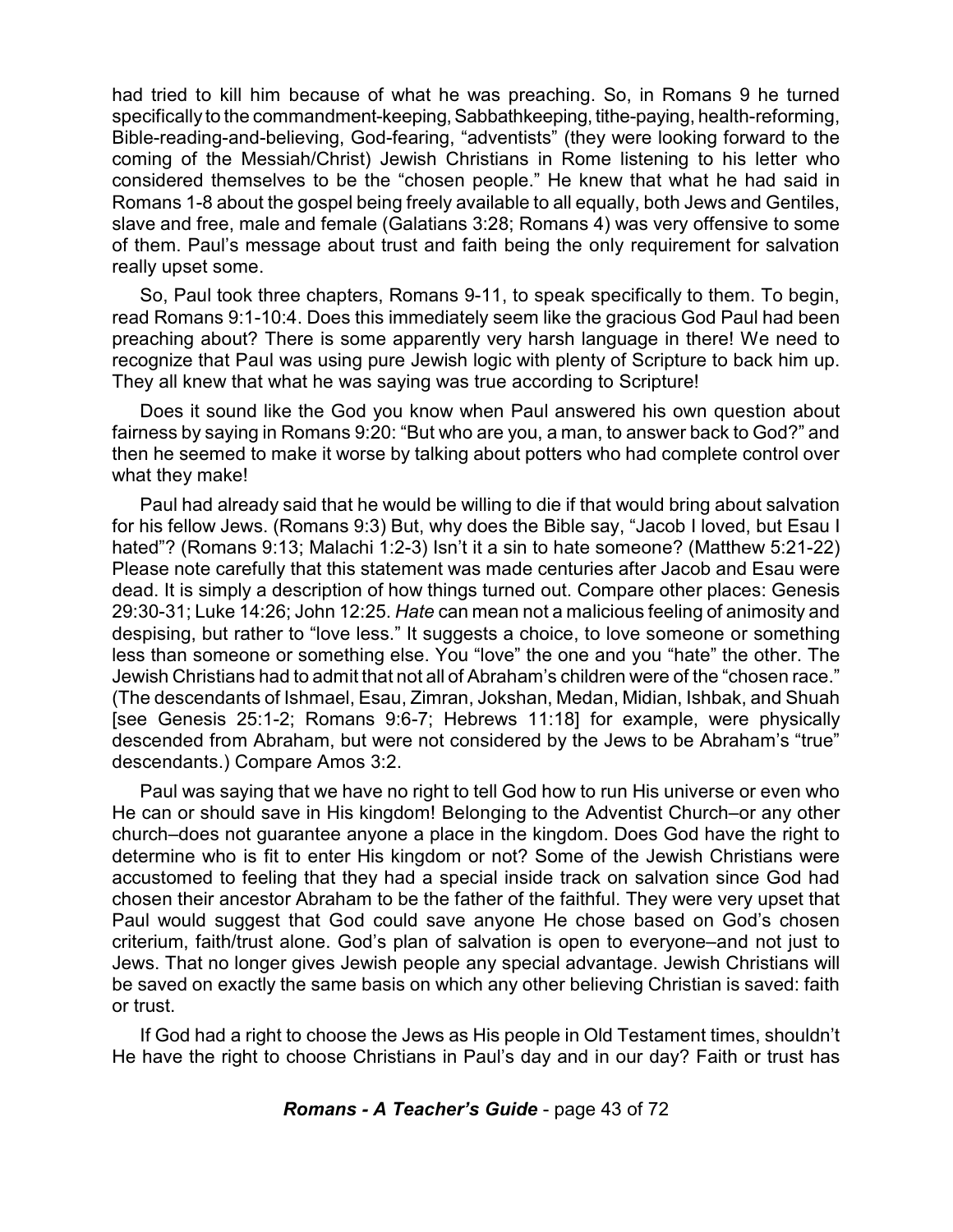had tried to kill him because of what he was preaching. So, in Romans 9 he turned specifically to the commandment-keeping, Sabbathkeeping, tithe-paying, health-reforming, Bible-reading-and-believing, God-fearing, "adventists" (they were looking forward to the coming of the Messiah/Christ) Jewish Christians in Rome listening to his letter who considered themselves to be the "chosen people." He knew that what he had said in Romans 1-8 about the gospel being freely available to all equally, both Jews and Gentiles, slave and free, male and female (Galatians 3:28; Romans 4) was very offensive to some of them. Paul's message about trust and faith being the only requirement for salvation really upset some.

So, Paul took three chapters, Romans 9-11, to speak specifically to them. To begin, read Romans 9:1-10:4. Does this immediately seem like the gracious God Paul had been preaching about? There is some apparently very harsh language in there! We need to recognize that Paul was using pure Jewish logic with plenty of Scripture to back him up. They all knew that what he was saying was true according to Scripture!

Does it sound like the God you know when Paul answered his own question about fairness by saying in Romans 9:20: "But who are you, a man, to answer back to God?" and then he seemed to make it worse by talking about potters who had complete control over what they make!

Paul had already said that he would be willing to die if that would bring about salvation for his fellow Jews. (Romans 9:3) But, why does the Bible say, "Jacob I loved, but Esau I hated"? (Romans 9:13; Malachi 1:2-3) Isn't it a sin to hate someone? (Matthew 5:21-22) Please note carefully that this statement was made centuries after Jacob and Esau were dead. It is simply a description of how things turned out. Compare other places: Genesis 29:30-31; Luke 14:26; John 12:25. *Hate* can mean not a malicious feeling of animosity and despising, but rather to "love less." It suggests a choice, to love someone or something less than someone or something else. You "love" the one and you "hate" the other. The Jewish Christians had to admit that not all of Abraham's children were of the "chosen race." (The descendants of Ishmael, Esau, Zimran, Jokshan, Medan, Midian, Ishbak, and Shuah [see Genesis 25:1-2; Romans 9:6-7; Hebrews 11:18] for example, were physically descended from Abraham, but were not considered by the Jews to be Abraham's "true" descendants.) Compare Amos 3:2.

Paul was saying that we have no right to tell God how to run His universe or even who He can or should save in His kingdom! Belonging to the Adventist Church–or any other church–does not guarantee anyone a place in the kingdom. Does God have the right to determine who is fit to enter His kingdom or not? Some of the Jewish Christians were accustomed to feeling that they had a special inside track on salvation since God had chosen their ancestor Abraham to be the father of the faithful. They were very upset that Paul would suggest that God could save anyone He chose based on God's chosen criterium, faith/trust alone. God's plan of salvation is open to everyone–and not just to Jews. That no longer gives Jewish people any special advantage. Jewish Christians will be saved on exactly the same basis on which any other believing Christian is saved: faith or trust.

If God had a right to choose the Jews as His people in Old Testament times, shouldn't He have the right to choose Christians in Paul's day and in our day? Faith or trust has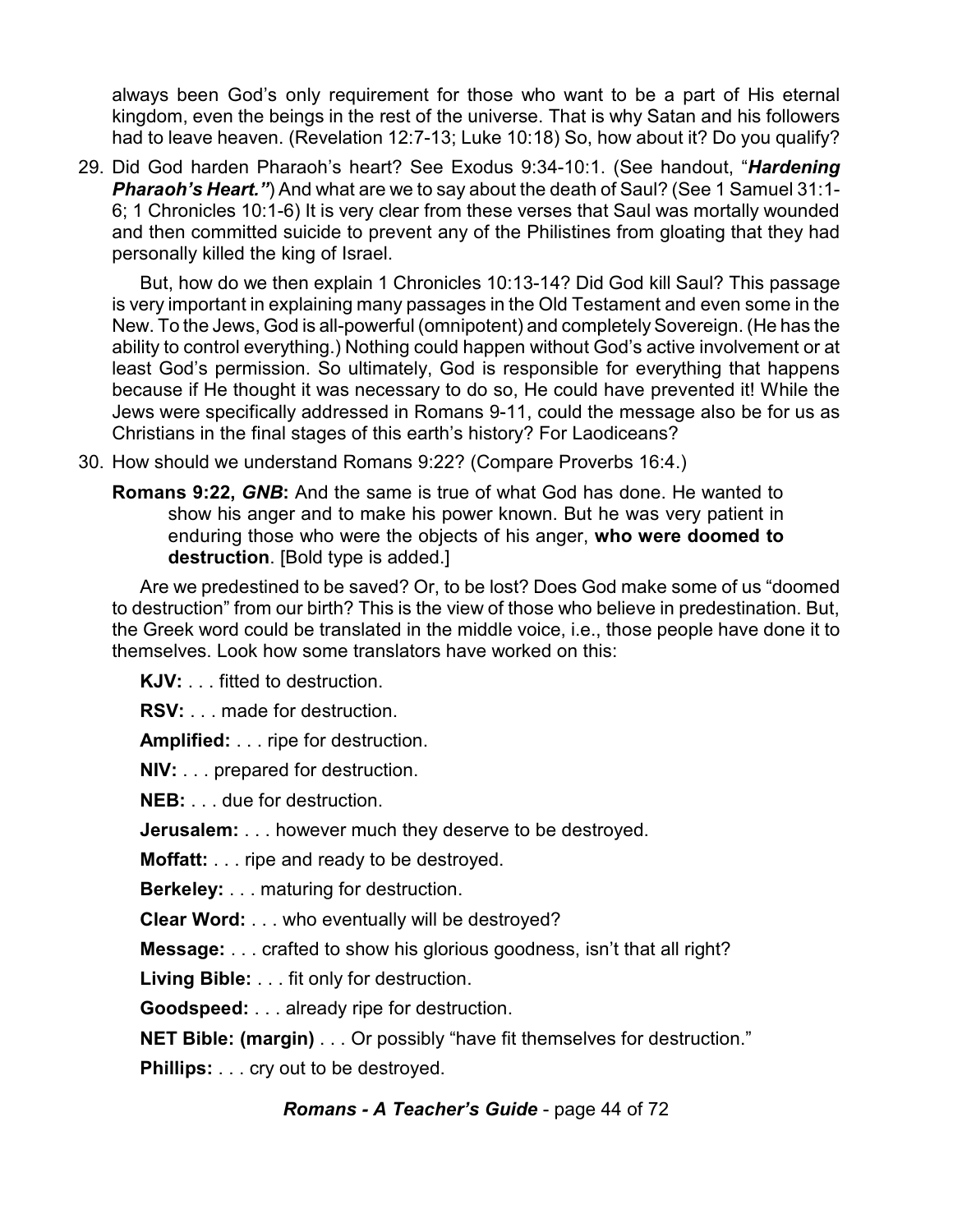always been God's only requirement for those who want to be a part of His eternal kingdom, even the beings in the rest of the universe. That is why Satan and his followers had to leave heaven. (Revelation 12:7-13; Luke 10:18) So, how about it? Do you qualify?

29. Did God harden Pharaoh's heart? See Exodus 9:34-10:1. (See handout, "***Hardening Pharaoh's Heart."***) And what are we to say about the death of Saul? (See 1 Samuel 31:1-6; 1 Chronicles 10:1-6) It is very clear from these verses that Saul was mortally wounded and then committed suicide to prevent any of the Philistines from gloating that they had personally killed the king of Israel.

    But, how do we then explain 1 Chronicles 10:13-14? Did God kill Saul? This passage is very important in explaining many passages in the Old Testament and even some in the New. To the Jews, God is all-powerful (omnipotent) and completely Sovereign. (He has the ability to control everything.) Nothing could happen without God's active involvement or at least God's permission. So ultimately, God is responsible for everything that happens because if He thought it was necessary to do so, He could have prevented it! While the Jews were specifically addressed in Romans 9-11, could the message also be for us as Christians in the final stages of this earth's history? For Laodiceans?

30. How should we understand Romans 9:22? (Compare Proverbs 16:4.)

    **Romans 9:22, *GNB*:** And the same is true of what God has done. He wanted to show his anger and to make his power known. But he was very patient in enduring those who were the objects of his anger, **who were doomed to destruction**. [Bold type is added.]

    Are we predestined to be saved? Or, to be lost? Does God make some of us "doomed to destruction" from our birth? This is the view of those who believe in predestination. But, the Greek word could be translated in the middle voice, i.e., those people have done it to themselves. Look how some translators have worked on this:

    **KJV:** . . . fitted to destruction.

    **RSV:** . . . made for destruction.

    **Amplified:** . . . ripe for destruction.

    **NIV:** . . . prepared for destruction.

    **NEB:** . . . due for destruction.

    **Jerusalem:** . . . however much they deserve to be destroyed.

    **Moffatt:** . . . ripe and ready to be destroyed.

    **Berkeley:** . . . maturing for destruction.

    **Clear Word:** . . . who eventually will be destroyed?

    **Message:** . . . crafted to show his glorious goodness, isn't that all right?

    **Living Bible:** . . . fit only for destruction.

    **Goodspeed:** . . . already ripe for destruction.

    **NET Bible: (margin)** . . . Or possibly "have fit themselves for destruction."

    **Phillips:** . . . cry out to be destroyed.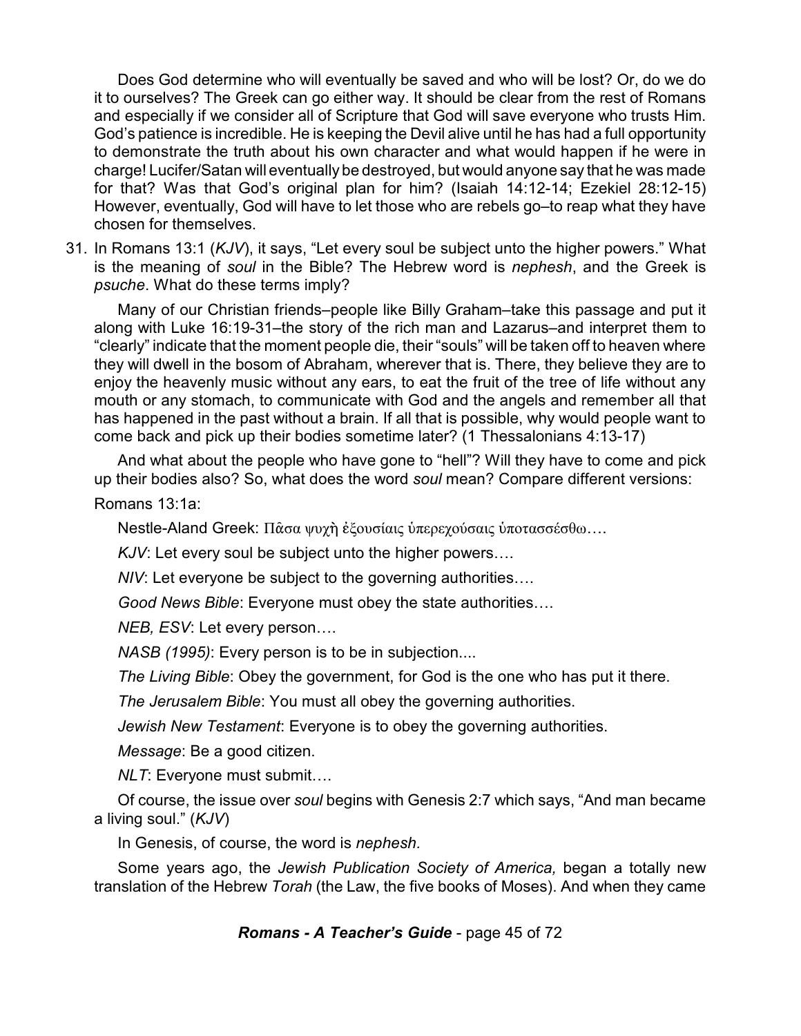Does God determine who will eventually be saved and who will be lost? Or, do we do it to ourselves? The Greek can go either way. It should be clear from the rest of Romans and especially if we consider all of Scripture that God will save everyone who trusts Him. God's patience is incredible. He is keeping the Devil alive until he has had a full opportunity to demonstrate the truth about his own character and what would happen if he were in charge! Lucifer/Satan will eventually be destroyed, but would anyone say that he was made for that? Was that God's original plan for him? (Isaiah 14:12-14; Ezekiel 28:12-15) However, eventually, God will have to let those who are rebels go–to reap what they have chosen for themselves.

31. In Romans 13:1 (*KJV*), it says, "Let every soul be subject unto the higher powers." What is the meaning of *soul* in the Bible? The Hebrew word is *nephesh*, and the Greek is *psuche*. What do these terms imply?

Many of our Christian friends–people like Billy Graham–take this passage and put it along with Luke 16:19-31–the story of the rich man and Lazarus–and interpret them to "clearly" indicate that the moment people die, their "souls" will be taken off to heaven where they will dwell in the bosom of Abraham, wherever that is. There, they believe they are to enjoy the heavenly music without any ears, to eat the fruit of the tree of life without any mouth or any stomach, to communicate with God and the angels and remember all that has happened in the past without a brain. If all that is possible, why would people want to come back and pick up their bodies sometime later? (1 Thessalonians 4:13-17)

And what about the people who have gone to "hell"? Will they have to come and pick up their bodies also? So, what does the word *soul* mean? Compare different versions:

Romans 13:1a:

Nestle-Aland Greek: Πᾶσα ψυχὴ ἐξουσίαις ὑπερεχούσαις ὑποτασσέσθω….

*KJV*: Let every soul be subject unto the higher powers….

*NIV*: Let everyone be subject to the governing authorities….

*Good News Bible*: Everyone must obey the state authorities….

*NEB, ESV*: Let every person….

*NASB (1995)*: Every person is to be in subjection....

*The Living Bible*: Obey the government, for God is the one who has put it there.

*The Jerusalem Bible*: You must all obey the governing authorities.

*Jewish New Testament*: Everyone is to obey the governing authorities.

*Message*: Be a good citizen.

*NLT*: Everyone must submit….

Of course, the issue over *soul* begins with Genesis 2:7 which says, "And man became a living soul." (*KJV*)

In Genesis, of course, the word is *nephesh.*

Some years ago, the *Jewish Publication Society of America,* began a totally new translation of the Hebrew *Torah* (the Law, the five books of Moses). And when they came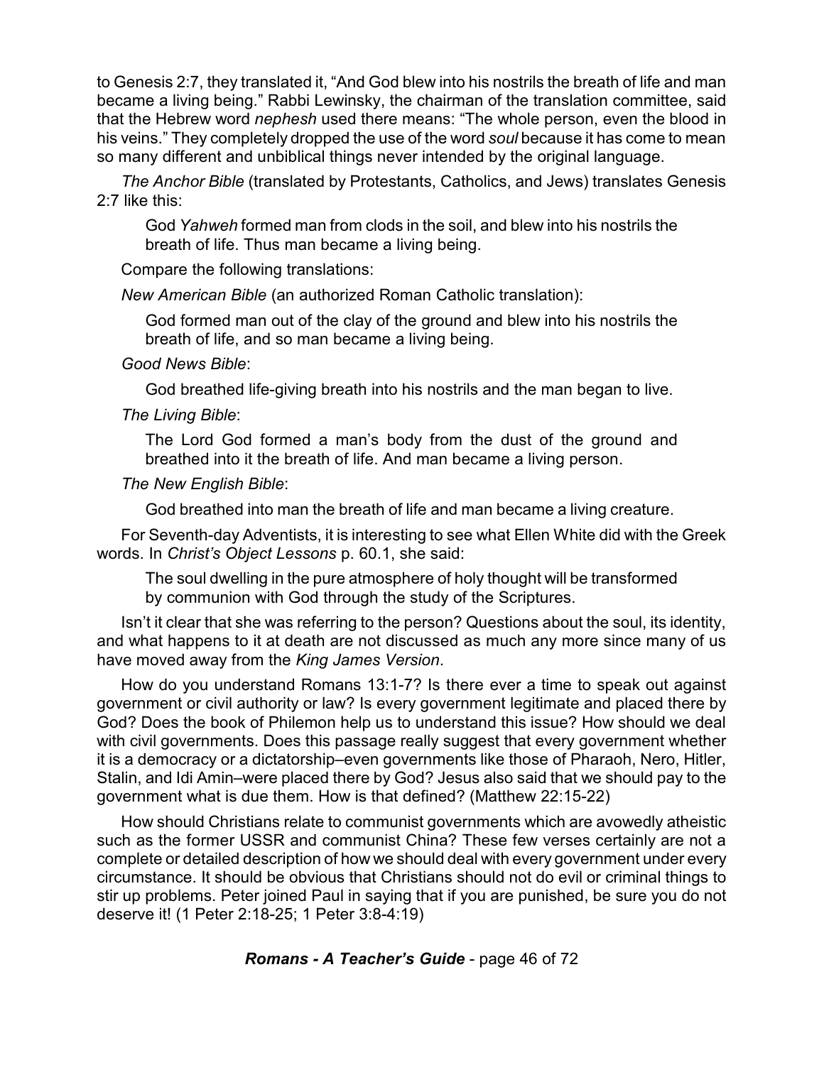to Genesis 2:7, they translated it, "And God blew into his nostrils the breath of life and man became a living being." Rabbi Lewinsky, the chairman of the translation committee, said that the Hebrew word *nephesh* used there means: "The whole person, even the blood in his veins." They completely dropped the use of the word *soul* because it has come to mean so many different and unbiblical things never intended by the original language.

*The Anchor Bible* (translated by Protestants, Catholics, and Jews) translates Genesis 2:7 like this:

> God *Yahweh* formed man from clods in the soil, and blew into his nostrils the breath of life. Thus man became a living being.

Compare the following translations:

*New American Bible* (an authorized Roman Catholic translation):

> God formed man out of the clay of the ground and blew into his nostrils the breath of life, and so man became a living being.

*Good News Bible*:

> God breathed life-giving breath into his nostrils and the man began to live.

*The Living Bible*:

> The Lord God formed a man's body from the dust of the ground and breathed into it the breath of life. And man became a living person.

*The New English Bible*:

> God breathed into man the breath of life and man became a living creature.

For Seventh-day Adventists, it is interesting to see what Ellen White did with the Greek words. In *Christ's Object Lessons* p. 60.1, she said:

> The soul dwelling in the pure atmosphere of holy thought will be transformed by communion with God through the study of the Scriptures.

Isn't it clear that she was referring to the person? Questions about the soul, its identity, and what happens to it at death are not discussed as much any more since many of us have moved away from the *King James Version*.

How do you understand Romans 13:1-7? Is there ever a time to speak out against government or civil authority or law? Is every government legitimate and placed there by God? Does the book of Philemon help us to understand this issue? How should we deal with civil governments. Does this passage really suggest that every government whether it is a democracy or a dictatorship–even governments like those of Pharaoh, Nero, Hitler, Stalin, and Idi Amin–were placed there by God? Jesus also said that we should pay to the government what is due them. How is that defined? (Matthew 22:15-22)

How should Christians relate to communist governments which are avowedly atheistic such as the former USSR and communist China? These few verses certainly are not a complete or detailed description of how we should deal with every government under every circumstance. It should be obvious that Christians should not do evil or criminal things to stir up problems. Peter joined Paul in saying that if you are punished, be sure you do not deserve it! (1 Peter 2:18-25; 1 Peter 3:8-4:19)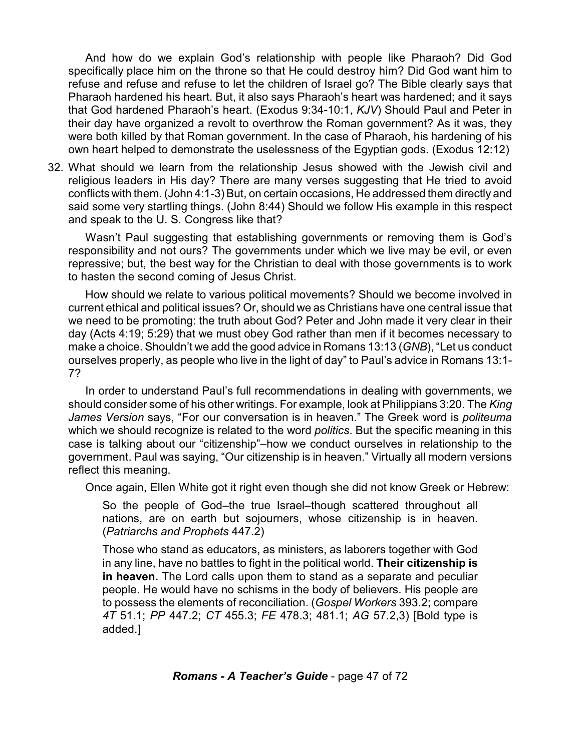And how do we explain God's relationship with people like Pharaoh? Did God specifically place him on the throne so that He could destroy him? Did God want him to refuse and refuse and refuse to let the children of Israel go? The Bible clearly says that Pharaoh hardened his heart. But, it also says Pharaoh's heart was hardened; and it says that God hardened Pharaoh's heart. (Exodus 9:34-10:1, *KJV*) Should Paul and Peter in their day have organized a revolt to overthrow the Roman government? As it was, they were both killed by that Roman government. In the case of Pharaoh, his hardening of his own heart helped to demonstrate the uselessness of the Egyptian gods. (Exodus 12:12)

32. What should we learn from the relationship Jesus showed with the Jewish civil and religious leaders in His day? There are many verses suggesting that He tried to avoid conflicts with them. (John 4:1-3) But, on certain occasions, He addressed them directly and said some very startling things. (John 8:44) Should we follow His example in this respect and speak to the U. S. Congress like that?

    Wasn't Paul suggesting that establishing governments or removing them is God's responsibility and not ours? The governments under which we live may be evil, or even repressive; but, the best way for the Christian to deal with those governments is to work to hasten the second coming of Jesus Christ.

    How should we relate to various political movements? Should we become involved in current ethical and political issues? Or, should we as Christians have one central issue that we need to be promoting: the truth about God? Peter and John made it very clear in their day (Acts 4:19; 5:29) that we must obey God rather than men if it becomes necessary to make a choice. Shouldn't we add the good advice in Romans 13:13 (*GNB*), "Let us conduct ourselves properly, as people who live in the light of day" to Paul's advice in Romans 13:1-7?

    In order to understand Paul's full recommendations in dealing with governments, we should consider some of his other writings. For example, look at Philippians 3:20. The *King James Version* says, "For our conversation is in heaven." The Greek word is *politeuma* which we should recognize is related to the word *politics*. But the specific meaning in this case is talking about our "citizenship"–how we conduct ourselves in relationship to the government. Paul was saying, "Our citizenship is in heaven." Virtually all modern versions reflect this meaning.

    Once again, Ellen White got it right even though she did not know Greek or Hebrew:

    > So the people of God–the true Israel–though scattered throughout all nations, are on earth but sojourners, whose citizenship is in heaven. (*Patriarchs and Prophets* 447.2)
    >
    > Those who stand as educators, as ministers, as laborers together with God in any line, have no battles to fight in the political world. **Their citizenship is in heaven.** The Lord calls upon them to stand as a separate and peculiar people. He would have no schisms in the body of believers. His people are to possess the elements of reconciliation. (*Gospel Workers* 393.2; compare *4T* 51.1; *PP* 447.2; *CT* 455.3; *FE* 478.3; 481.1; *AG* 57.2,3) [Bold type is added.]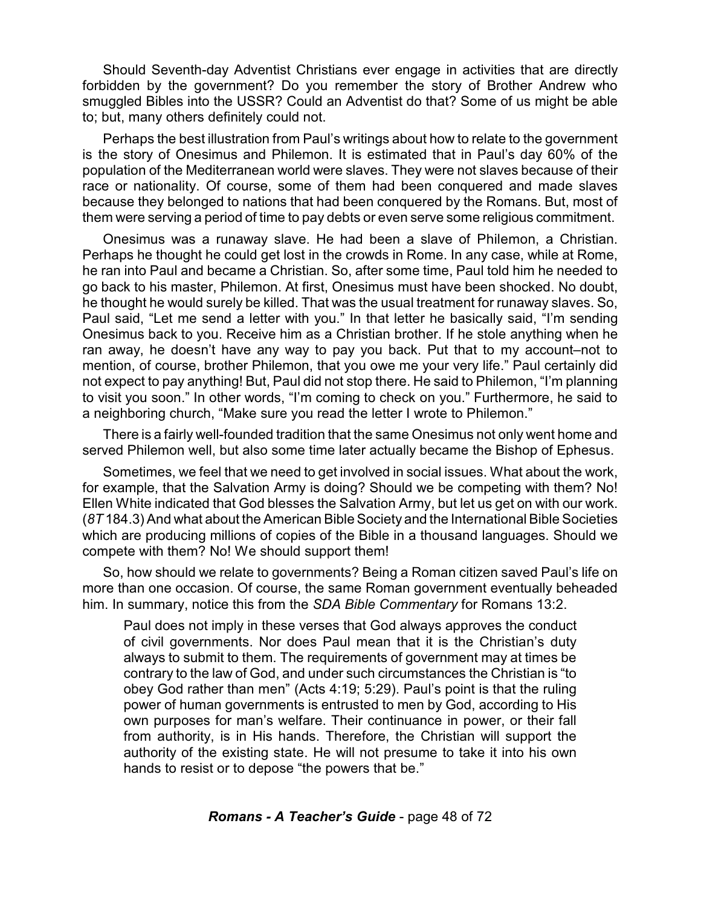Should Seventh-day Adventist Christians ever engage in activities that are directly forbidden by the government? Do you remember the story of Brother Andrew who smuggled Bibles into the USSR? Could an Adventist do that? Some of us might be able to; but, many others definitely could not.

Perhaps the best illustration from Paul's writings about how to relate to the government is the story of Onesimus and Philemon. It is estimated that in Paul's day 60% of the population of the Mediterranean world were slaves. They were not slaves because of their race or nationality. Of course, some of them had been conquered and made slaves because they belonged to nations that had been conquered by the Romans. But, most of them were serving a period of time to pay debts or even serve some religious commitment.

Onesimus was a runaway slave. He had been a slave of Philemon, a Christian. Perhaps he thought he could get lost in the crowds in Rome. In any case, while at Rome, he ran into Paul and became a Christian. So, after some time, Paul told him he needed to go back to his master, Philemon. At first, Onesimus must have been shocked. No doubt, he thought he would surely be killed. That was the usual treatment for runaway slaves. So, Paul said, "Let me send a letter with you." In that letter he basically said, "I'm sending Onesimus back to you. Receive him as a Christian brother. If he stole anything when he ran away, he doesn't have any way to pay you back. Put that to my account–not to mention, of course, brother Philemon, that you owe me your very life." Paul certainly did not expect to pay anything! But, Paul did not stop there. He said to Philemon, "I'm planning to visit you soon." In other words, "I'm coming to check on you." Furthermore, he said to a neighboring church, "Make sure you read the letter I wrote to Philemon."

There is a fairly well-founded tradition that the same Onesimus not only went home and served Philemon well, but also some time later actually became the Bishop of Ephesus.

Sometimes, we feel that we need to get involved in social issues. What about the work, for example, that the Salvation Army is doing? Should we be competing with them? No! Ellen White indicated that God blesses the Salvation Army, but let us get on with our work. (*8T* 184.3) And what about the American Bible Society and the International Bible Societies which are producing millions of copies of the Bible in a thousand languages. Should we compete with them? No! We should support them!

So, how should we relate to governments? Being a Roman citizen saved Paul's life on more than one occasion. Of course, the same Roman government eventually beheaded him. In summary, notice this from the *SDA Bible Commentary* for Romans 13:2.

> Paul does not imply in these verses that God always approves the conduct of civil governments. Nor does Paul mean that it is the Christian's duty always to submit to them. The requirements of government may at times be contrary to the law of God, and under such circumstances the Christian is "to obey God rather than men" (Acts 4:19; 5:29). Paul's point is that the ruling power of human governments is entrusted to men by God, according to His own purposes for man's welfare. Their continuance in power, or their fall from authority, is in His hands. Therefore, the Christian will support the authority of the existing state. He will not presume to take it into his own hands to resist or to depose "the powers that be."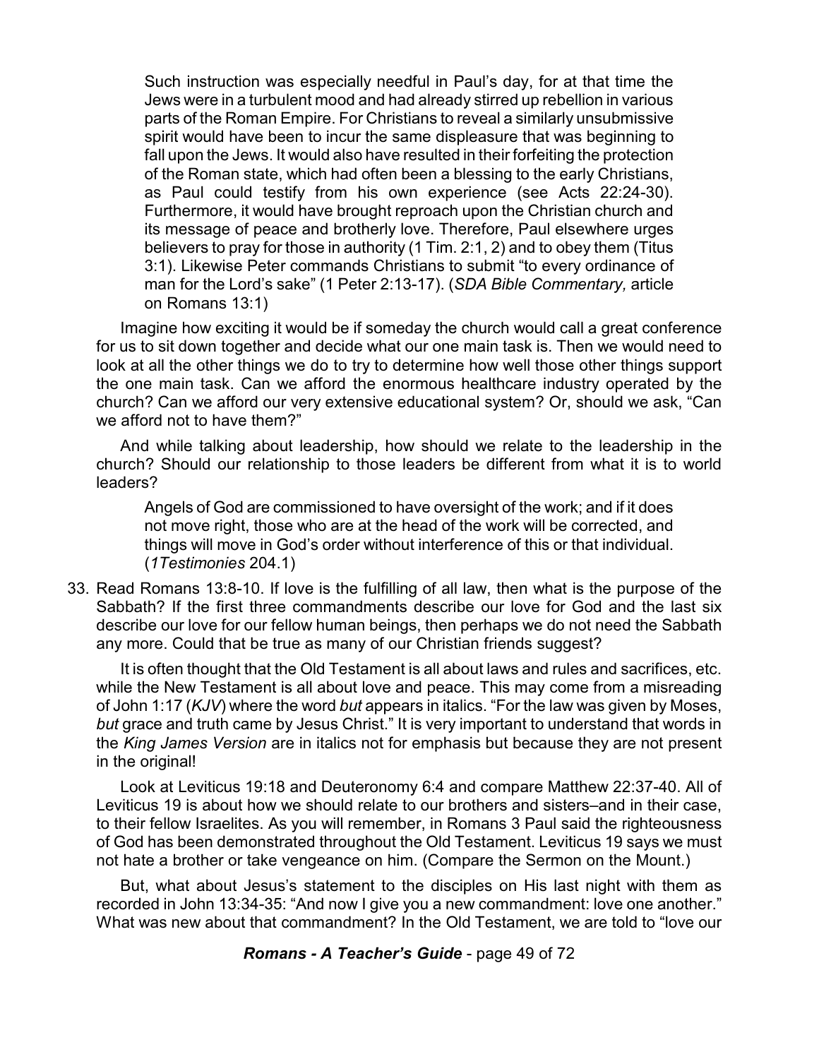> Such instruction was especially needful in Paul's day, for at that time the Jews were in a turbulent mood and had already stirred up rebellion in various parts of the Roman Empire. For Christians to reveal a similarly unsubmissive spirit would have been to incur the same displeasure that was beginning to fall upon the Jews. It would also have resulted in their forfeiting the protection of the Roman state, which had often been a blessing to the early Christians, as Paul could testify from his own experience (see Acts 22:24-30). Furthermore, it would have brought reproach upon the Christian church and its message of peace and brotherly love. Therefore, Paul elsewhere urges believers to pray for those in authority (1 Tim. 2:1, 2) and to obey them (Titus 3:1). Likewise Peter commands Christians to submit "to every ordinance of man for the Lord's sake" (1 Peter 2:13-17). (*SDA Bible Commentary,* article on Romans 13:1)

Imagine how exciting it would be if someday the church would call a great conference for us to sit down together and decide what our one main task is. Then we would need to look at all the other things we do to try to determine how well those other things support the one main task. Can we afford the enormous healthcare industry operated by the church? Can we afford our very extensive educational system? Or, should we ask, "Can we afford not to have them?"

And while talking about leadership, how should we relate to the leadership in the church? Should our relationship to those leaders be different from what it is to world leaders?

> Angels of God are commissioned to have oversight of the work; and if it does not move right, those who are at the head of the work will be corrected, and things will move in God's order without interference of this or that individual. (*1Testimonies* 204.1)

33. Read Romans 13:8-10. If love is the fulfilling of all law, then what is the purpose of the Sabbath? If the first three commandments describe our love for God and the last six describe our love for our fellow human beings, then perhaps we do not need the Sabbath any more. Could that be true as many of our Christian friends suggest?

    It is often thought that the Old Testament is all about laws and rules and sacrifices, etc. while the New Testament is all about love and peace. This may come from a misreading of John 1:17 (*KJV*) where the word *but* appears in italics. "For the law was given by Moses, *but* grace and truth came by Jesus Christ." It is very important to understand that words in the *King James Version* are in italics not for emphasis but because they are not present in the original!

    Look at Leviticus 19:18 and Deuteronomy 6:4 and compare Matthew 22:37-40. All of Leviticus 19 is about how we should relate to our brothers and sisters–and in their case, to their fellow Israelites. As you will remember, in Romans 3 Paul said the righteousness of God has been demonstrated throughout the Old Testament. Leviticus 19 says we must not hate a brother or take vengeance on him. (Compare the Sermon on the Mount.)

    But, what about Jesus's statement to the disciples on His last night with them as recorded in John 13:34-35: "And now I give you a new commandment: love one another." What was new about that commandment? In the Old Testament, we are told to "love our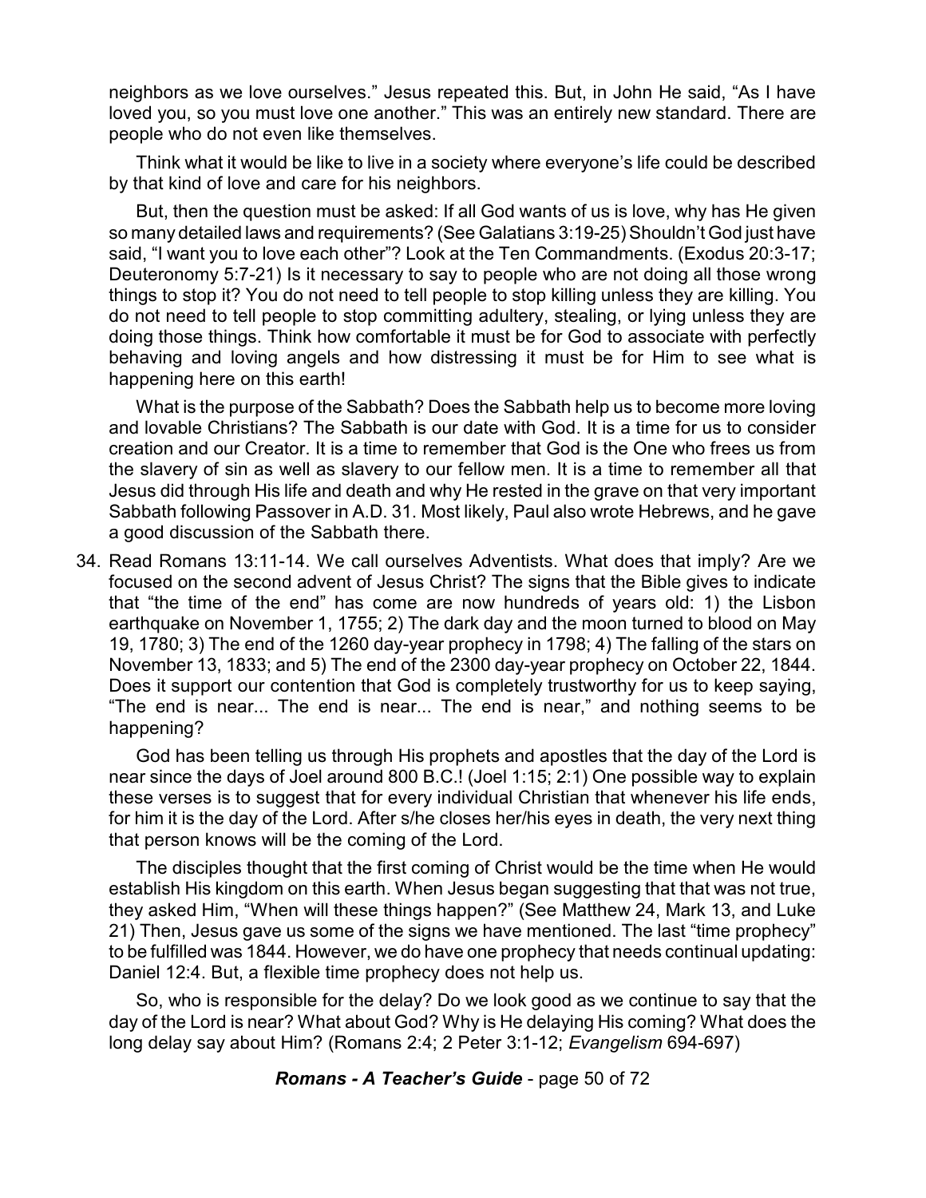neighbors as we love ourselves." Jesus repeated this. But, in John He said, "As I have loved you, so you must love one another." This was an entirely new standard. There are people who do not even like themselves.

Think what it would be like to live in a society where everyone's life could be described by that kind of love and care for his neighbors.

But, then the question must be asked: If all God wants of us is love, why has He given so many detailed laws and requirements? (See Galatians 3:19-25) Shouldn't God just have said, "I want you to love each other"? Look at the Ten Commandments. (Exodus 20:3-17; Deuteronomy 5:7-21) Is it necessary to say to people who are not doing all those wrong things to stop it? You do not need to tell people to stop killing unless they are killing. You do not need to tell people to stop committing adultery, stealing, or lying unless they are doing those things. Think how comfortable it must be for God to associate with perfectly behaving and loving angels and how distressing it must be for Him to see what is happening here on this earth!

What is the purpose of the Sabbath? Does the Sabbath help us to become more loving and lovable Christians? The Sabbath is our date with God. It is a time for us to consider creation and our Creator. It is a time to remember that God is the One who frees us from the slavery of sin as well as slavery to our fellow men. It is a time to remember all that Jesus did through His life and death and why He rested in the grave on that very important Sabbath following Passover in A.D. 31. Most likely, Paul also wrote Hebrews, and he gave a good discussion of the Sabbath there.

34. Read Romans 13:11-14. We call ourselves Adventists. What does that imply? Are we focused on the second advent of Jesus Christ? The signs that the Bible gives to indicate that "the time of the end" has come are now hundreds of years old: 1) the Lisbon earthquake on November 1, 1755; 2) The dark day and the moon turned to blood on May 19, 1780; 3) The end of the 1260 day-year prophecy in 1798; 4) The falling of the stars on November 13, 1833; and 5) The end of the 2300 day-year prophecy on October 22, 1844. Does it support our contention that God is completely trustworthy for us to keep saying, "The end is near... The end is near... The end is near," and nothing seems to be happening?

    God has been telling us through His prophets and apostles that the day of the Lord is near since the days of Joel around 800 B.C.! (Joel 1:15; 2:1) One possible way to explain these verses is to suggest that for every individual Christian that whenever his life ends, for him it is the day of the Lord. After s/he closes her/his eyes in death, the very next thing that person knows will be the coming of the Lord.

    The disciples thought that the first coming of Christ would be the time when He would establish His kingdom on this earth. When Jesus began suggesting that that was not true, they asked Him, "When will these things happen?" (See Matthew 24, Mark 13, and Luke 21) Then, Jesus gave us some of the signs we have mentioned. The last "time prophecy" to be fulfilled was 1844. However, we do have one prophecy that needs continual updating: Daniel 12:4. But, a flexible time prophecy does not help us.

    So, who is responsible for the delay? Do we look good as we continue to say that the day of the Lord is near? What about God? Why is He delaying His coming? What does the long delay say about Him? (Romans 2:4; 2 Peter 3:1-12; *Evangelism* 694-697)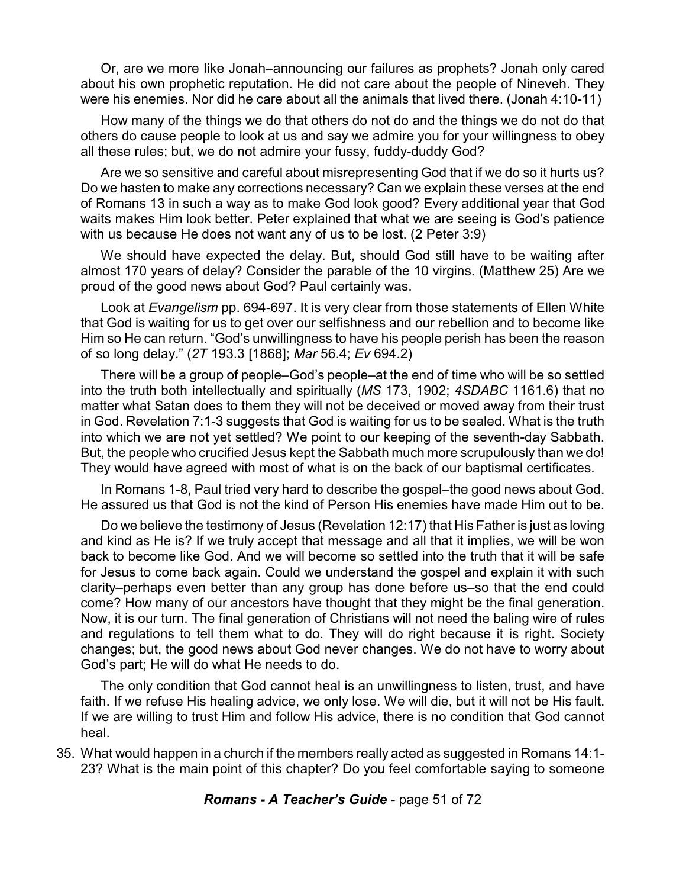Or, are we more like Jonah–announcing our failures as prophets? Jonah only cared about his own prophetic reputation. He did not care about the people of Nineveh. They were his enemies. Nor did he care about all the animals that lived there. (Jonah 4:10-11)

How many of the things we do that others do not do and the things we do not do that others do cause people to look at us and say we admire you for your willingness to obey all these rules; but, we do not admire your fussy, fuddy-duddy God?

Are we so sensitive and careful about misrepresenting God that if we do so it hurts us? Do we hasten to make any corrections necessary? Can we explain these verses at the end of Romans 13 in such a way as to make God look good? Every additional year that God waits makes Him look better. Peter explained that what we are seeing is God's patience with us because He does not want any of us to be lost. (2 Peter 3:9)

We should have expected the delay. But, should God still have to be waiting after almost 170 years of delay? Consider the parable of the 10 virgins. (Matthew 25) Are we proud of the good news about God? Paul certainly was.

Look at *Evangelism* pp. 694-697. It is very clear from those statements of Ellen White that God is waiting for us to get over our selfishness and our rebellion and to become like Him so He can return. "God's unwillingness to have his people perish has been the reason of so long delay." (*2T* 193.3 [1868]; *Mar* 56.4; *Ev* 694.2)

There will be a group of people–God's people–at the end of time who will be so settled into the truth both intellectually and spiritually (*MS* 173, 1902; *4SDABC* 1161.6) that no matter what Satan does to them they will not be deceived or moved away from their trust in God. Revelation 7:1-3 suggests that God is waiting for us to be sealed. What is the truth into which we are not yet settled? We point to our keeping of the seventh-day Sabbath. But, the people who crucified Jesus kept the Sabbath much more scrupulously than we do! They would have agreed with most of what is on the back of our baptismal certificates.

In Romans 1-8, Paul tried very hard to describe the gospel–the good news about God. He assured us that God is not the kind of Person His enemies have made Him out to be.

Do we believe the testimony of Jesus (Revelation 12:17) that His Father is just as loving and kind as He is? If we truly accept that message and all that it implies, we will be won back to become like God. And we will become so settled into the truth that it will be safe for Jesus to come back again. Could we understand the gospel and explain it with such clarity–perhaps even better than any group has done before us–so that the end could come? How many of our ancestors have thought that they might be the final generation. Now, it is our turn. The final generation of Christians will not need the baling wire of rules and regulations to tell them what to do. They will do right because it is right. Society changes; but, the good news about God never changes. We do not have to worry about God's part; He will do what He needs to do.

The only condition that God cannot heal is an unwillingness to listen, trust, and have faith. If we refuse His healing advice, we only lose. We will die, but it will not be His fault. If we are willing to trust Him and follow His advice, there is no condition that God cannot heal.

35. What would happen in a church if the members really acted as suggested in Romans 14:1-23? What is the main point of this chapter? Do you feel comfortable saying to someone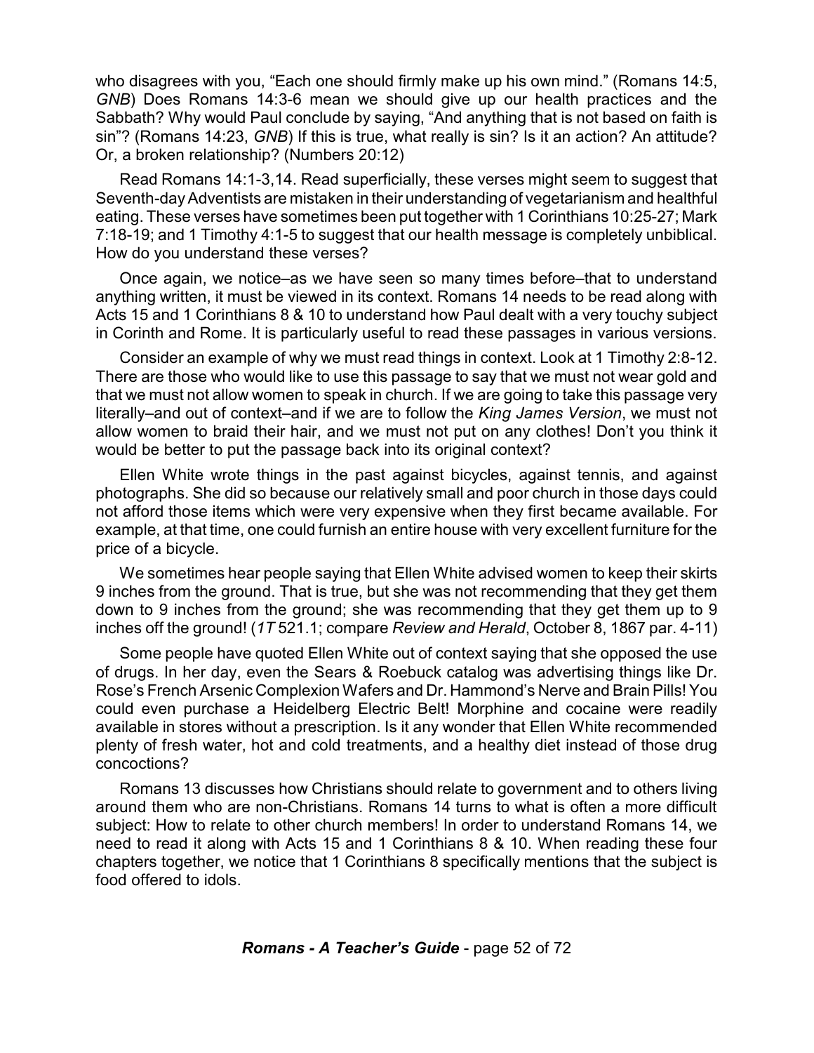who disagrees with you, "Each one should firmly make up his own mind." (Romans 14:5, *GNB*) Does Romans 14:3-6 mean we should give up our health practices and the Sabbath? Why would Paul conclude by saying, "And anything that is not based on faith is sin"? (Romans 14:23, *GNB*) If this is true, what really is sin? Is it an action? An attitude? Or, a broken relationship? (Numbers 20:12)

Read Romans 14:1-3,14. Read superficially, these verses might seem to suggest that Seventh-day Adventists are mistaken in their understanding of vegetarianism and healthful eating. These verses have sometimes been put together with 1 Corinthians 10:25-27; Mark 7:18-19; and 1 Timothy 4:1-5 to suggest that our health message is completely unbiblical. How do you understand these verses?

Once again, we notice–as we have seen so many times before–that to understand anything written, it must be viewed in its context. Romans 14 needs to be read along with Acts 15 and 1 Corinthians 8 & 10 to understand how Paul dealt with a very touchy subject in Corinth and Rome. It is particularly useful to read these passages in various versions.

Consider an example of why we must read things in context. Look at 1 Timothy 2:8-12. There are those who would like to use this passage to say that we must not wear gold and that we must not allow women to speak in church. If we are going to take this passage very literally–and out of context–and if we are to follow the *King James Version*, we must not allow women to braid their hair, and we must not put on any clothes! Don't you think it would be better to put the passage back into its original context?

Ellen White wrote things in the past against bicycles, against tennis, and against photographs. She did so because our relatively small and poor church in those days could not afford those items which were very expensive when they first became available. For example, at that time, one could furnish an entire house with very excellent furniture for the price of a bicycle.

We sometimes hear people saying that Ellen White advised women to keep their skirts 9 inches from the ground. That is true, but she was not recommending that they get them down to 9 inches from the ground; she was recommending that they get them up to 9 inches off the ground! (*1T* 521.1; compare *Review and Herald*, October 8, 1867 par. 4-11)

Some people have quoted Ellen White out of context saying that she opposed the use of drugs. In her day, even the Sears & Roebuck catalog was advertising things like Dr. Rose's French Arsenic Complexion Wafers and Dr. Hammond's Nerve and Brain Pills! You could even purchase a Heidelberg Electric Belt! Morphine and cocaine were readily available in stores without a prescription. Is it any wonder that Ellen White recommended plenty of fresh water, hot and cold treatments, and a healthy diet instead of those drug concoctions?

Romans 13 discusses how Christians should relate to government and to others living around them who are non-Christians. Romans 14 turns to what is often a more difficult subject: How to relate to other church members! In order to understand Romans 14, we need to read it along with Acts 15 and 1 Corinthians 8 & 10. When reading these four chapters together, we notice that 1 Corinthians 8 specifically mentions that the subject is food offered to idols.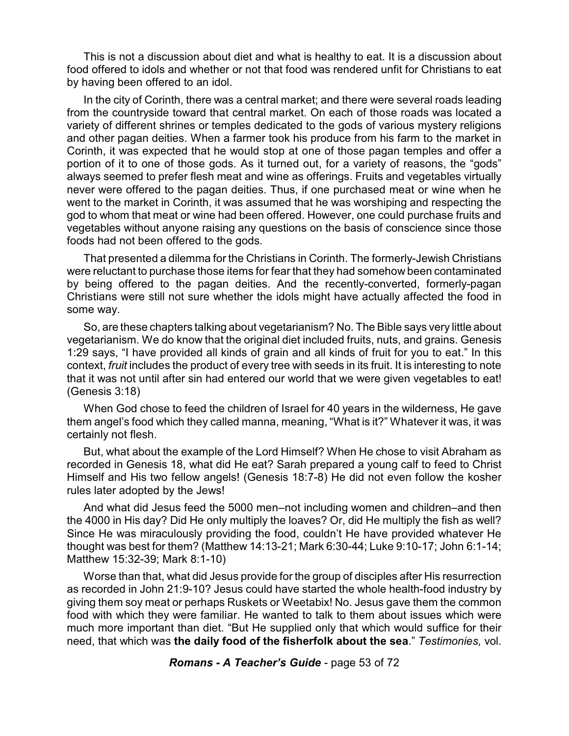This is not a discussion about diet and what is healthy to eat. It is a discussion about food offered to idols and whether or not that food was rendered unfit for Christians to eat by having been offered to an idol.

In the city of Corinth, there was a central market; and there were several roads leading from the countryside toward that central market. On each of those roads was located a variety of different shrines or temples dedicated to the gods of various mystery religions and other pagan deities. When a farmer took his produce from his farm to the market in Corinth, it was expected that he would stop at one of those pagan temples and offer a portion of it to one of those gods. As it turned out, for a variety of reasons, the "gods" always seemed to prefer flesh meat and wine as offerings. Fruits and vegetables virtually never were offered to the pagan deities. Thus, if one purchased meat or wine when he went to the market in Corinth, it was assumed that he was worshiping and respecting the god to whom that meat or wine had been offered. However, one could purchase fruits and vegetables without anyone raising any questions on the basis of conscience since those foods had not been offered to the gods.

That presented a dilemma for the Christians in Corinth. The formerly-Jewish Christians were reluctant to purchase those items for fear that they had somehow been contaminated by being offered to the pagan deities. And the recently-converted, formerly-pagan Christians were still not sure whether the idols might have actually affected the food in some way.

So, are these chapters talking about vegetarianism? No. The Bible says very little about vegetarianism. We do know that the original diet included fruits, nuts, and grains. Genesis 1:29 says, "I have provided all kinds of grain and all kinds of fruit for you to eat." In this context, *fruit* includes the product of every tree with seeds in its fruit. It is interesting to note that it was not until after sin had entered our world that we were given vegetables to eat! (Genesis 3:18)

When God chose to feed the children of Israel for 40 years in the wilderness, He gave them angel's food which they called manna, meaning, "What is it?" Whatever it was, it was certainly not flesh.

But, what about the example of the Lord Himself? When He chose to visit Abraham as recorded in Genesis 18, what did He eat? Sarah prepared a young calf to feed to Christ Himself and His two fellow angels! (Genesis 18:7-8) He did not even follow the kosher rules later adopted by the Jews!

And what did Jesus feed the 5000 men–not including women and children–and then the 4000 in His day? Did He only multiply the loaves? Or, did He multiply the fish as well? Since He was miraculously providing the food, couldn't He have provided whatever He thought was best for them? (Matthew 14:13-21; Mark 6:30-44; Luke 9:10-17; John 6:1-14; Matthew 15:32-39; Mark 8:1-10)

Worse than that, what did Jesus provide for the group of disciples after His resurrection as recorded in John 21:9-10? Jesus could have started the whole health-food industry by giving them soy meat or perhaps Ruskets or Weetabix! No. Jesus gave them the common food with which they were familiar. He wanted to talk to them about issues which were much more important than diet. "But He supplied only that which would suffice for their need, that which was **the daily food of the fisherfolk about the sea**." *Testimonies,* vol.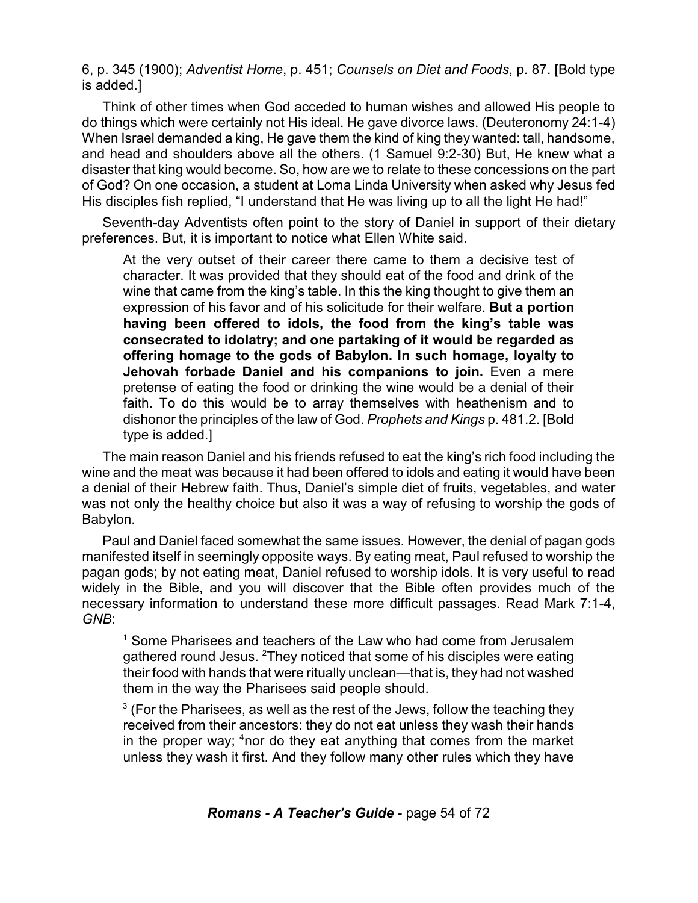6, p. 345 (1900); *Adventist Home*, p. 451; *Counsels on Diet and Foods*, p. 87. [Bold type is added.]

Think of other times when God acceded to human wishes and allowed His people to do things which were certainly not His ideal. He gave divorce laws. (Deuteronomy 24:1-4) When Israel demanded a king, He gave them the kind of king they wanted: tall, handsome, and head and shoulders above all the others. (1 Samuel 9:2-30) But, He knew what a disaster that king would become. So, how are we to relate to these concessions on the part of God? On one occasion, a student at Loma Linda University when asked why Jesus fed His disciples fish replied, "I understand that He was living up to all the light He had!"

Seventh-day Adventists often point to the story of Daniel in support of their dietary preferences. But, it is important to notice what Ellen White said.

> At the very outset of their career there came to them a decisive test of character. It was provided that they should eat of the food and drink of the wine that came from the king's table. In this the king thought to give them an expression of his favor and of his solicitude for their welfare. **But a portion having been offered to idols, the food from the king's table was consecrated to idolatry; and one partaking of it would be regarded as offering homage to the gods of Babylon. In such homage, loyalty to Jehovah forbade Daniel and his companions to join.** Even a mere pretense of eating the food or drinking the wine would be a denial of their faith. To do this would be to array themselves with heathenism and to dishonor the principles of the law of God. *Prophets and Kings* p. 481.2. [Bold type is added.]

The main reason Daniel and his friends refused to eat the king's rich food including the wine and the meat was because it had been offered to idols and eating it would have been a denial of their Hebrew faith. Thus, Daniel's simple diet of fruits, vegetables, and water was not only the healthy choice but also it was a way of refusing to worship the gods of Babylon.

Paul and Daniel faced somewhat the same issues. However, the denial of pagan gods manifested itself in seemingly opposite ways. By eating meat, Paul refused to worship the pagan gods; by not eating meat, Daniel refused to worship idols. It is very useful to read widely in the Bible, and you will discover that the Bible often provides much of the necessary information to understand these more difficult passages. Read Mark 7:1-4, *GNB*:

> [1] Some Pharisees and teachers of the Law who had come from Jerusalem gathered round Jesus. [2] They noticed that some of his disciples were eating their food with hands that were ritually unclean—that is, they had not washed them in the way the Pharisees said people should.
>
> [3] (For the Pharisees, as well as the rest of the Jews, follow the teaching they received from their ancestors: they do not eat unless they wash their hands in the proper way; [4] nor do they eat anything that comes from the market unless they wash it first. And they follow many other rules which they have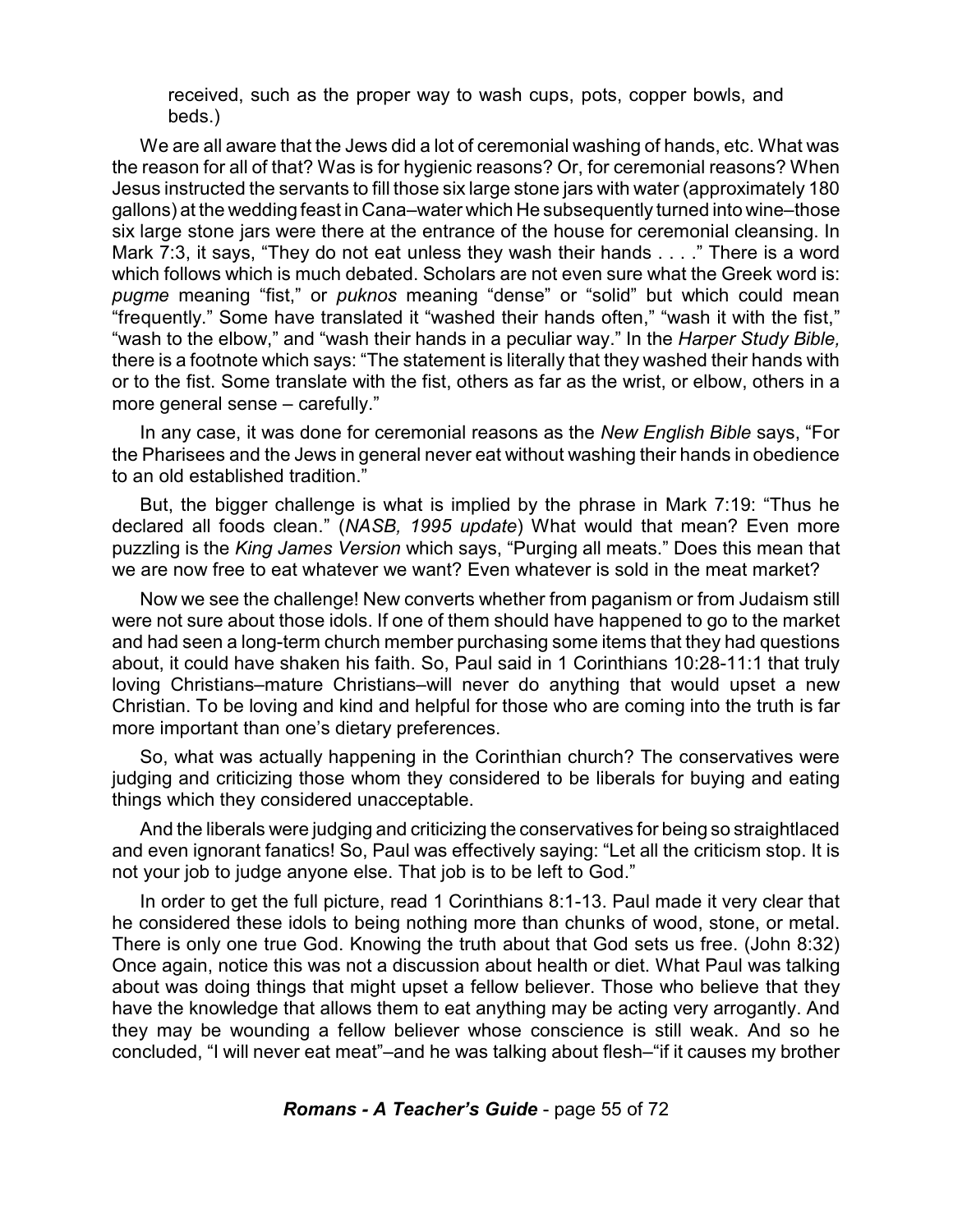received, such as the proper way to wash cups, pots, copper bowls, and beds.)

We are all aware that the Jews did a lot of ceremonial washing of hands, etc. What was the reason for all of that? Was is for hygienic reasons? Or, for ceremonial reasons? When Jesus instructed the servants to fill those six large stone jars with water (approximately 180 gallons) at the wedding feast in Cana–water which He subsequently turned into wine–those six large stone jars were there at the entrance of the house for ceremonial cleansing. In Mark 7:3, it says, "They do not eat unless they wash their hands . . . ." There is a word which follows which is much debated. Scholars are not even sure what the Greek word is: *pugme* meaning "fist," or *puknos* meaning "dense" or "solid" but which could mean "frequently." Some have translated it "washed their hands often," "wash it with the fist," "wash to the elbow," and "wash their hands in a peculiar way." In the *Harper Study Bible,* there is a footnote which says: "The statement is literally that they washed their hands with or to the fist. Some translate with the fist, others as far as the wrist, or elbow, others in a more general sense – carefully."

In any case, it was done for ceremonial reasons as the *New English Bible* says, "For the Pharisees and the Jews in general never eat without washing their hands in obedience to an old established tradition."

But, the bigger challenge is what is implied by the phrase in Mark 7:19: "Thus he declared all foods clean." (*NASB, 1995 update*) What would that mean? Even more puzzling is the *King James Version* which says, "Purging all meats." Does this mean that we are now free to eat whatever we want? Even whatever is sold in the meat market?

Now we see the challenge! New converts whether from paganism or from Judaism still were not sure about those idols. If one of them should have happened to go to the market and had seen a long-term church member purchasing some items that they had questions about, it could have shaken his faith. So, Paul said in 1 Corinthians 10:28-11:1 that truly loving Christians–mature Christians–will never do anything that would upset a new Christian. To be loving and kind and helpful for those who are coming into the truth is far more important than one's dietary preferences.

So, what was actually happening in the Corinthian church? The conservatives were judging and criticizing those whom they considered to be liberals for buying and eating things which they considered unacceptable.

And the liberals were judging and criticizing the conservatives for being so straightlaced and even ignorant fanatics! So, Paul was effectively saying: "Let all the criticism stop. It is not your job to judge anyone else. That job is to be left to God."

In order to get the full picture, read 1 Corinthians 8:1-13. Paul made it very clear that he considered these idols to being nothing more than chunks of wood, stone, or metal. There is only one true God. Knowing the truth about that God sets us free. (John 8:32) Once again, notice this was not a discussion about health or diet. What Paul was talking about was doing things that might upset a fellow believer. Those who believe that they have the knowledge that allows them to eat anything may be acting very arrogantly. And they may be wounding a fellow believer whose conscience is still weak. And so he concluded, "I will never eat meat"–and he was talking about flesh–"if it causes my brother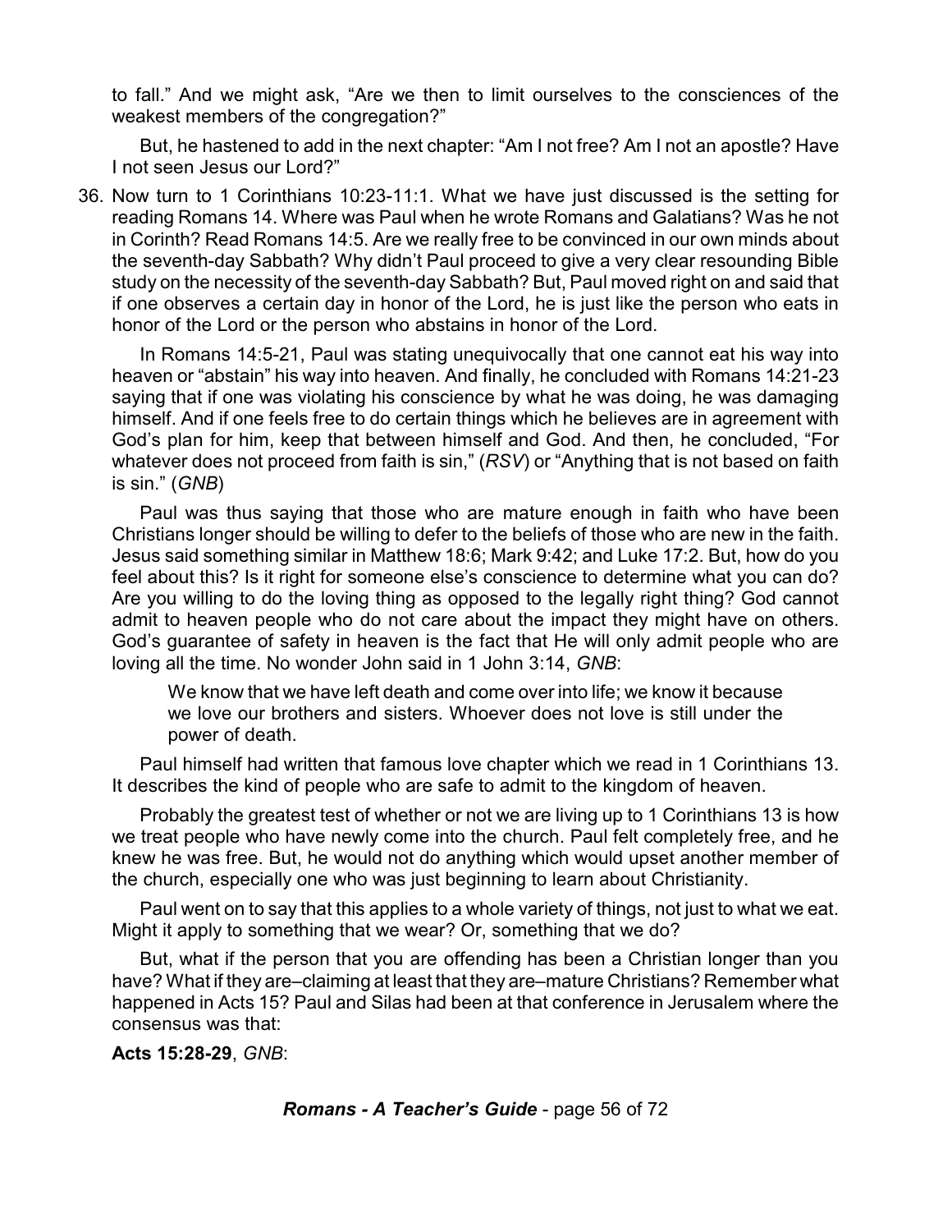to fall." And we might ask, "Are we then to limit ourselves to the consciences of the weakest members of the congregation?"

But, he hastened to add in the next chapter: "Am I not free? Am I not an apostle? Have I not seen Jesus our Lord?"

36. Now turn to 1 Corinthians 10:23-11:1. What we have just discussed is the setting for reading Romans 14. Where was Paul when he wrote Romans and Galatians? Was he not in Corinth? Read Romans 14:5. Are we really free to be convinced in our own minds about the seventh-day Sabbath? Why didn't Paul proceed to give a very clear resounding Bible study on the necessity of the seventh-day Sabbath? But, Paul moved right on and said that if one observes a certain day in honor of the Lord, he is just like the person who eats in honor of the Lord or the person who abstains in honor of the Lord.

    In Romans 14:5-21, Paul was stating unequivocally that one cannot eat his way into heaven or "abstain" his way into heaven. And finally, he concluded with Romans 14:21-23 saying that if one was violating his conscience by what he was doing, he was damaging himself. And if one feels free to do certain things which he believes are in agreement with God's plan for him, keep that between himself and God. And then, he concluded, "For whatever does not proceed from faith is sin," (*RSV*) or "Anything that is not based on faith is sin." (*GNB*)

    Paul was thus saying that those who are mature enough in faith who have been Christians longer should be willing to defer to the beliefs of those who are new in the faith. Jesus said something similar in Matthew 18:6; Mark 9:42; and Luke 17:2. But, how do you feel about this? Is it right for someone else's conscience to determine what you can do? Are you willing to do the loving thing as opposed to the legally right thing? God cannot admit to heaven people who do not care about the impact they might have on others. God's guarantee of safety in heaven is the fact that He will only admit people who are loving all the time. No wonder John said in 1 John 3:14, *GNB*:

    > We know that we have left death and come over into life; we know it because we love our brothers and sisters. Whoever does not love is still under the power of death.

    Paul himself had written that famous love chapter which we read in 1 Corinthians 13. It describes the kind of people who are safe to admit to the kingdom of heaven.

    Probably the greatest test of whether or not we are living up to 1 Corinthians 13 is how we treat people who have newly come into the church. Paul felt completely free, and he knew he was free. But, he would not do anything which would upset another member of the church, especially one who was just beginning to learn about Christianity.

    Paul went on to say that this applies to a whole variety of things, not just to what we eat. Might it apply to something that we wear? Or, something that we do?

    But, what if the person that you are offending has been a Christian longer than you have? What if they are–claiming at least that they are–mature Christians? Remember what happened in Acts 15? Paul and Silas had been at that conference in Jerusalem where the consensus was that:

    **Acts 15:28-29**, *GNB*: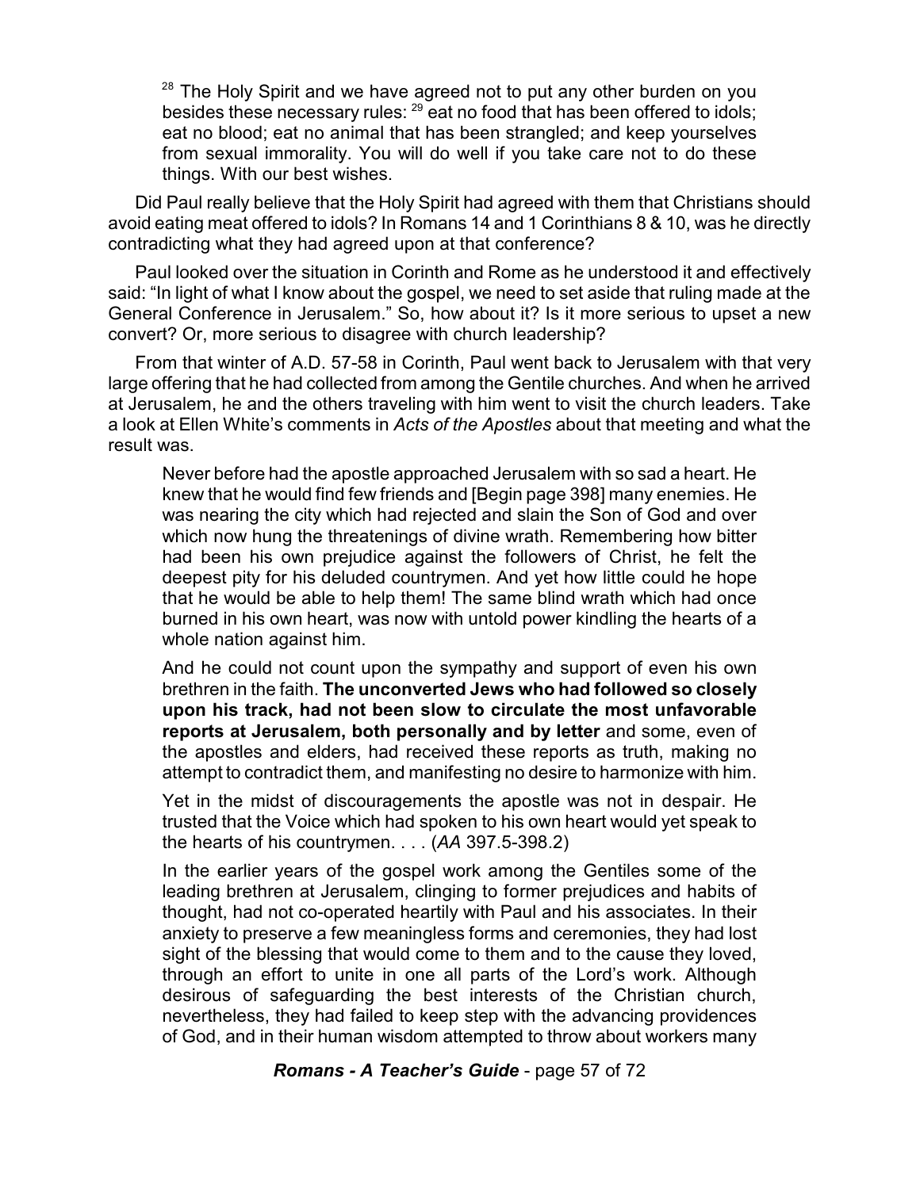> [28] The Holy Spirit and we have agreed not to put any other burden on you besides these necessary rules: [29] eat no food that has been offered to idols; eat no blood; eat no animal that has been strangled; and keep yourselves from sexual immorality. You will do well if you take care not to do these things. With our best wishes.

Did Paul really believe that the Holy Spirit had agreed with them that Christians should avoid eating meat offered to idols? In Romans 14 and 1 Corinthians 8 & 10, was he directly contradicting what they had agreed upon at that conference?

Paul looked over the situation in Corinth and Rome as he understood it and effectively said: "In light of what I know about the gospel, we need to set aside that ruling made at the General Conference in Jerusalem." So, how about it? Is it more serious to upset a new convert? Or, more serious to disagree with church leadership?

From that winter of A.D. 57-58 in Corinth, Paul went back to Jerusalem with that very large offering that he had collected from among the Gentile churches. And when he arrived at Jerusalem, he and the others traveling with him went to visit the church leaders. Take a look at Ellen White's comments in *Acts of the Apostles* about that meeting and what the result was.

> Never before had the apostle approached Jerusalem with so sad a heart. He knew that he would find few friends and [Begin page 398] many enemies. He was nearing the city which had rejected and slain the Son of God and over which now hung the threatenings of divine wrath. Remembering how bitter had been his own prejudice against the followers of Christ, he felt the deepest pity for his deluded countrymen. And yet how little could he hope that he would be able to help them! The same blind wrath which had once burned in his own heart, was now with untold power kindling the hearts of a whole nation against him.
>
> And he could not count upon the sympathy and support of even his own brethren in the faith. **The unconverted Jews who had followed so closely upon his track, had not been slow to circulate the most unfavorable reports at Jerusalem, both personally and by letter** and some, even of the apostles and elders, had received these reports as truth, making no attempt to contradict them, and manifesting no desire to harmonize with him.
>
> Yet in the midst of discouragements the apostle was not in despair. He trusted that the Voice which had spoken to his own heart would yet speak to the hearts of his countrymen. . . . (*AA* 397.5-398.2)
>
> In the earlier years of the gospel work among the Gentiles some of the leading brethren at Jerusalem, clinging to former prejudices and habits of thought, had not co-operated heartily with Paul and his associates. In their anxiety to preserve a few meaningless forms and ceremonies, they had lost sight of the blessing that would come to them and to the cause they loved, through an effort to unite in one all parts of the Lord's work. Although desirous of safeguarding the best interests of the Christian church, nevertheless, they had failed to keep step with the advancing providences of God, and in their human wisdom attempted to throw about workers many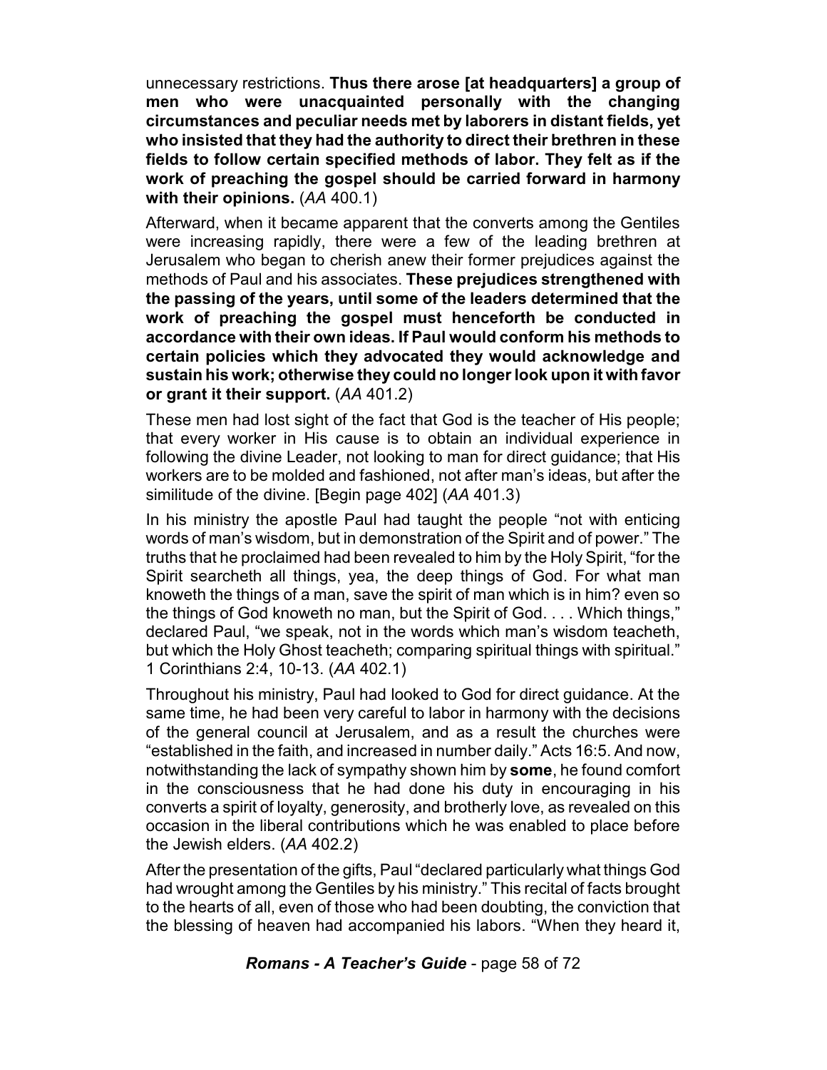unnecessary restrictions. **Thus there arose [at headquarters] a group of men who were unacquainted personally with the changing circumstances and peculiar needs met by laborers in distant fields, yet who insisted that they had the authority to direct their brethren in these fields to follow certain specified methods of labor. They felt as if the work of preaching the gospel should be carried forward in harmony with their opinions.** (*AA* 400.1)

Afterward, when it became apparent that the converts among the Gentiles were increasing rapidly, there were a few of the leading brethren at Jerusalem who began to cherish anew their former prejudices against the methods of Paul and his associates. **These prejudices strengthened with the passing of the years, until some of the leaders determined that the work of preaching the gospel must henceforth be conducted in accordance with their own ideas. If Paul would conform his methods to certain policies which they advocated they would acknowledge and sustain his work; otherwise they could no longer look upon it with favor or grant it their support.** (*AA* 401.2)

These men had lost sight of the fact that God is the teacher of His people; that every worker in His cause is to obtain an individual experience in following the divine Leader, not looking to man for direct guidance; that His workers are to be molded and fashioned, not after man's ideas, but after the similitude of the divine. [Begin page 402] (*AA* 401.3)

In his ministry the apostle Paul had taught the people "not with enticing words of man's wisdom, but in demonstration of the Spirit and of power." The truths that he proclaimed had been revealed to him by the Holy Spirit, "for the Spirit searcheth all things, yea, the deep things of God. For what man knoweth the things of a man, save the spirit of man which is in him? even so the things of God knoweth no man, but the Spirit of God. . . . Which things," declared Paul, "we speak, not in the words which man's wisdom teacheth, but which the Holy Ghost teacheth; comparing spiritual things with spiritual." 1 Corinthians 2:4, 10-13. (*AA* 402.1)

Throughout his ministry, Paul had looked to God for direct guidance. At the same time, he had been very careful to labor in harmony with the decisions of the general council at Jerusalem, and as a result the churches were "established in the faith, and increased in number daily." Acts 16:5. And now, notwithstanding the lack of sympathy shown him by **some**, he found comfort in the consciousness that he had done his duty in encouraging in his converts a spirit of loyalty, generosity, and brotherly love, as revealed on this occasion in the liberal contributions which he was enabled to place before the Jewish elders. (*AA* 402.2)

After the presentation of the gifts, Paul "declared particularly what things God had wrought among the Gentiles by his ministry." This recital of facts brought to the hearts of all, even of those who had been doubting, the conviction that the blessing of heaven had accompanied his labors. "When they heard it,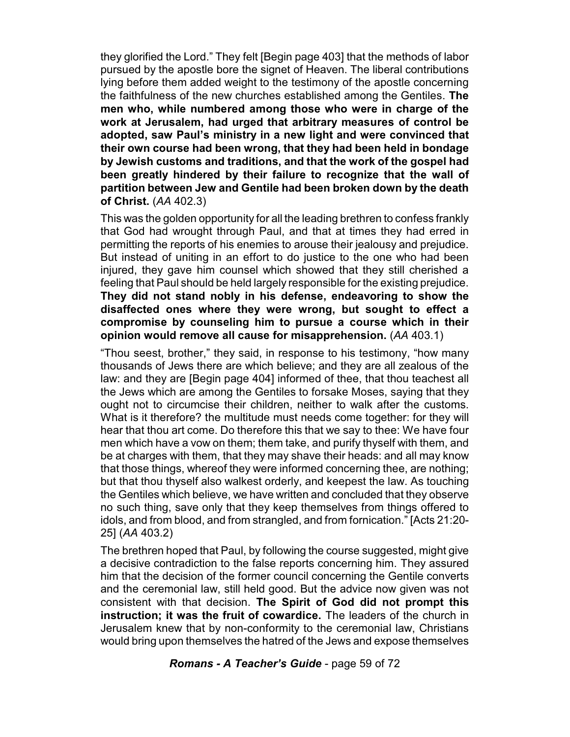they glorified the Lord." They felt [Begin page 403] that the methods of labor pursued by the apostle bore the signet of Heaven. The liberal contributions lying before them added weight to the testimony of the apostle concerning the faithfulness of the new churches established among the Gentiles. **The men who, while numbered among those who were in charge of the work at Jerusalem, had urged that arbitrary measures of control be adopted, saw Paul's ministry in a new light and were convinced that their own course had been wrong, that they had been held in bondage by Jewish customs and traditions, and that the work of the gospel had been greatly hindered by their failure to recognize that the wall of partition between Jew and Gentile had been broken down by the death of Christ.** (*AA* 402.3)

This was the golden opportunity for all the leading brethren to confess frankly that God had wrought through Paul, and that at times they had erred in permitting the reports of his enemies to arouse their jealousy and prejudice. But instead of uniting in an effort to do justice to the one who had been injured, they gave him counsel which showed that they still cherished a feeling that Paul should be held largely responsible for the existing prejudice. **They did not stand nobly in his defense, endeavoring to show the disaffected ones where they were wrong, but sought to effect a compromise by counseling him to pursue a course which in their opinion would remove all cause for misapprehension.** (*AA* 403.1)

"Thou seest, brother," they said, in response to his testimony, "how many thousands of Jews there are which believe; and they are all zealous of the law: and they are [Begin page 404] informed of thee, that thou teachest all the Jews which are among the Gentiles to forsake Moses, saying that they ought not to circumcise their children, neither to walk after the customs. What is it therefore? the multitude must needs come together: for they will hear that thou art come. Do therefore this that we say to thee: We have four men which have a vow on them; them take, and purify thyself with them, and be at charges with them, that they may shave their heads: and all may know that those things, whereof they were informed concerning thee, are nothing; but that thou thyself also walkest orderly, and keepest the law. As touching the Gentiles which believe, we have written and concluded that they observe no such thing, save only that they keep themselves from things offered to idols, and from blood, and from strangled, and from fornication." [Acts 21:20-25] (*AA* 403.2)

The brethren hoped that Paul, by following the course suggested, might give a decisive contradiction to the false reports concerning him. They assured him that the decision of the former council concerning the Gentile converts and the ceremonial law, still held good. But the advice now given was not consistent with that decision. **The Spirit of God did not prompt this instruction; it was the fruit of cowardice.** The leaders of the church in Jerusalem knew that by non-conformity to the ceremonial law, Christians would bring upon themselves the hatred of the Jews and expose themselves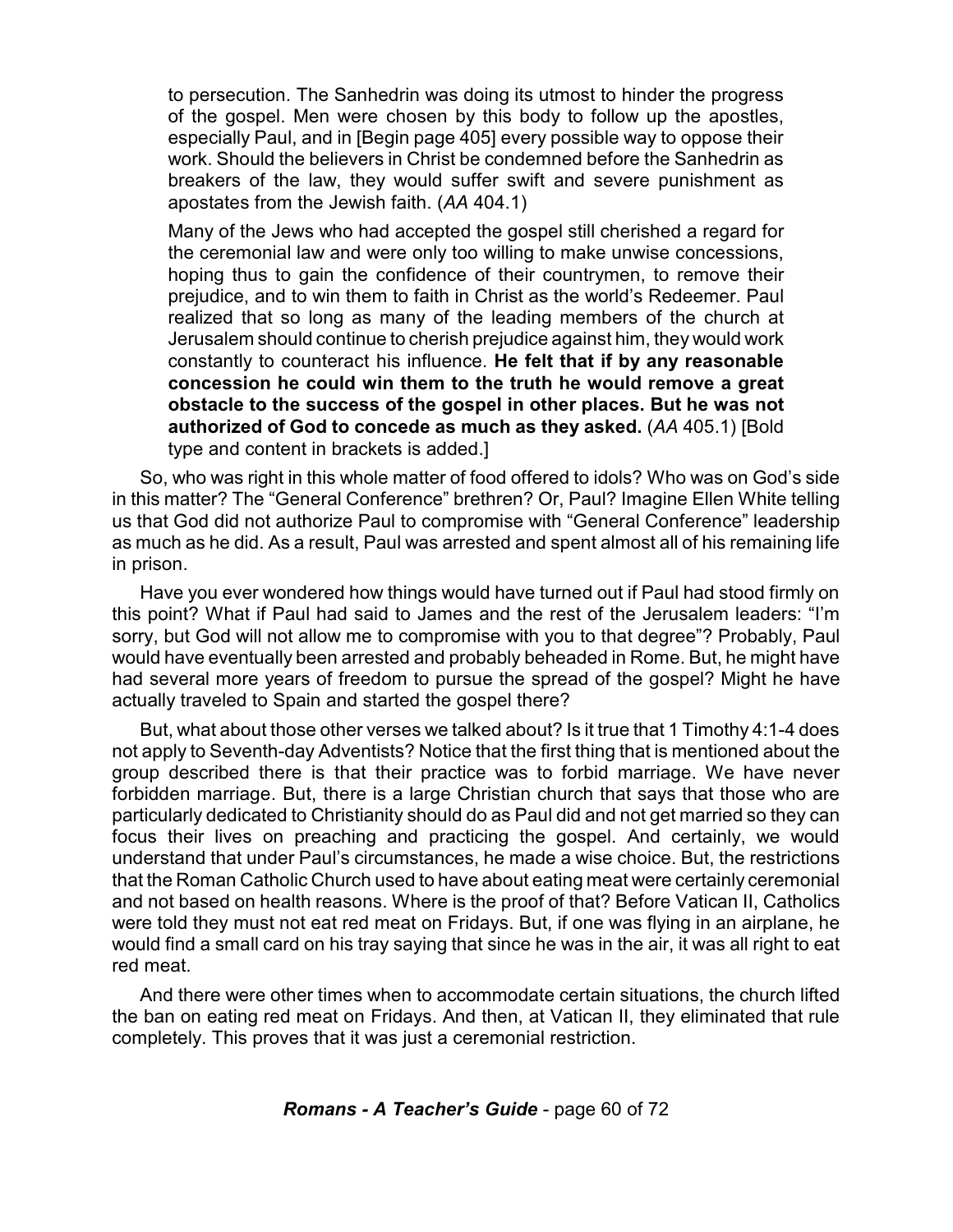> to persecution. The Sanhedrin was doing its utmost to hinder the progress of the gospel. Men were chosen by this body to follow up the apostles, especially Paul, and in [Begin page 405] every possible way to oppose their work. Should the believers in Christ be condemned before the Sanhedrin as breakers of the law, they would suffer swift and severe punishment as apostates from the Jewish faith. (*AA* 404.1)
>
> Many of the Jews who had accepted the gospel still cherished a regard for the ceremonial law and were only too willing to make unwise concessions, hoping thus to gain the confidence of their countrymen, to remove their prejudice, and to win them to faith in Christ as the world's Redeemer. Paul realized that so long as many of the leading members of the church at Jerusalem should continue to cherish prejudice against him, they would work constantly to counteract his influence. **He felt that if by any reasonable concession he could win them to the truth he would remove a great obstacle to the success of the gospel in other places. But he was not authorized of God to concede as much as they asked.** (*AA* 405.1) [Bold type and content in brackets is added.]

So, who was right in this whole matter of food offered to idols? Who was on God's side in this matter? The "General Conference" brethren? Or, Paul? Imagine Ellen White telling us that God did not authorize Paul to compromise with "General Conference" leadership as much as he did. As a result, Paul was arrested and spent almost all of his remaining life in prison.

Have you ever wondered how things would have turned out if Paul had stood firmly on this point? What if Paul had said to James and the rest of the Jerusalem leaders: "I'm sorry, but God will not allow me to compromise with you to that degree"? Probably, Paul would have eventually been arrested and probably beheaded in Rome. But, he might have had several more years of freedom to pursue the spread of the gospel? Might he have actually traveled to Spain and started the gospel there?

But, what about those other verses we talked about? Is it true that 1 Timothy 4:1-4 does not apply to Seventh-day Adventists? Notice that the first thing that is mentioned about the group described there is that their practice was to forbid marriage. We have never forbidden marriage. But, there is a large Christian church that says that those who are particularly dedicated to Christianity should do as Paul did and not get married so they can focus their lives on preaching and practicing the gospel. And certainly, we would understand that under Paul's circumstances, he made a wise choice. But, the restrictions that the Roman Catholic Church used to have about eating meat were certainly ceremonial and not based on health reasons. Where is the proof of that? Before Vatican II, Catholics were told they must not eat red meat on Fridays. But, if one was flying in an airplane, he would find a small card on his tray saying that since he was in the air, it was all right to eat red meat.

And there were other times when to accommodate certain situations, the church lifted the ban on eating red meat on Fridays. And then, at Vatican II, they eliminated that rule completely. This proves that it was just a ceremonial restriction.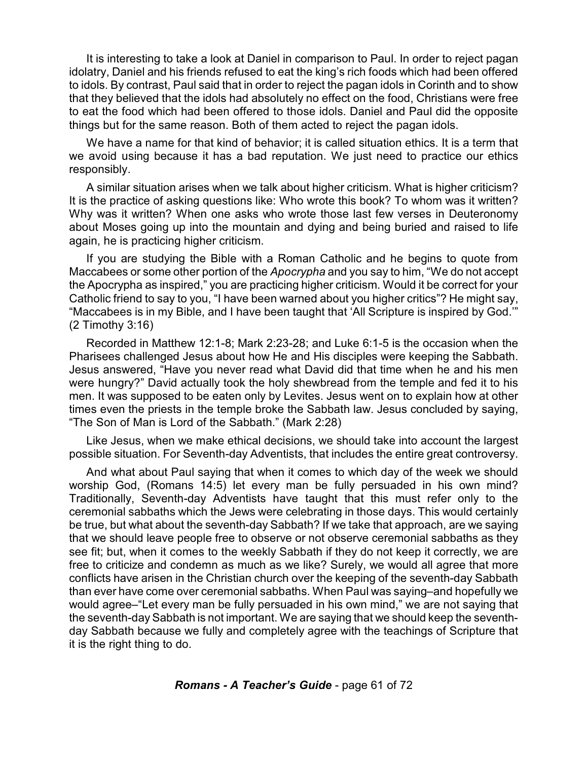It is interesting to take a look at Daniel in comparison to Paul. In order to reject pagan idolatry, Daniel and his friends refused to eat the king's rich foods which had been offered to idols. By contrast, Paul said that in order to reject the pagan idols in Corinth and to show that they believed that the idols had absolutely no effect on the food, Christians were free to eat the food which had been offered to those idols. Daniel and Paul did the opposite things but for the same reason. Both of them acted to reject the pagan idols.

We have a name for that kind of behavior; it is called situation ethics. It is a term that we avoid using because it has a bad reputation. We just need to practice our ethics responsibly.

A similar situation arises when we talk about higher criticism. What is higher criticism? It is the practice of asking questions like: Who wrote this book? To whom was it written? Why was it written? When one asks who wrote those last few verses in Deuteronomy about Moses going up into the mountain and dying and being buried and raised to life again, he is practicing higher criticism.

If you are studying the Bible with a Roman Catholic and he begins to quote from Maccabees or some other portion of the *Apocrypha* and you say to him, "We do not accept the Apocrypha as inspired," you are practicing higher criticism. Would it be correct for your Catholic friend to say to you, "I have been warned about you higher critics"? He might say, "Maccabees is in my Bible, and I have been taught that 'All Scripture is inspired by God.'" (2 Timothy 3:16)

Recorded in Matthew 12:1-8; Mark 2:23-28; and Luke 6:1-5 is the occasion when the Pharisees challenged Jesus about how He and His disciples were keeping the Sabbath. Jesus answered, "Have you never read what David did that time when he and his men were hungry?" David actually took the holy shewbread from the temple and fed it to his men. It was supposed to be eaten only by Levites. Jesus went on to explain how at other times even the priests in the temple broke the Sabbath law. Jesus concluded by saying, "The Son of Man is Lord of the Sabbath." (Mark 2:28)

Like Jesus, when we make ethical decisions, we should take into account the largest possible situation. For Seventh-day Adventists, that includes the entire great controversy.

And what about Paul saying that when it comes to which day of the week we should worship God, (Romans 14:5) let every man be fully persuaded in his own mind? Traditionally, Seventh-day Adventists have taught that this must refer only to the ceremonial sabbaths which the Jews were celebrating in those days. This would certainly be true, but what about the seventh-day Sabbath? If we take that approach, are we saying that we should leave people free to observe or not observe ceremonial sabbaths as they see fit; but, when it comes to the weekly Sabbath if they do not keep it correctly, we are free to criticize and condemn as much as we like? Surely, we would all agree that more conflicts have arisen in the Christian church over the keeping of the seventh-day Sabbath than ever have come over ceremonial sabbaths. When Paul was saying–and hopefully we would agree–"Let every man be fully persuaded in his own mind," we are not saying that the seventh-day Sabbath is not important. We are saying that we should keep the seventh-day Sabbath because we fully and completely agree with the teachings of Scripture that it is the right thing to do.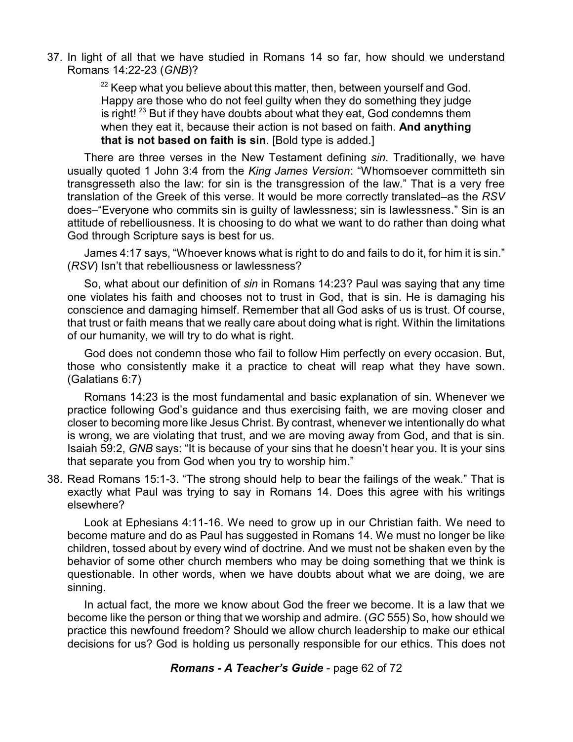37. In light of all that we have studied in Romans 14 so far, how should we understand Romans 14:22-23 (*GNB*)?

> [22] Keep what you believe about this matter, then, between yourself and God. Happy are those who do not feel guilty when they do something they judge is right! [23] But if they have doubts about what they eat, God condemns them when they eat it, because their action is not based on faith. **And anything that is not based on faith is sin**. [Bold type is added.]

There are three verses in the New Testament defining *sin*. Traditionally, we have usually quoted 1 John 3:4 from the *King James Version*: "Whomsoever committeth sin transgresseth also the law: for sin is the transgression of the law." That is a very free translation of the Greek of this verse. It would be more correctly translated–as the *RSV* does–"Everyone who commits sin is guilty of lawlessness; sin is lawlessness." Sin is an attitude of rebelliousness. It is choosing to do what we want to do rather than doing what God through Scripture says is best for us.

James 4:17 says, "Whoever knows what is right to do and fails to do it, for him it is sin." (*RSV*) Isn't that rebelliousness or lawlessness?

So, what about our definition of *sin* in Romans 14:23? Paul was saying that any time one violates his faith and chooses not to trust in God, that is sin. He is damaging his conscience and damaging himself. Remember that all God asks of us is trust. Of course, that trust or faith means that we really care about doing what is right. Within the limitations of our humanity, we will try to do what is right.

God does not condemn those who fail to follow Him perfectly on every occasion. But, those who consistently make it a practice to cheat will reap what they have sown. (Galatians 6:7)

Romans 14:23 is the most fundamental and basic explanation of sin. Whenever we practice following God's guidance and thus exercising faith, we are moving closer and closer to becoming more like Jesus Christ. By contrast, whenever we intentionally do what is wrong, we are violating that trust, and we are moving away from God, and that is sin. Isaiah 59:2, *GNB* says: "It is because of your sins that he doesn't hear you. It is your sins that separate you from God when you try to worship him."

38. Read Romans 15:1-3. "The strong should help to bear the failings of the weak." That is exactly what Paul was trying to say in Romans 14. Does this agree with his writings elsewhere?

Look at Ephesians 4:11-16. We need to grow up in our Christian faith. We need to become mature and do as Paul has suggested in Romans 14. We must no longer be like children, tossed about by every wind of doctrine. And we must not be shaken even by the behavior of some other church members who may be doing something that we think is questionable. In other words, when we have doubts about what we are doing, we are sinning.

In actual fact, the more we know about God the freer we become. It is a law that we become like the person or thing that we worship and admire. (*GC* 555) So, how should we practice this newfound freedom? Should we allow church leadership to make our ethical decisions for us? God is holding us personally responsible for our ethics. This does not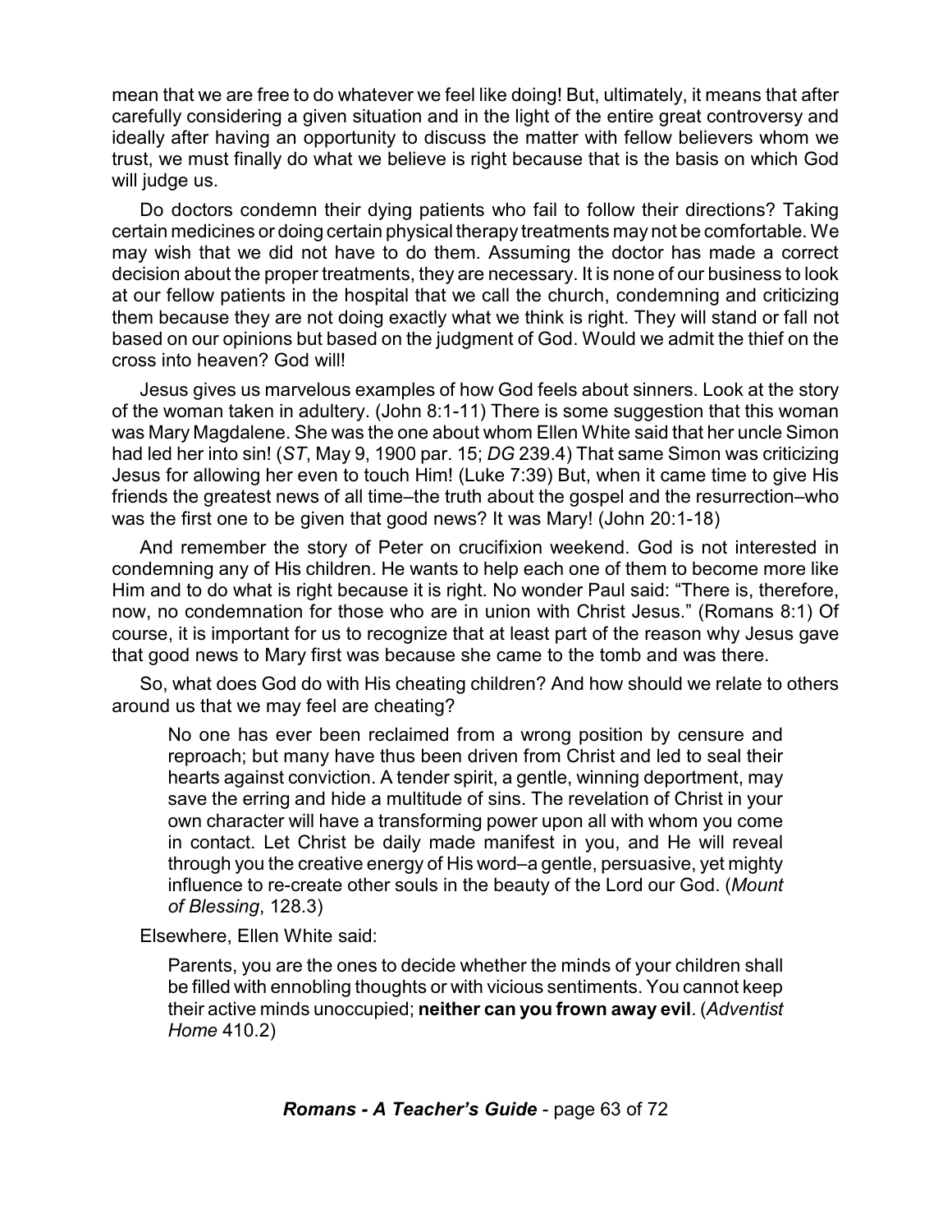mean that we are free to do whatever we feel like doing! But, ultimately, it means that after carefully considering a given situation and in the light of the entire great controversy and ideally after having an opportunity to discuss the matter with fellow believers whom we trust, we must finally do what we believe is right because that is the basis on which God will judge us.

Do doctors condemn their dying patients who fail to follow their directions? Taking certain medicines or doing certain physical therapy treatments may not be comfortable. We may wish that we did not have to do them. Assuming the doctor has made a correct decision about the proper treatments, they are necessary. It is none of our business to look at our fellow patients in the hospital that we call the church, condemning and criticizing them because they are not doing exactly what we think is right. They will stand or fall not based on our opinions but based on the judgment of God. Would we admit the thief on the cross into heaven? God will!

Jesus gives us marvelous examples of how God feels about sinners. Look at the story of the woman taken in adultery. (John 8:1-11) There is some suggestion that this woman was Mary Magdalene. She was the one about whom Ellen White said that her uncle Simon had led her into sin! (*ST*, May 9, 1900 par. 15; *DG* 239.4) That same Simon was criticizing Jesus for allowing her even to touch Him! (Luke 7:39) But, when it came time to give His friends the greatest news of all time–the truth about the gospel and the resurrection–who was the first one to be given that good news? It was Mary! (John 20:1-18)

And remember the story of Peter on crucifixion weekend. God is not interested in condemning any of His children. He wants to help each one of them to become more like Him and to do what is right because it is right. No wonder Paul said: "There is, therefore, now, no condemnation for those who are in union with Christ Jesus." (Romans 8:1) Of course, it is important for us to recognize that at least part of the reason why Jesus gave that good news to Mary first was because she came to the tomb and was there.

So, what does God do with His cheating children? And how should we relate to others around us that we may feel are cheating?

> No one has ever been reclaimed from a wrong position by censure and reproach; but many have thus been driven from Christ and led to seal their hearts against conviction. A tender spirit, a gentle, winning deportment, may save the erring and hide a multitude of sins. The revelation of Christ in your own character will have a transforming power upon all with whom you come in contact. Let Christ be daily made manifest in you, and He will reveal through you the creative energy of His word–a gentle, persuasive, yet mighty influence to re-create other souls in the beauty of the Lord our God. (*Mount of Blessing*, 128.3)

Elsewhere, Ellen White said:

> Parents, you are the ones to decide whether the minds of your children shall be filled with ennobling thoughts or with vicious sentiments. You cannot keep their active minds unoccupied; **neither can you frown away evil**. (*Adventist Home* 410.2)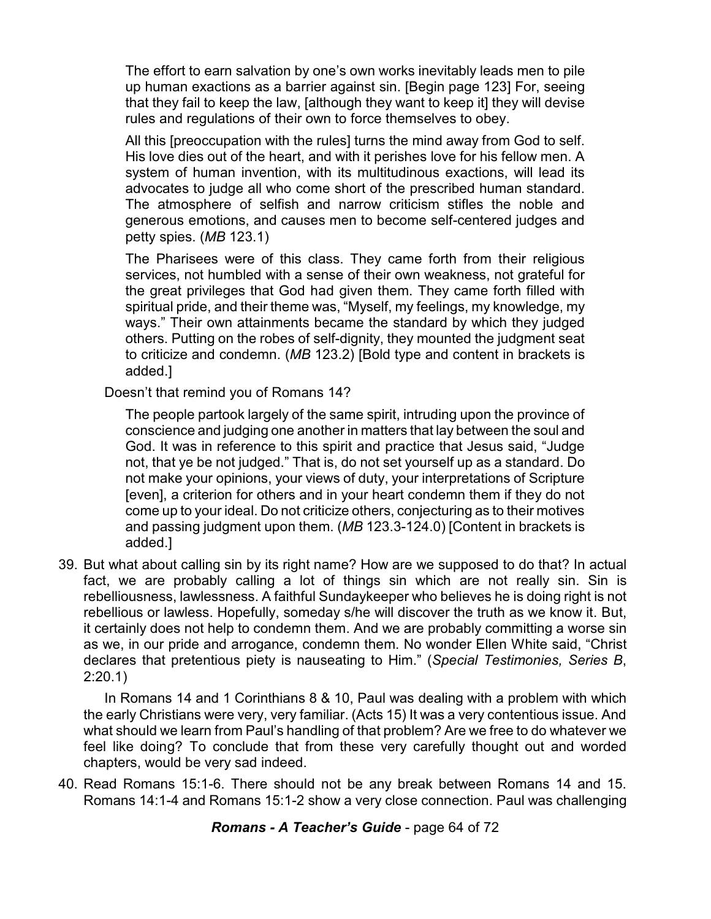> The effort to earn salvation by one's own works inevitably leads men to pile up human exactions as a barrier against sin. [Begin page 123] For, seeing that they fail to keep the law, [although they want to keep it] they will devise rules and regulations of their own to force themselves to obey.
>
> All this [preoccupation with the rules] turns the mind away from God to self. His love dies out of the heart, and with it perishes love for his fellow men. A system of human invention, with its multitudinous exactions, will lead its advocates to judge all who come short of the prescribed human standard. The atmosphere of selfish and narrow criticism stifles the noble and generous emotions, and causes men to become self-centered judges and petty spies. (*MB* 123.1)
>
> The Pharisees were of this class. They came forth from their religious services, not humbled with a sense of their own weakness, not grateful for the great privileges that God had given them. They came forth filled with spiritual pride, and their theme was, "Myself, my feelings, my knowledge, my ways." Their own attainments became the standard by which they judged others. Putting on the robes of self-dignity, they mounted the judgment seat to criticize and condemn. (*MB* 123.2) [Bold type and content in brackets is added.]

Doesn't that remind you of Romans 14?

> The people partook largely of the same spirit, intruding upon the province of conscience and judging one another in matters that lay between the soul and God. It was in reference to this spirit and practice that Jesus said, "Judge not, that ye be not judged." That is, do not set yourself up as a standard. Do not make your opinions, your views of duty, your interpretations of Scripture [even], a criterion for others and in your heart condemn them if they do not come up to your ideal. Do not criticize others, conjecturing as to their motives and passing judgment upon them. (*MB* 123.3-124.0) [Content in brackets is added.]

39. But what about calling sin by its right name? How are we supposed to do that? In actual fact, we are probably calling a lot of things sin which are not really sin. Sin is rebelliousness, lawlessness. A faithful Sundaykeeper who believes he is doing right is not rebellious or lawless. Hopefully, someday s/he will discover the truth as we know it. But, it certainly does not help to condemn them. And we are probably committing a worse sin as we, in our pride and arrogance, condemn them. No wonder Ellen White said, "Christ declares that pretentious piety is nauseating to Him." (*Special Testimonies, Series B*, 2:20.1)

    In Romans 14 and 1 Corinthians 8 & 10, Paul was dealing with a problem with which the early Christians were very, very familiar. (Acts 15) It was a very contentious issue. And what should we learn from Paul's handling of that problem? Are we free to do whatever we feel like doing? To conclude that from these very carefully thought out and worded chapters, would be very sad indeed.

40. Read Romans 15:1-6. There should not be any break between Romans 14 and 15. Romans 14:1-4 and Romans 15:1-2 show a very close connection. Paul was challenging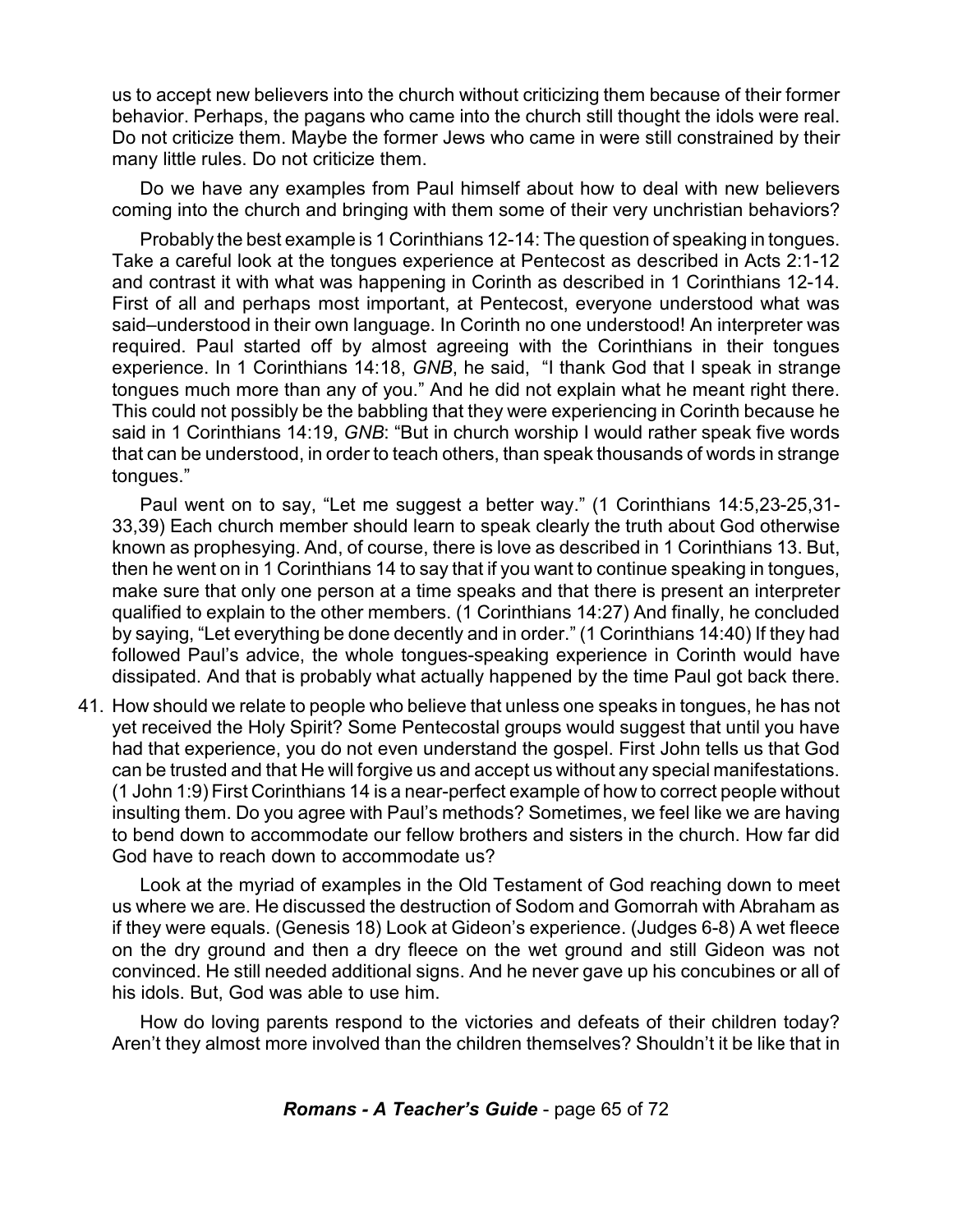us to accept new believers into the church without criticizing them because of their former behavior. Perhaps, the pagans who came into the church still thought the idols were real. Do not criticize them. Maybe the former Jews who came in were still constrained by their many little rules. Do not criticize them.

Do we have any examples from Paul himself about how to deal with new believers coming into the church and bringing with them some of their very unchristian behaviors?

Probably the best example is 1 Corinthians 12-14: The question of speaking in tongues. Take a careful look at the tongues experience at Pentecost as described in Acts 2:1-12 and contrast it with what was happening in Corinth as described in 1 Corinthians 12-14. First of all and perhaps most important, at Pentecost, everyone understood what was said–understood in their own language. In Corinth no one understood! An interpreter was required. Paul started off by almost agreeing with the Corinthians in their tongues experience. In 1 Corinthians 14:18, *GNB*, he said, "I thank God that I speak in strange tongues much more than any of you." And he did not explain what he meant right there. This could not possibly be the babbling that they were experiencing in Corinth because he said in 1 Corinthians 14:19, *GNB*: "But in church worship I would rather speak five words that can be understood, in order to teach others, than speak thousands of words in strange tongues."

Paul went on to say, "Let me suggest a better way." (1 Corinthians 14:5,23-25,31-33,39) Each church member should learn to speak clearly the truth about God otherwise known as prophesying. And, of course, there is love as described in 1 Corinthians 13. But, then he went on in 1 Corinthians 14 to say that if you want to continue speaking in tongues, make sure that only one person at a time speaks and that there is present an interpreter qualified to explain to the other members. (1 Corinthians 14:27) And finally, he concluded by saying, "Let everything be done decently and in order." (1 Corinthians 14:40) If they had followed Paul's advice, the whole tongues-speaking experience in Corinth would have dissipated. And that is probably what actually happened by the time Paul got back there.

41. How should we relate to people who believe that unless one speaks in tongues, he has not yet received the Holy Spirit? Some Pentecostal groups would suggest that until you have had that experience, you do not even understand the gospel. First John tells us that God can be trusted and that He will forgive us and accept us without any special manifestations. (1 John 1:9) First Corinthians 14 is a near-perfect example of how to correct people without insulting them. Do you agree with Paul's methods? Sometimes, we feel like we are having to bend down to accommodate our fellow brothers and sisters in the church. How far did God have to reach down to accommodate us?

    Look at the myriad of examples in the Old Testament of God reaching down to meet us where we are. He discussed the destruction of Sodom and Gomorrah with Abraham as if they were equals. (Genesis 18) Look at Gideon's experience. (Judges 6-8) A wet fleece on the dry ground and then a dry fleece on the wet ground and still Gideon was not convinced. He still needed additional signs. And he never gave up his concubines or all of his idols. But, God was able to use him.

    How do loving parents respond to the victories and defeats of their children today? Aren't they almost more involved than the children themselves? Shouldn't it be like that in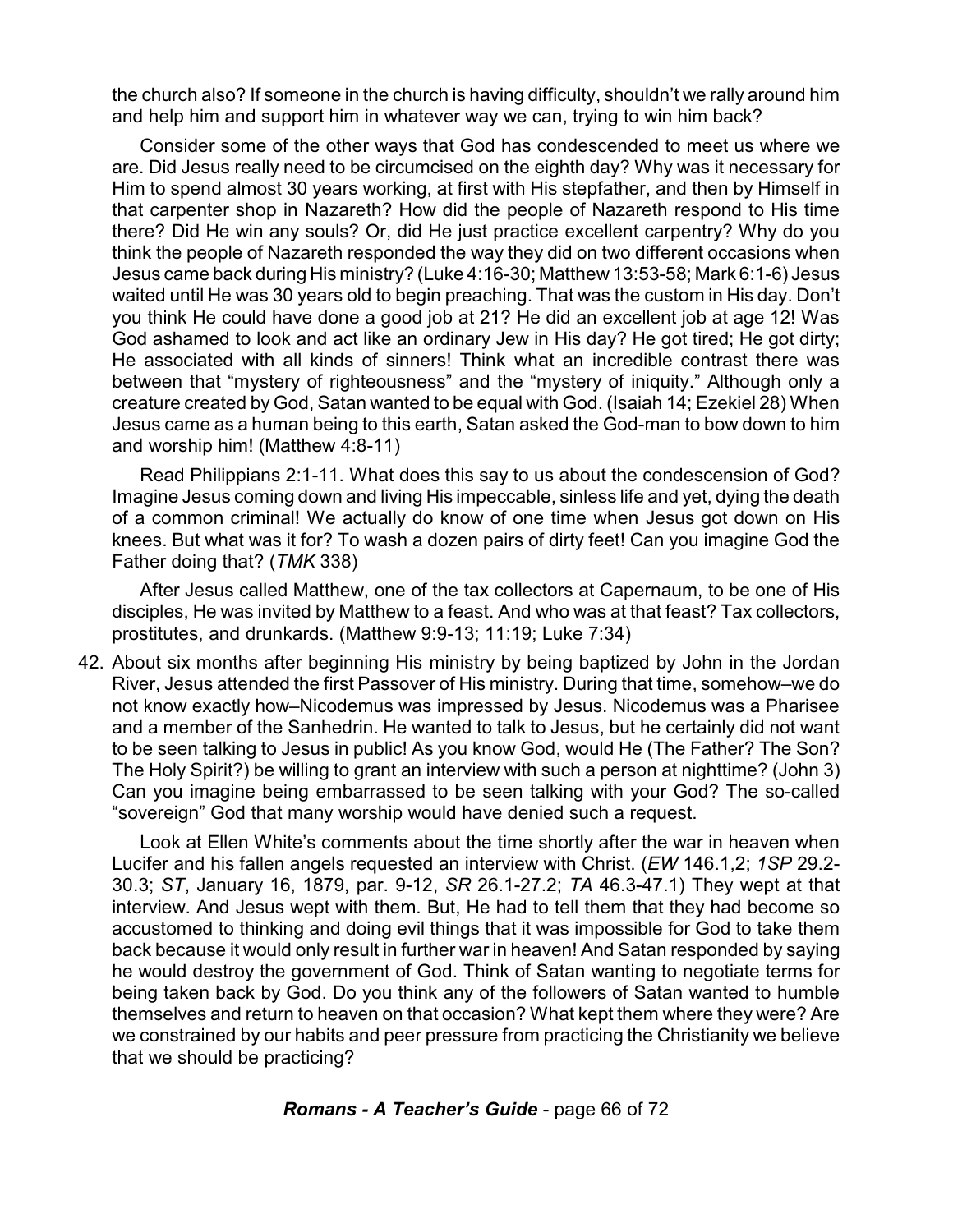the church also? If someone in the church is having difficulty, shouldn't we rally around him and help him and support him in whatever way we can, trying to win him back?

Consider some of the other ways that God has condescended to meet us where we are. Did Jesus really need to be circumcised on the eighth day? Why was it necessary for Him to spend almost 30 years working, at first with His stepfather, and then by Himself in that carpenter shop in Nazareth? How did the people of Nazareth respond to His time there? Did He win any souls? Or, did He just practice excellent carpentry? Why do you think the people of Nazareth responded the way they did on two different occasions when Jesus came back during His ministry? (Luke 4:16-30; Matthew 13:53-58; Mark 6:1-6) Jesus waited until He was 30 years old to begin preaching. That was the custom in His day. Don't you think He could have done a good job at 21? He did an excellent job at age 12! Was God ashamed to look and act like an ordinary Jew in His day? He got tired; He got dirty; He associated with all kinds of sinners! Think what an incredible contrast there was between that "mystery of righteousness" and the "mystery of iniquity." Although only a creature created by God, Satan wanted to be equal with God. (Isaiah 14; Ezekiel 28) When Jesus came as a human being to this earth, Satan asked the God-man to bow down to him and worship him! (Matthew 4:8-11)

Read Philippians 2:1-11. What does this say to us about the condescension of God? Imagine Jesus coming down and living His impeccable, sinless life and yet, dying the death of a common criminal! We actually do know of one time when Jesus got down on His knees. But what was it for? To wash a dozen pairs of dirty feet! Can you imagine God the Father doing that? (*TMK* 338)

After Jesus called Matthew, one of the tax collectors at Capernaum, to be one of His disciples, He was invited by Matthew to a feast. And who was at that feast? Tax collectors, prostitutes, and drunkards. (Matthew 9:9-13; 11:19; Luke 7:34)

42. About six months after beginning His ministry by being baptized by John in the Jordan River, Jesus attended the first Passover of His ministry. During that time, somehow–we do not know exactly how–Nicodemus was impressed by Jesus. Nicodemus was a Pharisee and a member of the Sanhedrin. He wanted to talk to Jesus, but he certainly did not want to be seen talking to Jesus in public! As you know God, would He (The Father? The Son? The Holy Spirit?) be willing to grant an interview with such a person at nighttime? (John 3) Can you imagine being embarrassed to be seen talking with your God? The so-called "sovereign" God that many worship would have denied such a request.

    Look at Ellen White's comments about the time shortly after the war in heaven when Lucifer and his fallen angels requested an interview with Christ. (*EW* 146.1,2; *1SP* 29.2-30.3; *ST*, January 16, 1879, par. 9-12, *SR* 26.1-27.2; *TA* 46.3-47.1) They wept at that interview. And Jesus wept with them. But, He had to tell them that they had become so accustomed to thinking and doing evil things that it was impossible for God to take them back because it would only result in further war in heaven! And Satan responded by saying he would destroy the government of God. Think of Satan wanting to negotiate terms for being taken back by God. Do you think any of the followers of Satan wanted to humble themselves and return to heaven on that occasion? What kept them where they were? Are we constrained by our habits and peer pressure from practicing the Christianity we believe that we should be practicing?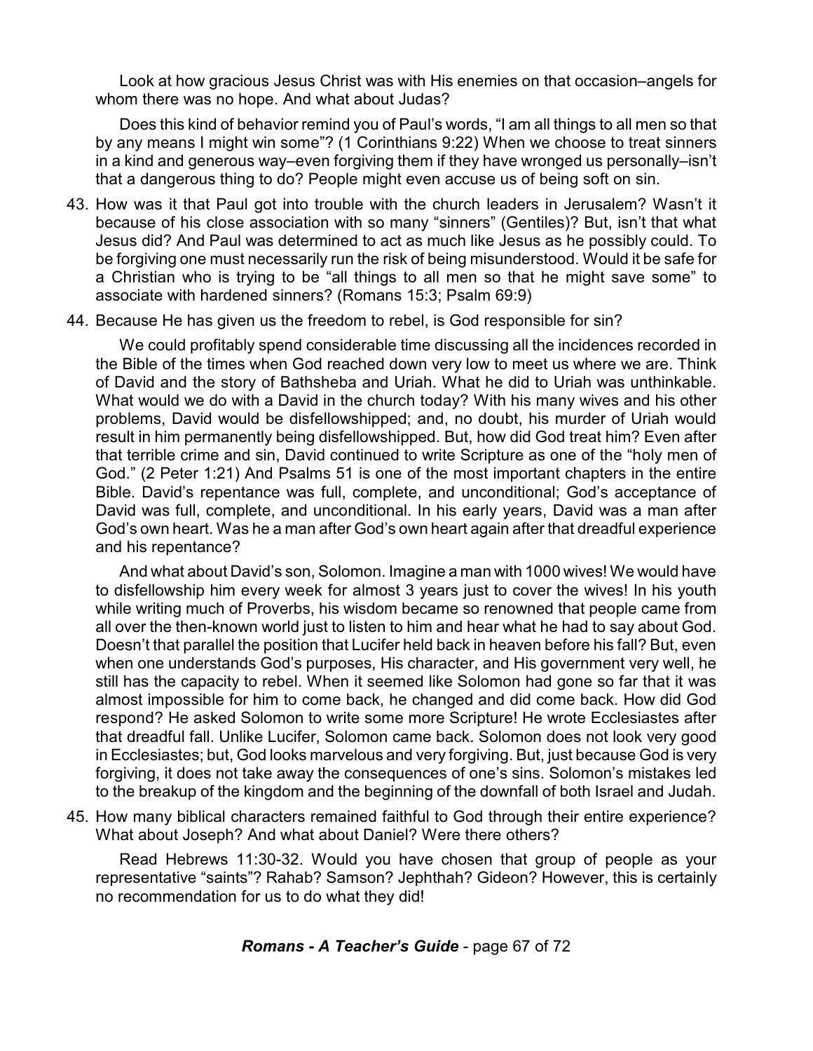Look at how gracious Jesus Christ was with His enemies on that occasion–angels for whom there was no hope. And what about Judas?

Does this kind of behavior remind you of Paul's words, "I am all things to all men so that by any means I might win some"? (1 Corinthians 9:22) When we choose to treat sinners in a kind and generous way–even forgiving them if they have wronged us personally–isn't that a dangerous thing to do? People might even accuse us of being soft on sin.

43. How was it that Paul got into trouble with the church leaders in Jerusalem? Wasn't it because of his close association with so many "sinners" (Gentiles)? But, isn't that what Jesus did? And Paul was determined to act as much like Jesus as he possibly could. To be forgiving one must necessarily run the risk of being misunderstood. Would it be safe for a Christian who is trying to be "all things to all men so that he might save some" to associate with hardened sinners? (Romans 15:3; Psalm 69:9)

44. Because He has given us the freedom to rebel, is God responsible for sin?

    We could profitably spend considerable time discussing all the incidences recorded in the Bible of the times when God reached down very low to meet us where we are. Think of David and the story of Bathsheba and Uriah. What he did to Uriah was unthinkable. What would we do with a David in the church today? With his many wives and his other problems, David would be disfellowshipped; and, no doubt, his murder of Uriah would result in him permanently being disfellowshipped. But, how did God treat him? Even after that terrible crime and sin, David continued to write Scripture as one of the "holy men of God." (2 Peter 1:21) And Psalms 51 is one of the most important chapters in the entire Bible. David's repentance was full, complete, and unconditional; God's acceptance of David was full, complete, and unconditional. In his early years, David was a man after God's own heart. Was he a man after God's own heart again after that dreadful experience and his repentance?

    And what about David's son, Solomon. Imagine a man with 1000 wives! We would have to disfellowship him every week for almost 3 years just to cover the wives! In his youth while writing much of Proverbs, his wisdom became so renowned that people came from all over the then-known world just to listen to him and hear what he had to say about God. Doesn't that parallel the position that Lucifer held back in heaven before his fall? But, even when one understands God's purposes, His character, and His government very well, he still has the capacity to rebel. When it seemed like Solomon had gone so far that it was almost impossible for him to come back, he changed and did come back. How did God respond? He asked Solomon to write some more Scripture! He wrote Ecclesiastes after that dreadful fall. Unlike Lucifer, Solomon came back. Solomon does not look very good in Ecclesiastes; but, God looks marvelous and very forgiving. But, just because God is very forgiving, it does not take away the consequences of one's sins. Solomon's mistakes led to the breakup of the kingdom and the beginning of the downfall of both Israel and Judah.

45. How many biblical characters remained faithful to God through their entire experience? What about Joseph? And what about Daniel? Were there others?

    Read Hebrews 11:30-32. Would you have chosen that group of people as your representative "saints"? Rahab? Samson? Jephthah? Gideon? However, this is certainly no recommendation for us to do what they did!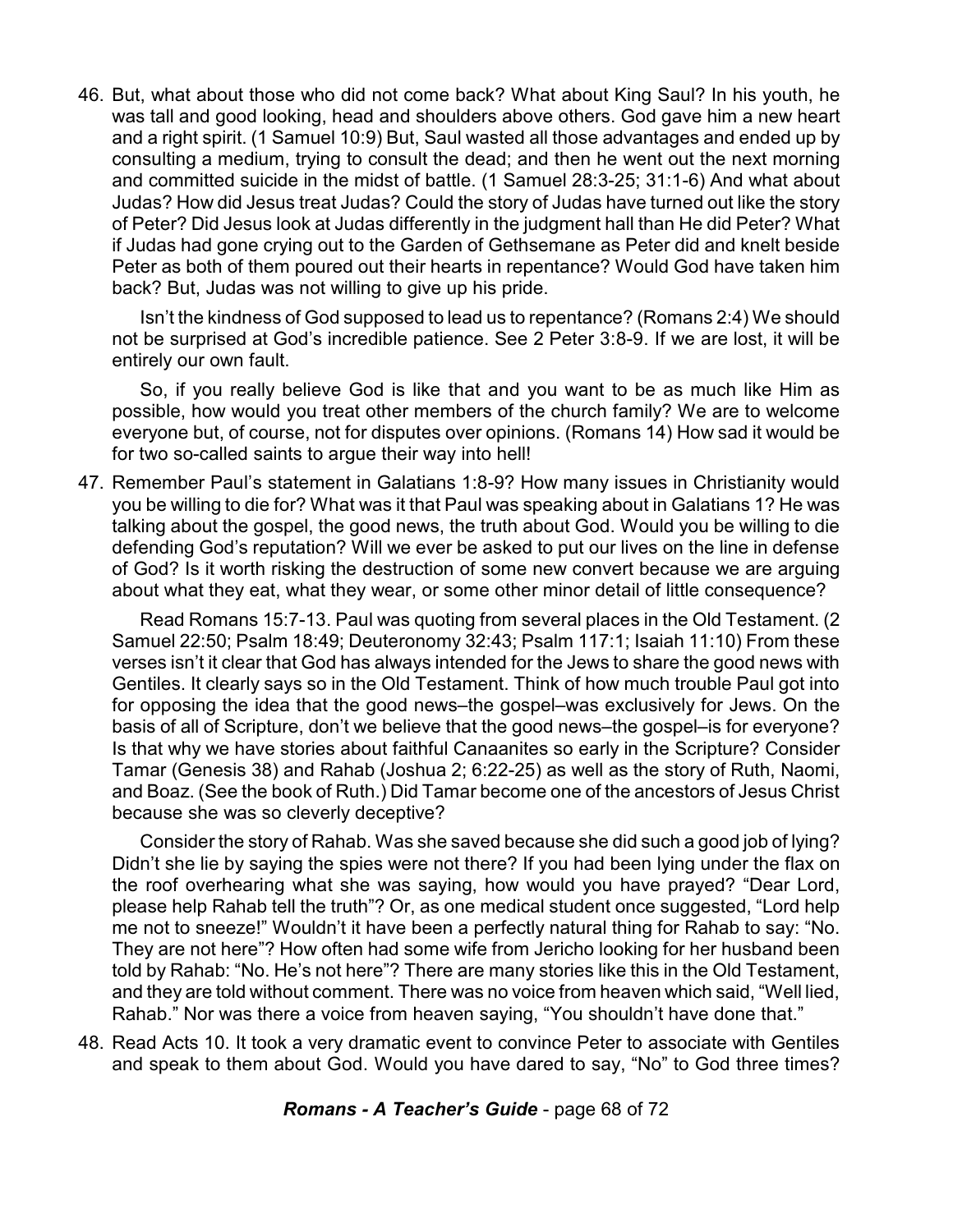46. But, what about those who did not come back? What about King Saul? In his youth, he was tall and good looking, head and shoulders above others. God gave him a new heart and a right spirit. (1 Samuel 10:9) But, Saul wasted all those advantages and ended up by consulting a medium, trying to consult the dead; and then he went out the next morning and committed suicide in the midst of battle. (1 Samuel 28:3-25; 31:1-6) And what about Judas? How did Jesus treat Judas? Could the story of Judas have turned out like the story of Peter? Did Jesus look at Judas differently in the judgment hall than He did Peter? What if Judas had gone crying out to the Garden of Gethsemane as Peter did and knelt beside Peter as both of them poured out their hearts in repentance? Would God have taken him back? But, Judas was not willing to give up his pride.

    Isn't the kindness of God supposed to lead us to repentance? (Romans 2:4) We should not be surprised at God's incredible patience. See 2 Peter 3:8-9. If we are lost, it will be entirely our own fault.

    So, if you really believe God is like that and you want to be as much like Him as possible, how would you treat other members of the church family? We are to welcome everyone but, of course, not for disputes over opinions. (Romans 14) How sad it would be for two so-called saints to argue their way into hell!

47. Remember Paul's statement in Galatians 1:8-9? How many issues in Christianity would you be willing to die for? What was it that Paul was speaking about in Galatians 1? He was talking about the gospel, the good news, the truth about God. Would you be willing to die defending God's reputation? Will we ever be asked to put our lives on the line in defense of God? Is it worth risking the destruction of some new convert because we are arguing about what they eat, what they wear, or some other minor detail of little consequence?

    Read Romans 15:7-13. Paul was quoting from several places in the Old Testament. (2 Samuel 22:50; Psalm 18:49; Deuteronomy 32:43; Psalm 117:1; Isaiah 11:10) From these verses isn't it clear that God has always intended for the Jews to share the good news with Gentiles. It clearly says so in the Old Testament. Think of how much trouble Paul got into for opposing the idea that the good news–the gospel–was exclusively for Jews. On the basis of all of Scripture, don't we believe that the good news–the gospel–is for everyone? Is that why we have stories about faithful Canaanites so early in the Scripture? Consider Tamar (Genesis 38) and Rahab (Joshua 2; 6:22-25) as well as the story of Ruth, Naomi, and Boaz. (See the book of Ruth.) Did Tamar become one of the ancestors of Jesus Christ because she was so cleverly deceptive?

    Consider the story of Rahab. Was she saved because she did such a good job of lying? Didn't she lie by saying the spies were not there? If you had been lying under the flax on the roof overhearing what she was saying, how would you have prayed? "Dear Lord, please help Rahab tell the truth"? Or, as one medical student once suggested, "Lord help me not to sneeze!" Wouldn't it have been a perfectly natural thing for Rahab to say: "No. They are not here"? How often had some wife from Jericho looking for her husband been told by Rahab: "No. He's not here"? There are many stories like this in the Old Testament, and they are told without comment. There was no voice from heaven which said, "Well lied, Rahab." Nor was there a voice from heaven saying, "You shouldn't have done that."

48. Read Acts 10. It took a very dramatic event to convince Peter to associate with Gentiles and speak to them about God. Would you have dared to say, "No" to God three times?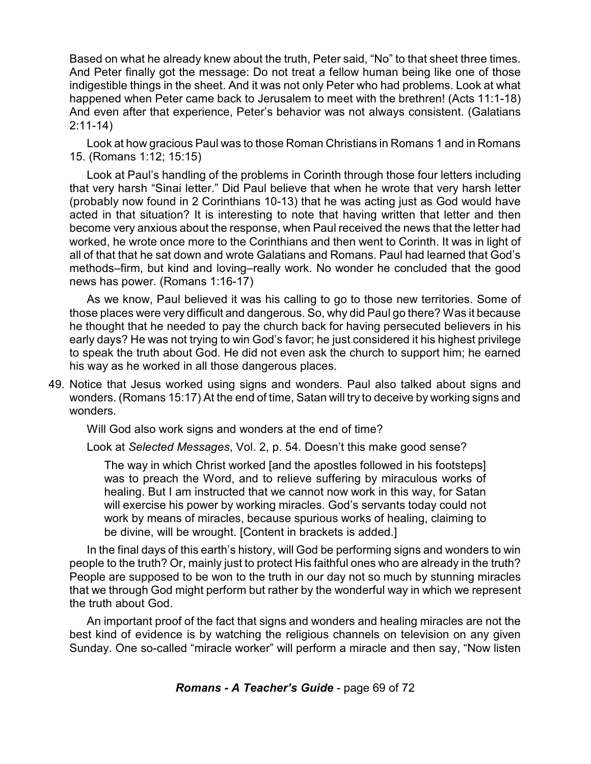Based on what he already knew about the truth, Peter said, "No" to that sheet three times. And Peter finally got the message: Do not treat a fellow human being like one of those indigestible things in the sheet. And it was not only Peter who had problems. Look at what happened when Peter came back to Jerusalem to meet with the brethren! (Acts 11:1-18) And even after that experience, Peter's behavior was not always consistent. (Galatians 2:11-14)

Look at how gracious Paul was to those Roman Christians in Romans 1 and in Romans 15. (Romans 1:12; 15:15)

Look at Paul's handling of the problems in Corinth through those four letters including that very harsh "Sinai letter." Did Paul believe that when he wrote that very harsh letter (probably now found in 2 Corinthians 10-13) that he was acting just as God would have acted in that situation? It is interesting to note that having written that letter and then become very anxious about the response, when Paul received the news that the letter had worked, he wrote once more to the Corinthians and then went to Corinth. It was in light of all of that that he sat down and wrote Galatians and Romans. Paul had learned that God's methods–firm, but kind and loving–really work. No wonder he concluded that the good news has power. (Romans 1:16-17)

As we know, Paul believed it was his calling to go to those new territories. Some of those places were very difficult and dangerous. So, why did Paul go there? Was it because he thought that he needed to pay the church back for having persecuted believers in his early days? He was not trying to win God's favor; he just considered it his highest privilege to speak the truth about God. He did not even ask the church to support him; he earned his way as he worked in all those dangerous places.

49. Notice that Jesus worked using signs and wonders. Paul also talked about signs and wonders. (Romans 15:17) At the end of time, Satan will try to deceive by working signs and wonders.

    Will God also work signs and wonders at the end of time?

    Look at *Selected Messages*, Vol. 2, p. 54. Doesn't this make good sense?

    > The way in which Christ worked [and the apostles followed in his footsteps] was to preach the Word, and to relieve suffering by miraculous works of healing. But I am instructed that we cannot now work in this way, for Satan will exercise his power by working miracles. God's servants today could not work by means of miracles, because spurious works of healing, claiming to be divine, will be wrought. [Content in brackets is added.]

    In the final days of this earth's history, will God be performing signs and wonders to win people to the truth? Or, mainly just to protect His faithful ones who are already in the truth? People are supposed to be won to the truth in our day not so much by stunning miracles that we through God might perform but rather by the wonderful way in which we represent the truth about God.

    An important proof of the fact that signs and wonders and healing miracles are not the best kind of evidence is by watching the religious channels on television on any given Sunday. One so-called "miracle worker" will perform a miracle and then say, "Now listen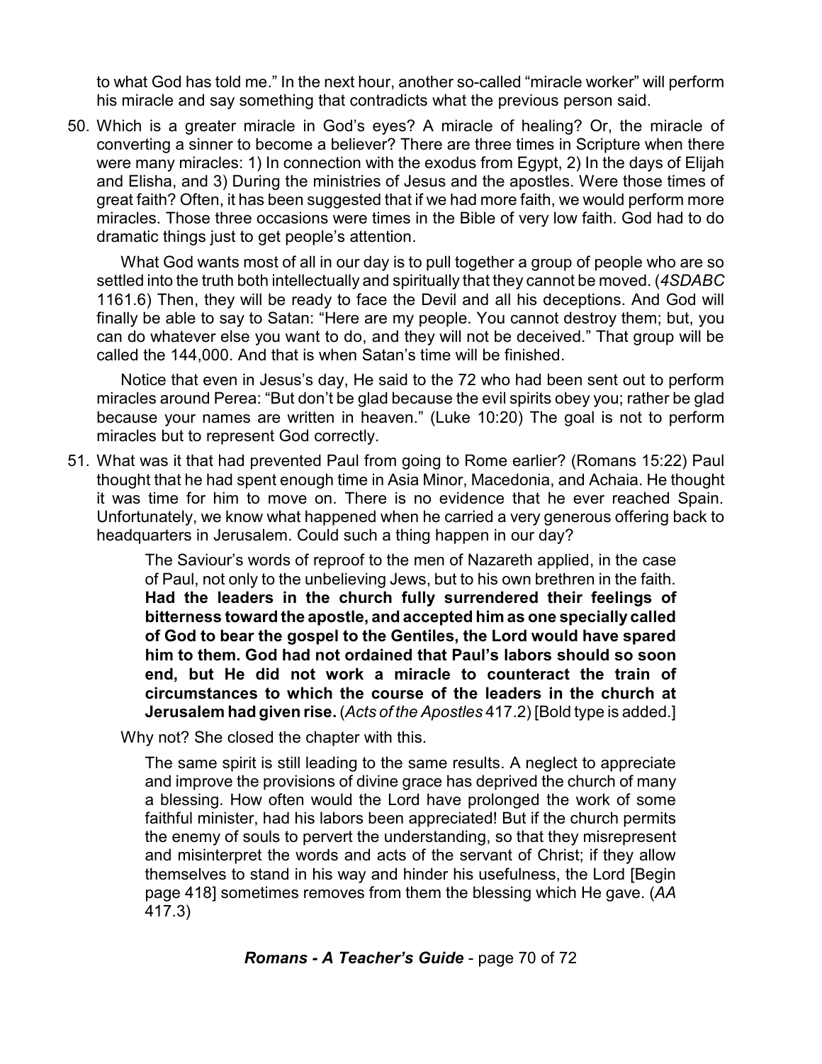to what God has told me." In the next hour, another so-called "miracle worker" will perform his miracle and say something that contradicts what the previous person said.

50. Which is a greater miracle in God's eyes? A miracle of healing? Or, the miracle of converting a sinner to become a believer? There are three times in Scripture when there were many miracles: 1) In connection with the exodus from Egypt, 2) In the days of Elijah and Elisha, and 3) During the ministries of Jesus and the apostles. Were those times of great faith? Often, it has been suggested that if we had more faith, we would perform more miracles. Those three occasions were times in the Bible of very low faith. God had to do dramatic things just to get people's attention.

    What God wants most of all in our day is to pull together a group of people who are so settled into the truth both intellectually and spiritually that they cannot be moved. (*4SDABC* 1161.6) Then, they will be ready to face the Devil and all his deceptions. And God will finally be able to say to Satan: "Here are my people. You cannot destroy them; but, you can do whatever else you want to do, and they will not be deceived." That group will be called the 144,000. And that is when Satan's time will be finished.

    Notice that even in Jesus's day, He said to the 72 who had been sent out to perform miracles around Perea: "But don't be glad because the evil spirits obey you; rather be glad because your names are written in heaven." (Luke 10:20) The goal is not to perform miracles but to represent God correctly.

51. What was it that had prevented Paul from going to Rome earlier? (Romans 15:22) Paul thought that he had spent enough time in Asia Minor, Macedonia, and Achaia. He thought it was time for him to move on. There is no evidence that he ever reached Spain. Unfortunately, we know what happened when he carried a very generous offering back to headquarters in Jerusalem. Could such a thing happen in our day?

    > The Saviour's words of reproof to the men of Nazareth applied, in the case of Paul, not only to the unbelieving Jews, but to his own brethren in the faith. **Had the leaders in the church fully surrendered their feelings of bitterness toward the apostle, and accepted him as one specially called of God to bear the gospel to the Gentiles, the Lord would have spared him to them. God had not ordained that Paul's labors should so soon end, but He did not work a miracle to counteract the train of circumstances to which the course of the leaders in the church at Jerusalem had given rise.** (*Acts of the Apostles* 417.2) [Bold type is added.]

    Why not? She closed the chapter with this.

    > The same spirit is still leading to the same results. A neglect to appreciate and improve the provisions of divine grace has deprived the church of many a blessing. How often would the Lord have prolonged the work of some faithful minister, had his labors been appreciated! But if the church permits the enemy of souls to pervert the understanding, so that they misrepresent and misinterpret the words and acts of the servant of Christ; if they allow themselves to stand in his way and hinder his usefulness, the Lord [Begin page 418] sometimes removes from them the blessing which He gave. (*AA* 417.3)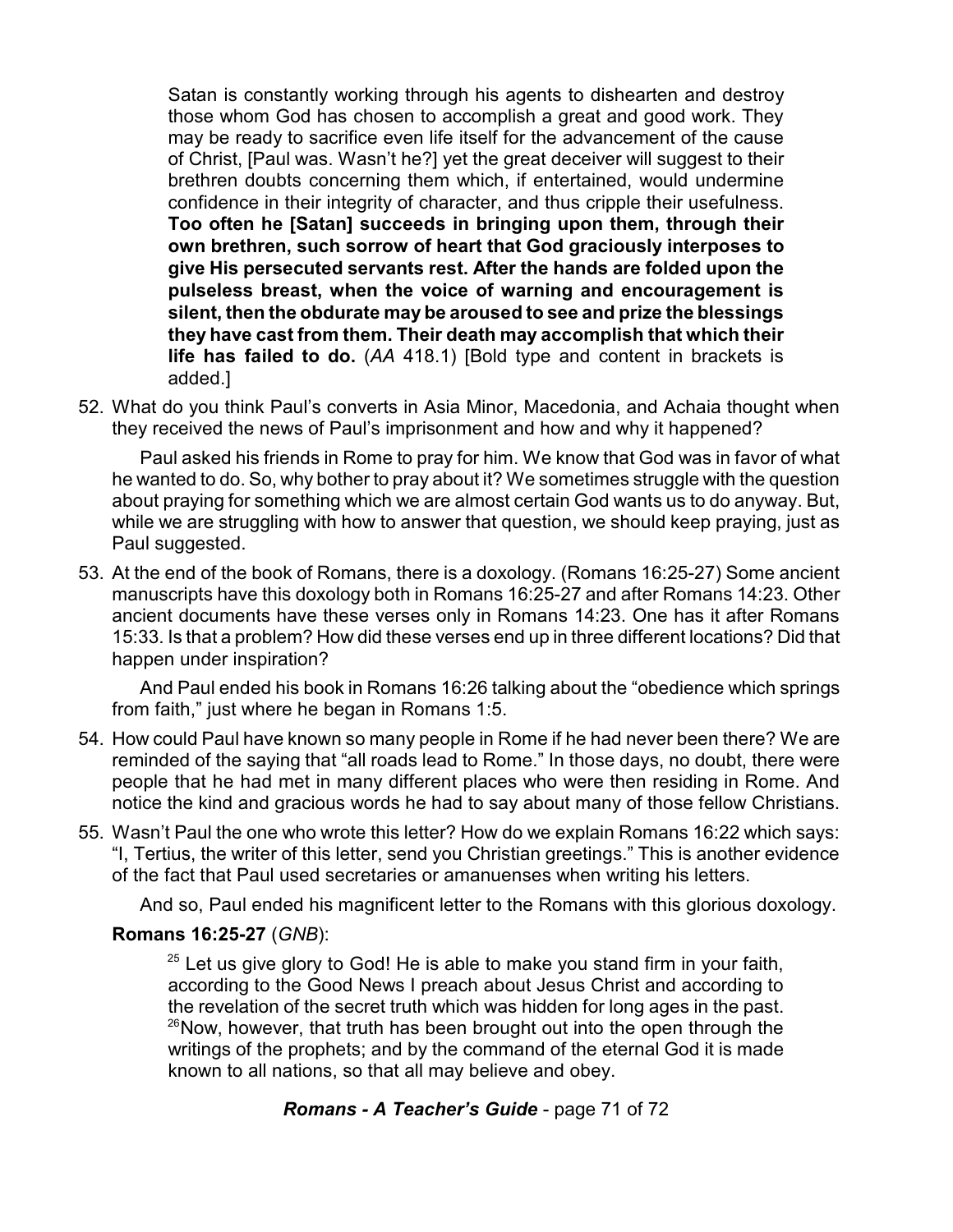> Satan is constantly working through his agents to dishearten and destroy those whom God has chosen to accomplish a great and good work. They may be ready to sacrifice even life itself for the advancement of the cause of Christ, [Paul was. Wasn't he?] yet the great deceiver will suggest to their brethren doubts concerning them which, if entertained, would undermine confidence in their integrity of character, and thus cripple their usefulness. **Too often he [Satan] succeeds in bringing upon them, through their own brethren, such sorrow of heart that God graciously interposes to give His persecuted servants rest. After the hands are folded upon the pulseless breast, when the voice of warning and encouragement is silent, then the obdurate may be aroused to see and prize the blessings they have cast from them. Their death may accomplish that which their life has failed to do.** (*AA* 418.1) [Bold type and content in brackets is added.]

52. What do you think Paul's converts in Asia Minor, Macedonia, and Achaia thought when they received the news of Paul's imprisonment and how and why it happened?

    Paul asked his friends in Rome to pray for him. We know that God was in favor of what he wanted to do. So, why bother to pray about it? We sometimes struggle with the question about praying for something which we are almost certain God wants us to do anyway. But, while we are struggling with how to answer that question, we should keep praying, just as Paul suggested.

53. At the end of the book of Romans, there is a doxology. (Romans 16:25-27) Some ancient manuscripts have this doxology both in Romans 16:25-27 and after Romans 14:23. Other ancient documents have these verses only in Romans 14:23. One has it after Romans 15:33. Is that a problem? How did these verses end up in three different locations? Did that happen under inspiration?

    And Paul ended his book in Romans 16:26 talking about the "obedience which springs from faith," just where he began in Romans 1:5.

54. How could Paul have known so many people in Rome if he had never been there? We are reminded of the saying that "all roads lead to Rome." In those days, no doubt, there were people that he had met in many different places who were then residing in Rome. And notice the kind and gracious words he had to say about many of those fellow Christians.

55. Wasn't Paul the one who wrote this letter? How do we explain Romans 16:22 which says: "I, Tertius, the writer of this letter, send you Christian greetings." This is another evidence of the fact that Paul used secretaries or amanuenses when writing his letters.

    And so, Paul ended his magnificent letter to the Romans with this glorious doxology.

**Romans 16:25-27** (*GNB*):

> 25 Let us give glory to God! He is able to make you stand firm in your faith, according to the Good News I preach about Jesus Christ and according to the revelation of the secret truth which was hidden for long ages in the past. 26 Now, however, that truth has been brought out into the open through the writings of the prophets; and by the command of the eternal God it is made known to all nations, so that all may believe and obey.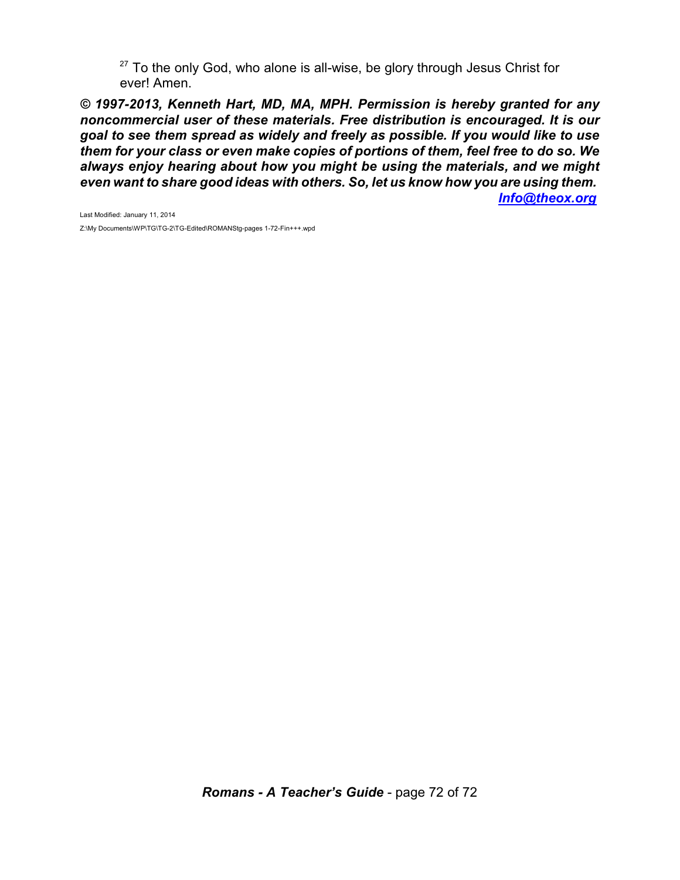[27] To the only God, who alone is all-wise, be glory through Jesus Christ for ever! Amen.

***© 1997-2013, Kenneth Hart, MD, MA, MPH. Permission is hereby granted for any noncommercial user of these materials. Free distribution is encouraged. It is our goal to see them spread as widely and freely as possible. If you would like to use them for your class or even make copies of portions of them, feel free to do so. We always enjoy hearing about how you might be using the materials, and we might even want to share good ideas with others. So, let us know how you are using them. [Info@theox.org](mailto:Info@theox.org)***

Last Modified: January 11, 2014

Z:\My Documents\WP\TG\TG-2\TG-Edited\ROMANStg-pages 1-72-Fin+++.wpd